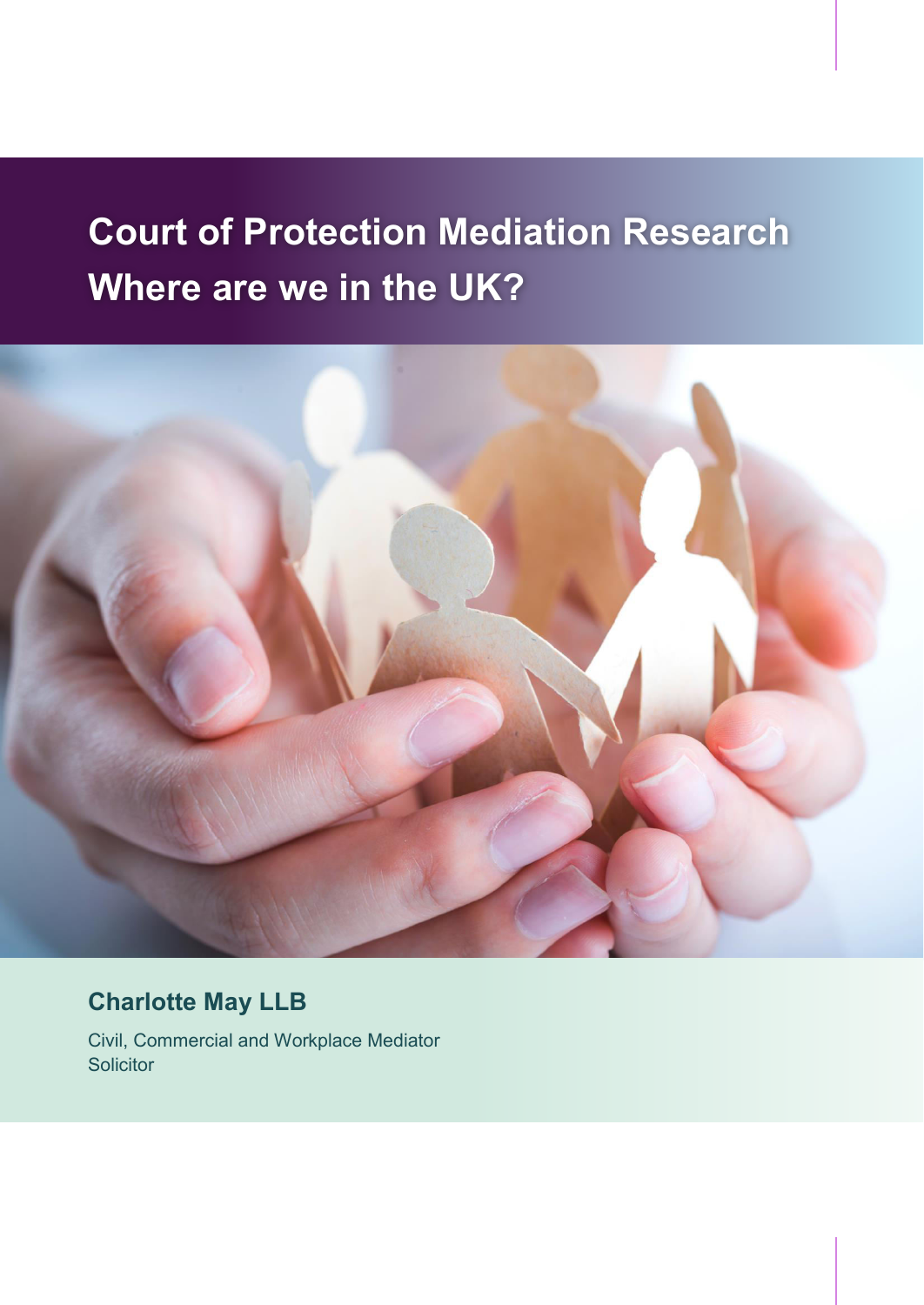# Court of Protection Mediation Research
## Where are we in the UK?

**Charlotte May LLB**

Civil, Commercial and Workplace Mediator
Solicitor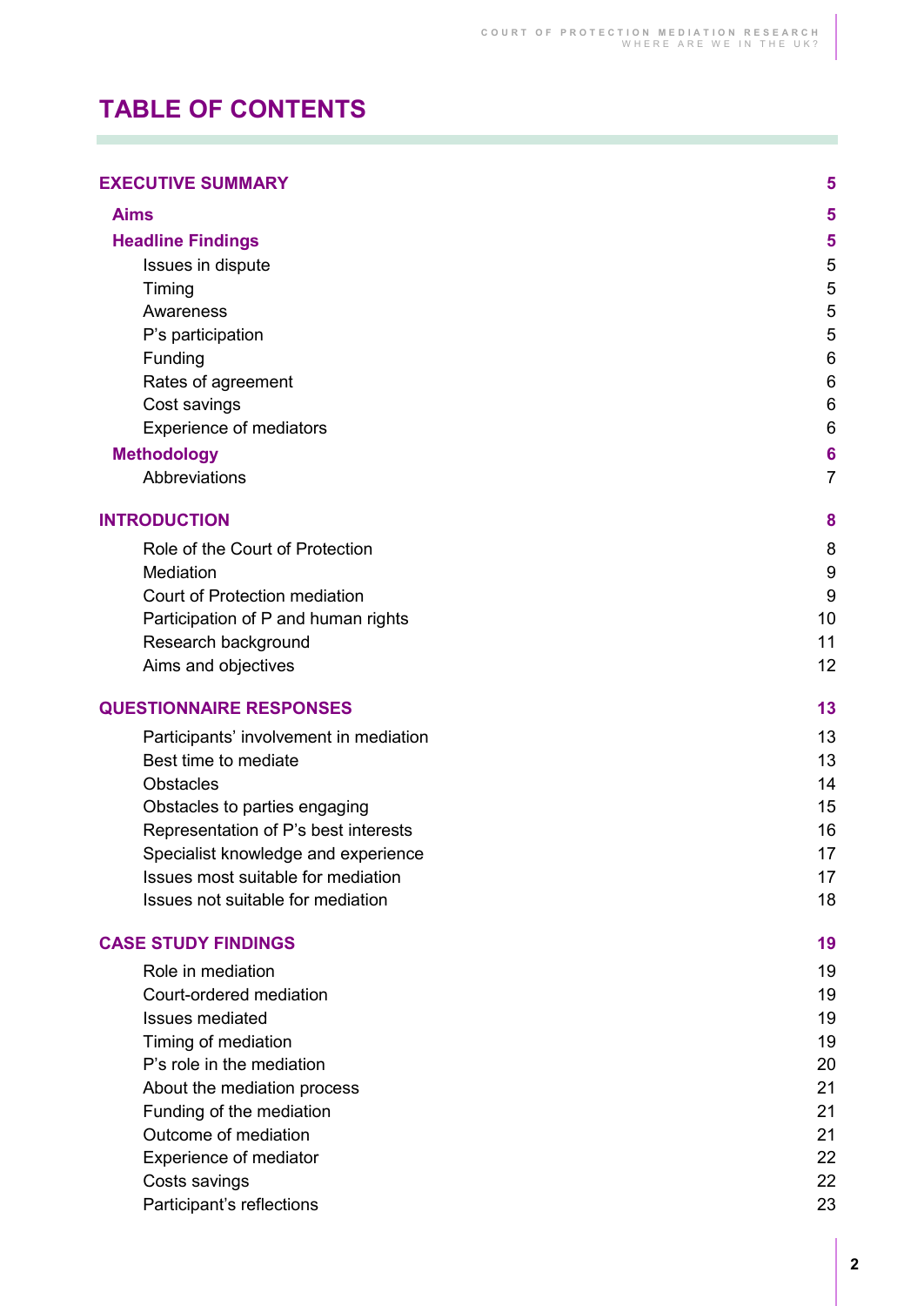# TABLE OF CONTENTS

| | |
|---|---|
| **EXECUTIVE SUMMARY** | **5** |
| **Aims** | **5** |
| **Headline Findings** | **5** |
| Issues in dispute | 5 |
| Timing | 5 |
| Awareness | 5 |
| P's participation | 5 |
| Funding | 6 |
| Rates of agreement | 6 |
| Cost savings | 6 |
| Experience of mediators | 6 |
| **Methodology** | **6** |
| Abbreviations | 7 |
| **INTRODUCTION** | **8** |
| Role of the Court of Protection | 8 |
| Mediation | 9 |
| Court of Protection mediation | 9 |
| Participation of P and human rights | 10 |
| Research background | 11 |
| Aims and objectives | 12 |
| **QUESTIONNAIRE RESPONSES** | **13** |
| Participants' involvement in mediation | 13 |
| Best time to mediate | 13 |
| Obstacles | 14 |
| Obstacles to parties engaging | 15 |
| Representation of P's best interests | 16 |
| Specialist knowledge and experience | 17 |
| Issues most suitable for mediation | 17 |
| Issues not suitable for mediation | 18 |
| **CASE STUDY FINDINGS** | **19** |
| Role in mediation | 19 |
| Court-ordered mediation | 19 |
| Issues mediated | 19 |
| Timing of mediation | 19 |
| P's role in the mediation | 20 |
| About the mediation process | 21 |
| Funding of the mediation | 21 |
| Outcome of mediation | 21 |
| Experience of mediator | 22 |
| Costs savings | 22 |
| Participant's reflections | 23 |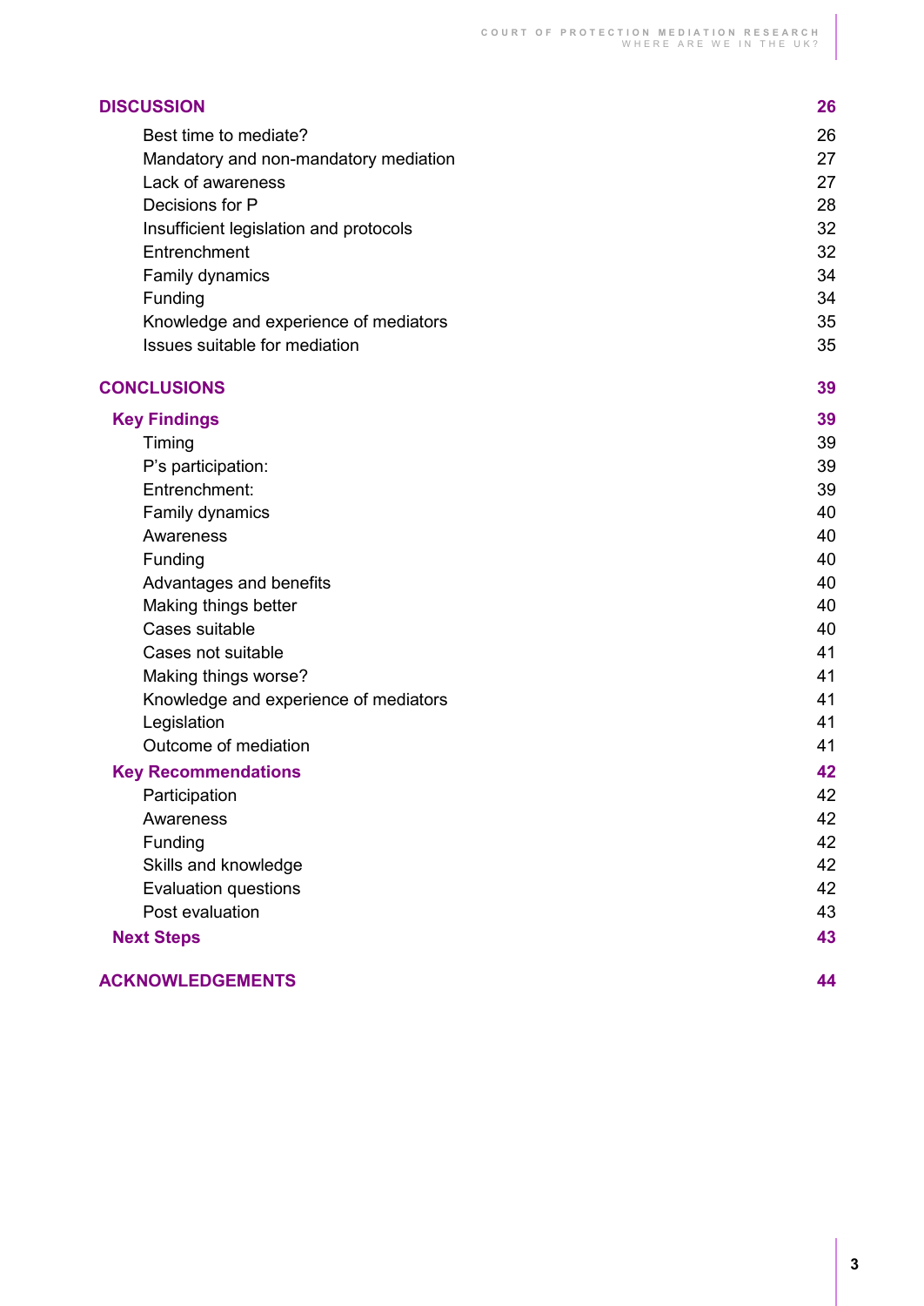| | |
|---|---|
| **DISCUSSION** | **26** |
| Best time to mediate? | 26 |
| Mandatory and non-mandatory mediation | 27 |
| Lack of awareness | 27 |
| Decisions for P | 28 |
| Insufficient legislation and protocols | 32 |
| Entrenchment | 32 |
| Family dynamics | 34 |
| Funding | 34 |
| Knowledge and experience of mediators | 35 |
| Issues suitable for mediation | 35 |
| **CONCLUSIONS** | **39** |
| **Key Findings** | **39** |
| Timing | 39 |
| P's participation: | 39 |
| Entrenchment: | 39 |
| Family dynamics | 40 |
| Awareness | 40 |
| Funding | 40 |
| Advantages and benefits | 40 |
| Making things better | 40 |
| Cases suitable | 40 |
| Cases not suitable | 41 |
| Making things worse? | 41 |
| Knowledge and experience of mediators | 41 |
| Legislation | 41 |
| Outcome of mediation | 41 |
| **Key Recommendations** | **42** |
| Participation | 42 |
| Awareness | 42 |
| Funding | 42 |
| Skills and knowledge | 42 |
| Evaluation questions | 42 |
| Post evaluation | 43 |
| **Next Steps** | **43** |
| **ACKNOWLEDGEMENTS** | **44** |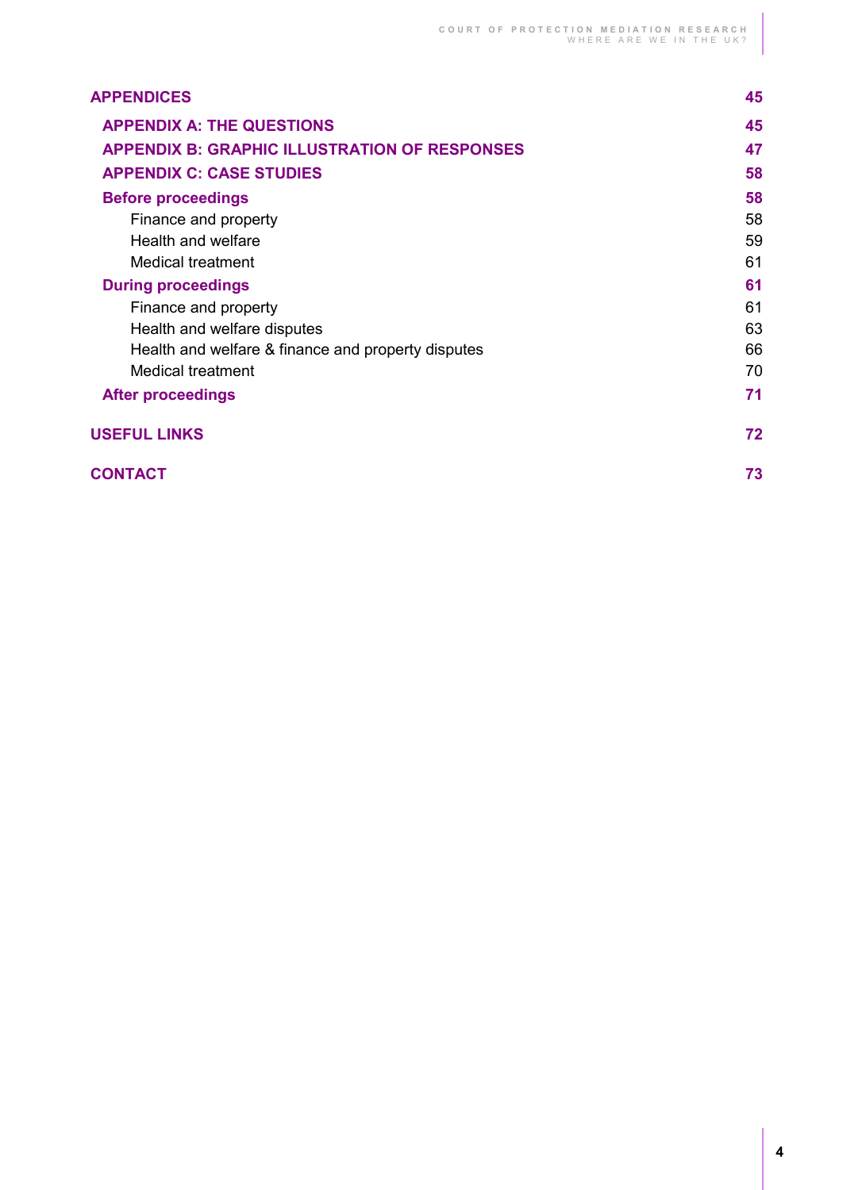**APPENDICES** 45

- **APPENDIX A: THE QUESTIONS** 45
- **APPENDIX B: GRAPHIC ILLUSTRATION OF RESPONSES** 47
- **APPENDIX C: CASE STUDIES** 58
- **Before proceedings** 58
  - Finance and property 58
  - Health and welfare 59
  - Medical treatment 61
- **During proceedings** 61
  - Finance and property 61
  - Health and welfare disputes 63
  - Health and welfare & finance and property disputes 66
  - Medical treatment 70
- **After proceedings** 71

**USEFUL LINKS** 72

**CONTACT** 73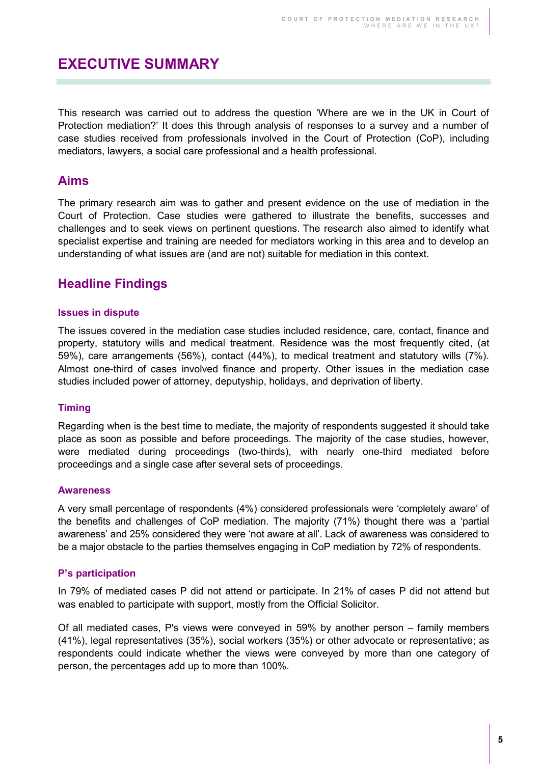# EXECUTIVE SUMMARY

This research was carried out to address the question 'Where are we in the UK in Court of Protection mediation?' It does this through analysis of responses to a survey and a number of case studies received from professionals involved in the Court of Protection (CoP), including mediators, lawyers, a social care professional and a health professional.

## Aims

The primary research aim was to gather and present evidence on the use of mediation in the Court of Protection. Case studies were gathered to illustrate the benefits, successes and challenges and to seek views on pertinent questions. The research also aimed to identify what specialist expertise and training are needed for mediators working in this area and to develop an understanding of what issues are (and are not) suitable for mediation in this context.

## Headline Findings

### Issues in dispute

The issues covered in the mediation case studies included residence, care, contact, finance and property, statutory wills and medical treatment. Residence was the most frequently cited, (at 59%), care arrangements (56%), contact (44%), to medical treatment and statutory wills (7%). Almost one-third of cases involved finance and property. Other issues in the mediation case studies included power of attorney, deputyship, holidays, and deprivation of liberty.

### Timing

Regarding when is the best time to mediate, the majority of respondents suggested it should take place as soon as possible and before proceedings. The majority of the case studies, however, were mediated during proceedings (two-thirds), with nearly one-third mediated before proceedings and a single case after several sets of proceedings.

### Awareness

A very small percentage of respondents (4%) considered professionals were 'completely aware' of the benefits and challenges of CoP mediation. The majority (71%) thought there was a 'partial awareness' and 25% considered they were 'not aware at all'. Lack of awareness was considered to be a major obstacle to the parties themselves engaging in CoP mediation by 72% of respondents.

### P's participation

In 79% of mediated cases P did not attend or participate. In 21% of cases P did not attend but was enabled to participate with support, mostly from the Official Solicitor.

Of all mediated cases, P's views were conveyed in 59% by another person – family members (41%), legal representatives (35%), social workers (35%) or other advocate or representative; as respondents could indicate whether the views were conveyed by more than one category of person, the percentages add up to more than 100%.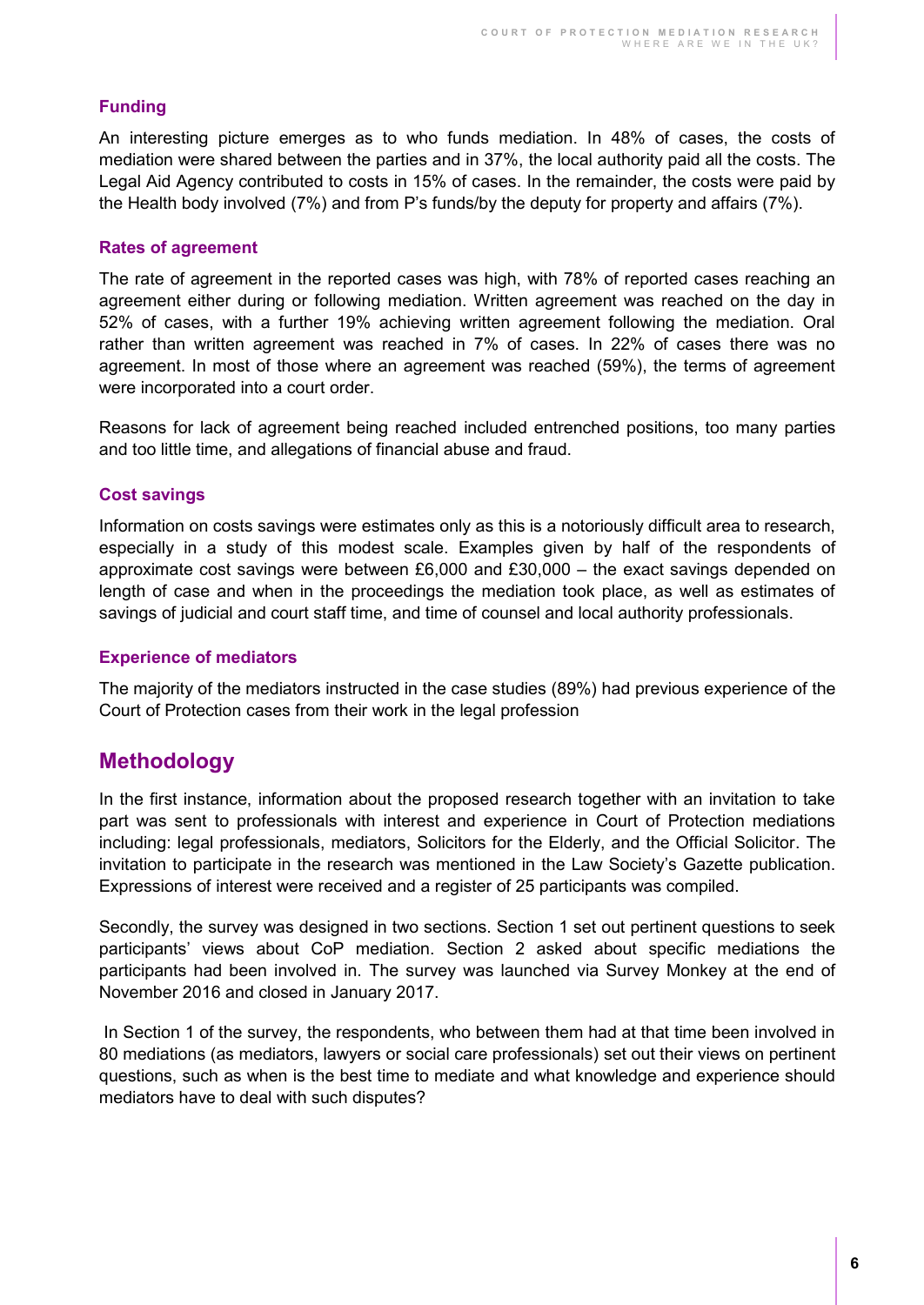### Funding

An interesting picture emerges as to who funds mediation. In 48% of cases, the costs of mediation were shared between the parties and in 37%, the local authority paid all the costs. The Legal Aid Agency contributed to costs in 15% of cases. In the remainder, the costs were paid by the Health body involved (7%) and from P's funds/by the deputy for property and affairs (7%).

### Rates of agreement

The rate of agreement in the reported cases was high, with 78% of reported cases reaching an agreement either during or following mediation. Written agreement was reached on the day in 52% of cases, with a further 19% achieving written agreement following the mediation. Oral rather than written agreement was reached in 7% of cases. In 22% of cases there was no agreement. In most of those where an agreement was reached (59%), the terms of agreement were incorporated into a court order.

Reasons for lack of agreement being reached included entrenched positions, too many parties and too little time, and allegations of financial abuse and fraud.

### Cost savings

Information on costs savings were estimates only as this is a notoriously difficult area to research, especially in a study of this modest scale. Examples given by half of the respondents of approximate cost savings were between £6,000 and £30,000 – the exact savings depended on length of case and when in the proceedings the mediation took place, as well as estimates of savings of judicial and court staff time, and time of counsel and local authority professionals.

### Experience of mediators

The majority of the mediators instructed in the case studies (89%) had previous experience of the Court of Protection cases from their work in the legal profession

## Methodology

In the first instance, information about the proposed research together with an invitation to take part was sent to professionals with interest and experience in Court of Protection mediations including: legal professionals, mediators, Solicitors for the Elderly, and the Official Solicitor. The invitation to participate in the research was mentioned in the Law Society's Gazette publication. Expressions of interest were received and a register of 25 participants was compiled.

Secondly, the survey was designed in two sections. Section 1 set out pertinent questions to seek participants' views about CoP mediation. Section 2 asked about specific mediations the participants had been involved in. The survey was launched via Survey Monkey at the end of November 2016 and closed in January 2017.

In Section 1 of the survey, the respondents, who between them had at that time been involved in 80 mediations (as mediators, lawyers or social care professionals) set out their views on pertinent questions, such as when is the best time to mediate and what knowledge and experience should mediators have to deal with such disputes?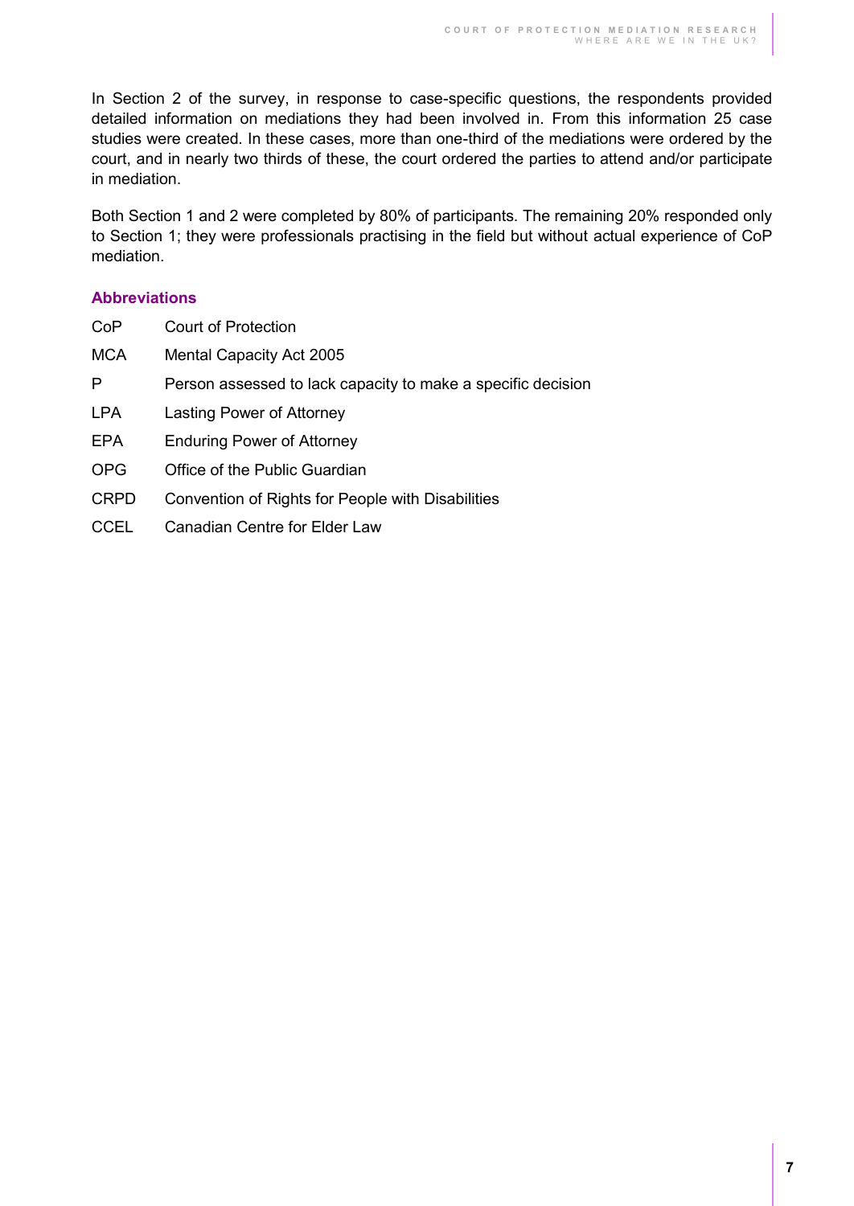In Section 2 of the survey, in response to case-specific questions, the respondents provided detailed information on mediations they had been involved in. From this information 25 case studies were created. In these cases, more than one-third of the mediations were ordered by the court, and in nearly two thirds of these, the court ordered the parties to attend and/or participate in mediation.

Both Section 1 and 2 were completed by 80% of participants. The remaining 20% responded only to Section 1; they were professionals practising in the field but without actual experience of CoP mediation.

### Abbreviations

| | |
|---|---|
| CoP | Court of Protection |
| MCA | Mental Capacity Act 2005 |
| P | Person assessed to lack capacity to make a specific decision |
| LPA | Lasting Power of Attorney |
| EPA | Enduring Power of Attorney |
| OPG | Office of the Public Guardian |
| CRPD | Convention of Rights for People with Disabilities |
| CCEL | Canadian Centre for Elder Law |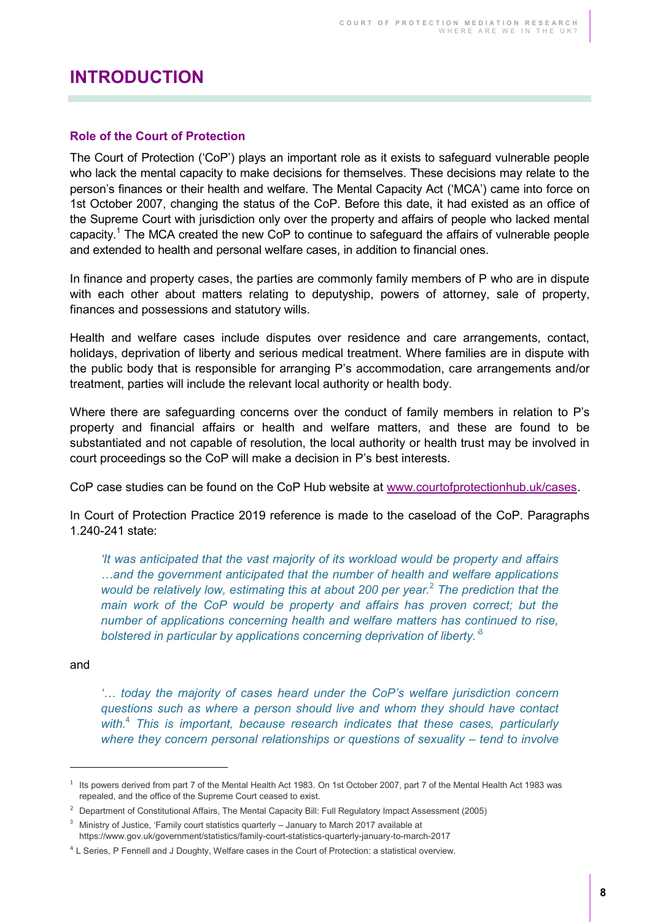# INTRODUCTION

### Role of the Court of Protection

The Court of Protection ('CoP') plays an important role as it exists to safeguard vulnerable people who lack the mental capacity to make decisions for themselves. These decisions may relate to the person's finances or their health and welfare. The Mental Capacity Act ('MCA') came into force on 1st October 2007, changing the status of the CoP. Before this date, it had existed as an office of the Supreme Court with jurisdiction only over the property and affairs of people who lacked mental capacity.[1] The MCA created the new CoP to continue to safeguard the affairs of vulnerable people and extended to health and personal welfare cases, in addition to financial ones.

In finance and property cases, the parties are commonly family members of P who are in dispute with each other about matters relating to deputyship, powers of attorney, sale of property, finances and possessions and statutory wills.

Health and welfare cases include disputes over residence and care arrangements, contact, holidays, deprivation of liberty and serious medical treatment. Where families are in dispute with the public body that is responsible for arranging P's accommodation, care arrangements and/or treatment, parties will include the relevant local authority or health body.

Where there are safeguarding concerns over the conduct of family members in relation to P's property and financial affairs or health and welfare matters, and these are found to be substantiated and not capable of resolution, the local authority or health trust may be involved in court proceedings so the CoP will make a decision in P's best interests.

CoP case studies can be found on the CoP Hub website at [www.courtofprotectionhub.uk/cases](www.courtofprotectionhub.uk/cases).

In Court of Protection Practice 2019 reference is made to the caseload of the CoP. Paragraphs 1.240-241 state:

> *'It was anticipated that the vast majority of its workload would be property and affairs …and the government anticipated that the number of health and welfare applications would be relatively low, estimating this at about 200 per year.[2] The prediction that the main work of the CoP would be property and affairs has proven correct; but the number of applications concerning health and welfare matters has continued to rise, bolstered in particular by applications concerning deprivation of liberty.'[3]*

and

> *'… today the majority of cases heard under the CoP's welfare jurisdiction concern questions such as where a person should live and whom they should have contact with.[4] This is important, because research indicates that these cases, particularly where they concern personal relationships or questions of sexuality – tend to involve*

---

[1] Its powers derived from part 7 of the Mental Health Act 1983. On 1st October 2007, part 7 of the Mental Health Act 1983 was repealed, and the office of the Supreme Court ceased to exist.

[2] Department of Constitutional Affairs, The Mental Capacity Bill: Full Regulatory Impact Assessment (2005)

[3] Ministry of Justice, 'Family court statistics quarterly – January to March 2017 available at https://www.gov.uk/government/statistics/family-court-statistics-quarterly-january-to-march-2017

[4] L Series, P Fennell and J Doughty, Welfare cases in the Court of Protection: a statistical overview.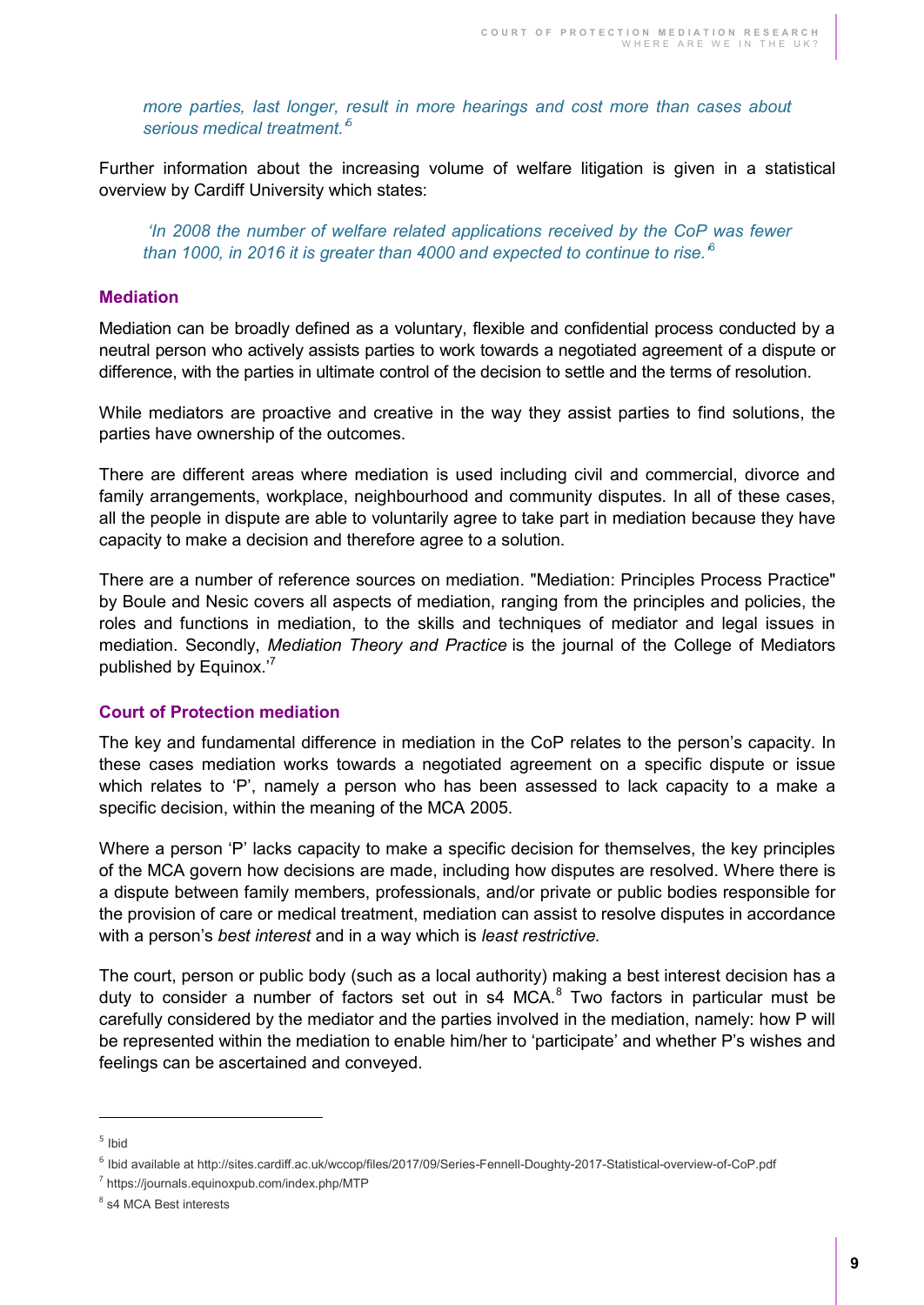*more parties, last longer, result in more hearings and cost more than cases about serious medical treatment.'*[5]

Further information about the increasing volume of welfare litigation is given in a statistical overview by Cardiff University which states:

*'In 2008 the number of welfare related applications received by the CoP was fewer than 1000, in 2016 it is greater than 4000 and expected to continue to rise.'*[6]

### Mediation

Mediation can be broadly defined as a voluntary, flexible and confidential process conducted by a neutral person who actively assists parties to work towards a negotiated agreement of a dispute or difference, with the parties in ultimate control of the decision to settle and the terms of resolution.

While mediators are proactive and creative in the way they assist parties to find solutions, the parties have ownership of the outcomes.

There are different areas where mediation is used including civil and commercial, divorce and family arrangements, workplace, neighbourhood and community disputes. In all of these cases, all the people in dispute are able to voluntarily agree to take part in mediation because they have capacity to make a decision and therefore agree to a solution.

There are a number of reference sources on mediation. "Mediation: Principles Process Practice" by Boule and Nesic covers all aspects of mediation, ranging from the principles and policies, the roles and functions in mediation, to the skills and techniques of mediator and legal issues in mediation. Secondly, *Mediation Theory and Practice* is the journal of the College of Mediators published by Equinox.'[7]

### Court of Protection mediation

The key and fundamental difference in mediation in the CoP relates to the person's capacity. In these cases mediation works towards a negotiated agreement on a specific dispute or issue which relates to 'P', namely a person who has been assessed to lack capacity to a make a specific decision, within the meaning of the MCA 2005.

Where a person 'P' lacks capacity to make a specific decision for themselves, the key principles of the MCA govern how decisions are made, including how disputes are resolved. Where there is a dispute between family members, professionals, and/or private or public bodies responsible for the provision of care or medical treatment, mediation can assist to resolve disputes in accordance with a person's *best interest* and in a way which is *least restrictive.*

The court, person or public body (such as a local authority) making a best interest decision has a duty to consider a number of factors set out in s4 MCA.[8] Two factors in particular must be carefully considered by the mediator and the parties involved in the mediation, namely: how P will be represented within the mediation to enable him/her to 'participate' and whether P's wishes and feelings can be ascertained and conveyed.

---

[5] Ibid

[6] Ibid available at http://sites.cardiff.ac.uk/wccop/files/2017/09/Series-Fennell-Doughty-2017-Statistical-overview-of-CoP.pdf

[7] https://journals.equinoxpub.com/index.php/MTP

[8] s4 MCA Best interests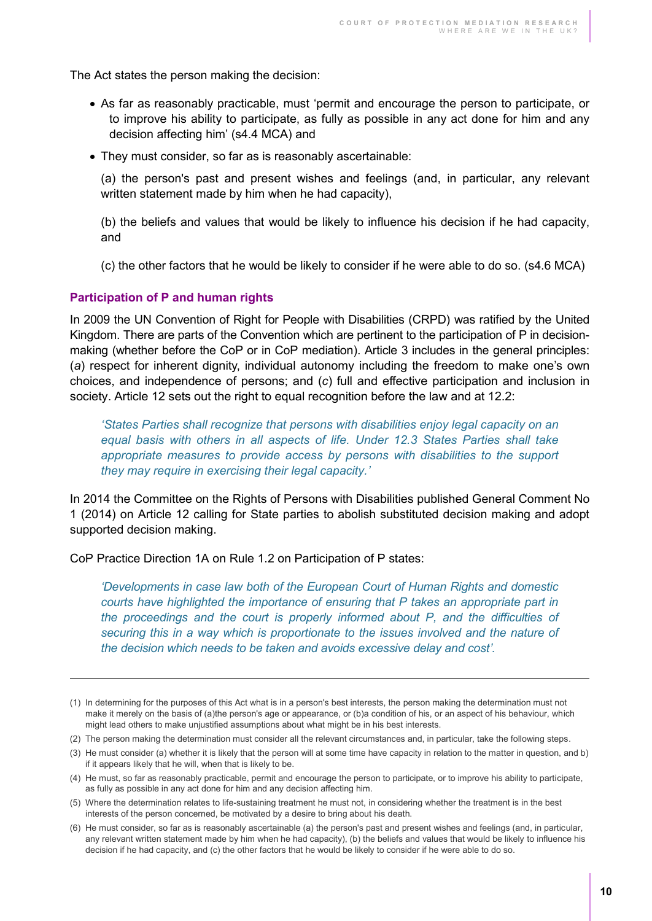The Act states the person making the decision:

- As far as reasonably practicable, must 'permit and encourage the person to participate, or to improve his ability to participate, as fully as possible in any act done for him and any decision affecting him' (s4.4 MCA) and
- They must consider, so far as is reasonably ascertainable:

  (a) the person's past and present wishes and feelings (and, in particular, any relevant written statement made by him when he had capacity),

  (b) the beliefs and values that would be likely to influence his decision if he had capacity, and

  (c) the other factors that he would be likely to consider if he were able to do so. (s4.6 MCA)

### Participation of P and human rights

In 2009 the UN Convention of Right for People with Disabilities (CRPD) was ratified by the United Kingdom. There are parts of the Convention which are pertinent to the participation of P in decision-making (whether before the CoP or in CoP mediation). Article 3 includes in the general principles: (*a*) respect for inherent dignity, individual autonomy including the freedom to make one's own choices, and independence of persons; and (*c*) full and effective participation and inclusion in society. Article 12 sets out the right to equal recognition before the law and at 12.2:

> *'States Parties shall recognize that persons with disabilities enjoy legal capacity on an equal basis with others in all aspects of life. Under 12.3 States Parties shall take appropriate measures to provide access by persons with disabilities to the support they may require in exercising their legal capacity.'*

In 2014 the Committee on the Rights of Persons with Disabilities published General Comment No 1 (2014) on Article 12 calling for State parties to abolish substituted decision making and adopt supported decision making.

CoP Practice Direction 1A on Rule 1.2 on Participation of P states:

> *'Developments in case law both of the European Court of Human Rights and domestic courts have highlighted the importance of ensuring that P takes an appropriate part in the proceedings and the court is properly informed about P, and the difficulties of securing this in a way which is proportionate to the issues involved and the nature of the decision which needs to be taken and avoids excessive delay and cost'.*

---

(1) In determining for the purposes of this Act what is in a person's best interests, the person making the determination must not make it merely on the basis of (a)the person's age or appearance, or (b)a condition of his, or an aspect of his behaviour, which might lead others to make unjustified assumptions about what might be in his best interests.

(2) The person making the determination must consider all the relevant circumstances and, in particular, take the following steps.

(3) He must consider (a) whether it is likely that the person will at some time have capacity in relation to the matter in question, and b) if it appears likely that he will, when that is likely to be.

(4) He must, so far as reasonably practicable, permit and encourage the person to participate, or to improve his ability to participate, as fully as possible in any act done for him and any decision affecting him.

(5) Where the determination relates to life-sustaining treatment he must not, in considering whether the treatment is in the best interests of the person concerned, be motivated by a desire to bring about his death.

(6) He must consider, so far as is reasonably ascertainable (a) the person's past and present wishes and feelings (and, in particular, any relevant written statement made by him when he had capacity), (b) the beliefs and values that would be likely to influence his decision if he had capacity, and (c) the other factors that he would be likely to consider if he were able to do so.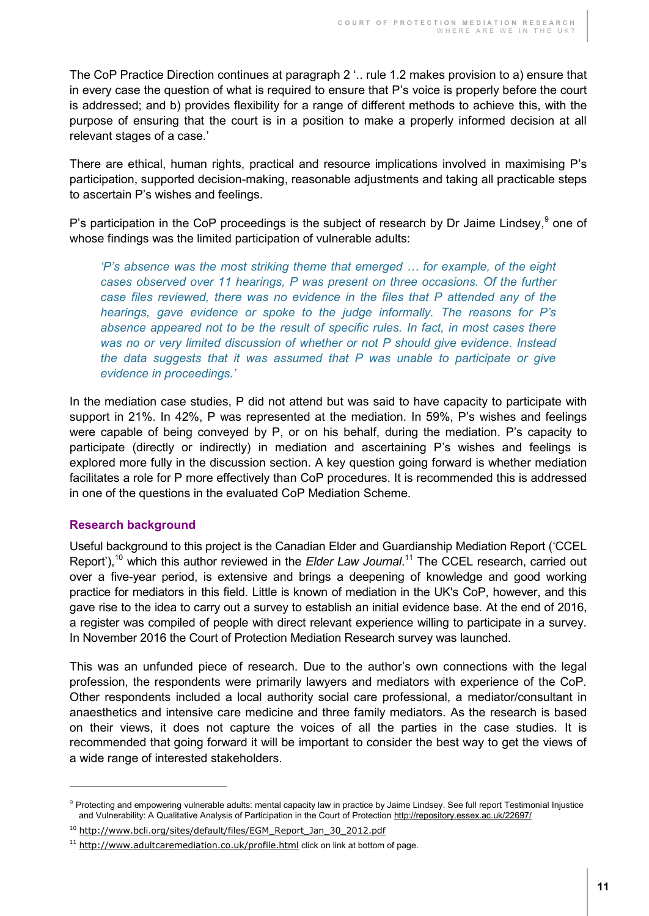The CoP Practice Direction continues at paragraph 2 '.. rule 1.2 makes provision to a) ensure that in every case the question of what is required to ensure that P's voice is properly before the court is addressed; and b) provides flexibility for a range of different methods to achieve this, with the purpose of ensuring that the court is in a position to make a properly informed decision at all relevant stages of a case.'

There are ethical, human rights, practical and resource implications involved in maximising P's participation, supported decision-making, reasonable adjustments and taking all practicable steps to ascertain P's wishes and feelings.

P's participation in the CoP proceedings is the subject of research by Dr Jaime Lindsey,[9] one of whose findings was the limited participation of vulnerable adults:

> *'P's absence was the most striking theme that emerged … for example, of the eight cases observed over 11 hearings, P was present on three occasions. Of the further case files reviewed, there was no evidence in the files that P attended any of the hearings, gave evidence or spoke to the judge informally. The reasons for P's absence appeared not to be the result of specific rules. In fact, in most cases there was no or very limited discussion of whether or not P should give evidence. Instead the data suggests that it was assumed that P was unable to participate or give evidence in proceedings.'*

In the mediation case studies, P did not attend but was said to have capacity to participate with support in 21%. In 42%, P was represented at the mediation. In 59%, P's wishes and feelings were capable of being conveyed by P, or on his behalf, during the mediation. P's capacity to participate (directly or indirectly) in mediation and ascertaining P's wishes and feelings is explored more fully in the discussion section. A key question going forward is whether mediation facilitates a role for P more effectively than CoP procedures. It is recommended this is addressed in one of the questions in the evaluated CoP Mediation Scheme.

### Research background

Useful background to this project is the Canadian Elder and Guardianship Mediation Report ('CCEL Report'),[10] which this author reviewed in the *Elder Law Journal*.[11] The CCEL research, carried out over a five-year period, is extensive and brings a deepening of knowledge and good working practice for mediators in this field. Little is known of mediation in the UK's CoP, however, and this gave rise to the idea to carry out a survey to establish an initial evidence base. At the end of 2016, a register was compiled of people with direct relevant experience willing to participate in a survey. In November 2016 the Court of Protection Mediation Research survey was launched.

This was an unfunded piece of research. Due to the author's own connections with the legal profession, the respondents were primarily lawyers and mediators with experience of the CoP. Other respondents included a local authority social care professional, a mediator/consultant in anaesthetics and intensive care medicine and three family mediators. As the research is based on their views, it does not capture the voices of all the parties in the case studies. It is recommended that going forward it will be important to consider the best way to get the views of a wide range of interested stakeholders.

---

[9] Protecting and empowering vulnerable adults: mental capacity law in practice by Jaime Lindsey. See full report Testimonial Injustice and Vulnerability: A Qualitative Analysis of Participation in the Court of Protection http://repository.essex.ac.uk/22697/

[10] http://www.bcli.org/sites/default/files/EGM_Report_Jan_30_2012.pdf

[11] http://www.adultcaremediation.co.uk/profile.html click on link at bottom of page.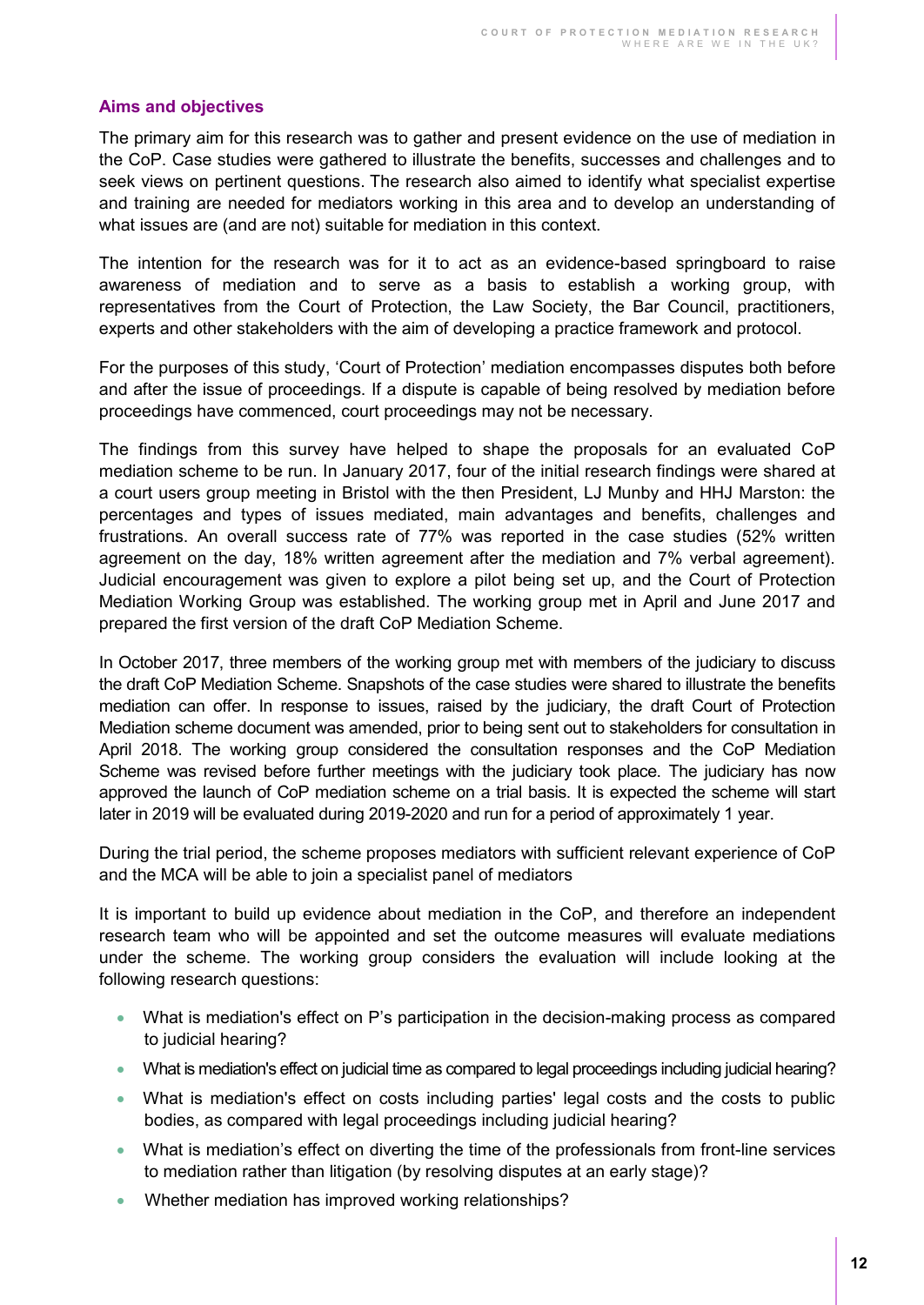### Aims and objectives

The primary aim for this research was to gather and present evidence on the use of mediation in the CoP. Case studies were gathered to illustrate the benefits, successes and challenges and to seek views on pertinent questions. The research also aimed to identify what specialist expertise and training are needed for mediators working in this area and to develop an understanding of what issues are (and are not) suitable for mediation in this context.

The intention for the research was for it to act as an evidence-based springboard to raise awareness of mediation and to serve as a basis to establish a working group, with representatives from the Court of Protection, the Law Society, the Bar Council, practitioners, experts and other stakeholders with the aim of developing a practice framework and protocol.

For the purposes of this study, 'Court of Protection' mediation encompasses disputes both before and after the issue of proceedings. If a dispute is capable of being resolved by mediation before proceedings have commenced, court proceedings may not be necessary.

The findings from this survey have helped to shape the proposals for an evaluated CoP mediation scheme to be run. In January 2017, four of the initial research findings were shared at a court users group meeting in Bristol with the then President, LJ Munby and HHJ Marston: the percentages and types of issues mediated, main advantages and benefits, challenges and frustrations. An overall success rate of 77% was reported in the case studies (52% written agreement on the day, 18% written agreement after the mediation and 7% verbal agreement). Judicial encouragement was given to explore a pilot being set up, and the Court of Protection Mediation Working Group was established. The working group met in April and June 2017 and prepared the first version of the draft CoP Mediation Scheme.

In October 2017, three members of the working group met with members of the judiciary to discuss the draft CoP Mediation Scheme. Snapshots of the case studies were shared to illustrate the benefits mediation can offer. In response to issues, raised by the judiciary, the draft Court of Protection Mediation scheme document was amended, prior to being sent out to stakeholders for consultation in April 2018. The working group considered the consultation responses and the CoP Mediation Scheme was revised before further meetings with the judiciary took place. The judiciary has now approved the launch of CoP mediation scheme on a trial basis. It is expected the scheme will start later in 2019 will be evaluated during 2019-2020 and run for a period of approximately 1 year.

During the trial period, the scheme proposes mediators with sufficient relevant experience of CoP and the MCA will be able to join a specialist panel of mediators

It is important to build up evidence about mediation in the CoP, and therefore an independent research team who will be appointed and set the outcome measures will evaluate mediations under the scheme. The working group considers the evaluation will include looking at the following research questions:

- What is mediation's effect on P's participation in the decision-making process as compared to judicial hearing?
- What is mediation's effect on judicial time as compared to legal proceedings including judicial hearing?
- What is mediation's effect on costs including parties' legal costs and the costs to public bodies, as compared with legal proceedings including judicial hearing?
- What is mediation's effect on diverting the time of the professionals from front-line services to mediation rather than litigation (by resolving disputes at an early stage)?
- Whether mediation has improved working relationships?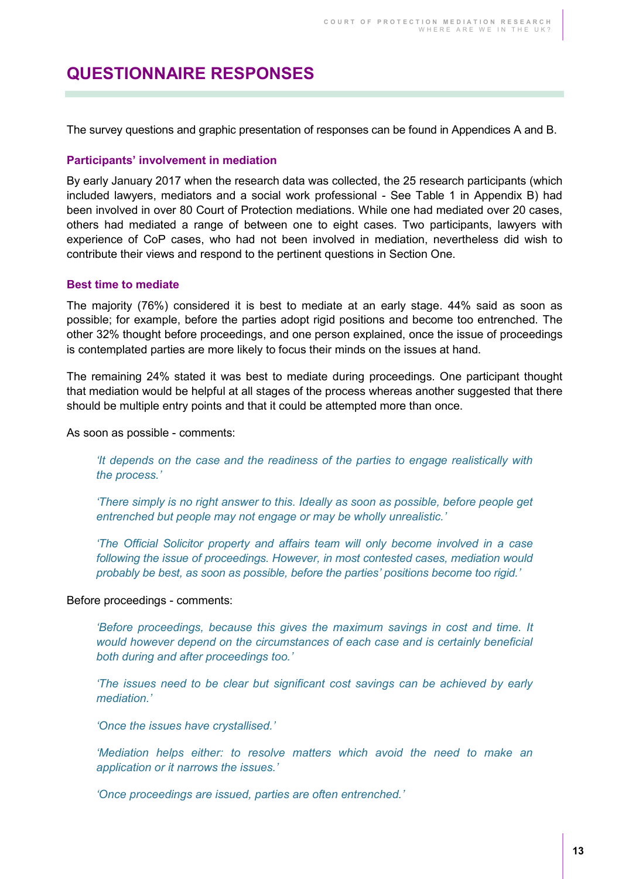# QUESTIONNAIRE RESPONSES

The survey questions and graphic presentation of responses can be found in Appendices A and B.

### Participants' involvement in mediation

By early January 2017 when the research data was collected, the 25 research participants (which included lawyers, mediators and a social work professional - See Table 1 in Appendix B) had been involved in over 80 Court of Protection mediations. While one had mediated over 20 cases, others had mediated a range of between one to eight cases. Two participants, lawyers with experience of CoP cases, who had not been involved in mediation, nevertheless did wish to contribute their views and respond to the pertinent questions in Section One.

### Best time to mediate

The majority (76%) considered it is best to mediate at an early stage. 44% said as soon as possible; for example, before the parties adopt rigid positions and become too entrenched. The other 32% thought before proceedings, and one person explained, once the issue of proceedings is contemplated parties are more likely to focus their minds on the issues at hand.

The remaining 24% stated it was best to mediate during proceedings. One participant thought that mediation would be helpful at all stages of the process whereas another suggested that there should be multiple entry points and that it could be attempted more than once.

As soon as possible - comments:

> *'It depends on the case and the readiness of the parties to engage realistically with the process.'*
>
> *'There simply is no right answer to this. Ideally as soon as possible, before people get entrenched but people may not engage or may be wholly unrealistic.'*
>
> *'The Official Solicitor property and affairs team will only become involved in a case following the issue of proceedings. However, in most contested cases, mediation would probably be best, as soon as possible, before the parties' positions become too rigid.'*

Before proceedings - comments:

> *'Before proceedings, because this gives the maximum savings in cost and time. It would however depend on the circumstances of each case and is certainly beneficial both during and after proceedings too.'*
>
> *'The issues need to be clear but significant cost savings can be achieved by early mediation.'*
>
> *'Once the issues have crystallised.'*
>
> *'Mediation helps either: to resolve matters which avoid the need to make an application or it narrows the issues.'*
>
> *'Once proceedings are issued, parties are often entrenched.'*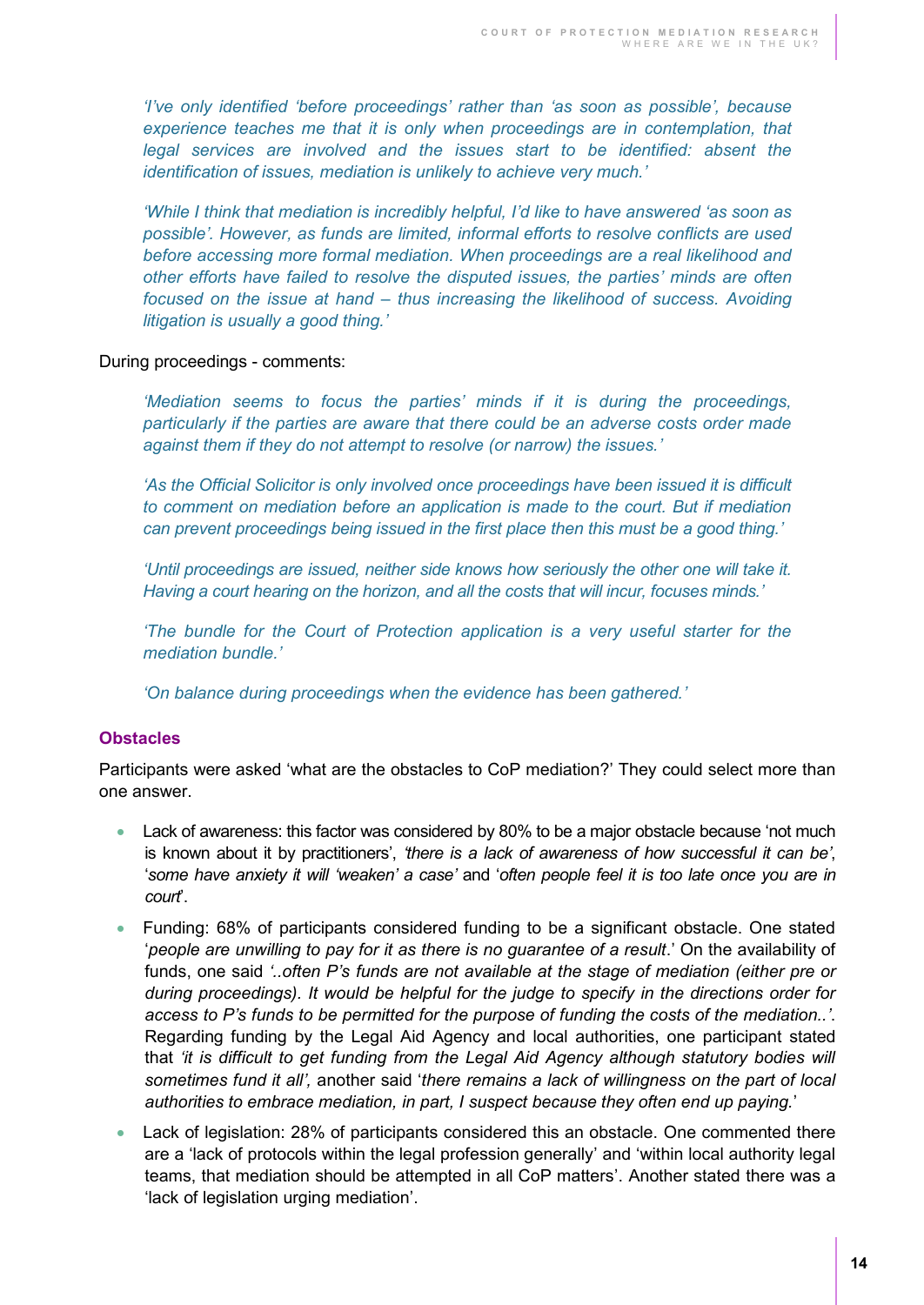*'I've only identified 'before proceedings' rather than 'as soon as possible', because experience teaches me that it is only when proceedings are in contemplation, that legal services are involved and the issues start to be identified: absent the identification of issues, mediation is unlikely to achieve very much.'*

*'While I think that mediation is incredibly helpful, I'd like to have answered 'as soon as possible'. However, as funds are limited, informal efforts to resolve conflicts are used before accessing more formal mediation. When proceedings are a real likelihood and other efforts have failed to resolve the disputed issues, the parties' minds are often focused on the issue at hand – thus increasing the likelihood of success. Avoiding litigation is usually a good thing.'*

During proceedings - comments:

*'Mediation seems to focus the parties' minds if it is during the proceedings, particularly if the parties are aware that there could be an adverse costs order made against them if they do not attempt to resolve (or narrow) the issues.'*

*'As the Official Solicitor is only involved once proceedings have been issued it is difficult to comment on mediation before an application is made to the court. But if mediation can prevent proceedings being issued in the first place then this must be a good thing.'*

*'Until proceedings are issued, neither side knows how seriously the other one will take it. Having a court hearing on the horizon, and all the costs that will incur, focuses minds.'*

*'The bundle for the Court of Protection application is a very useful starter for the mediation bundle.'*

*'On balance during proceedings when the evidence has been gathered.'*

### Obstacles

Participants were asked 'what are the obstacles to CoP mediation?' They could select more than one answer.

- Lack of awareness: this factor was considered by 80% to be a major obstacle because 'not much is known about it by practitioners', *'there is a lack of awareness of how successful it can be'*, '*some have anxiety it will 'weaken' a case'* and '*often people feel it is too late once you are in court*'.
- Funding: 68% of participants considered funding to be a significant obstacle. One stated '*people are unwilling to pay for it as there is no guarantee of a result*.' On the availability of funds, one said *'..often P's funds are not available at the stage of mediation (either pre or during proceedings). It would be helpful for the judge to specify in the directions order for access to P's funds to be permitted for the purpose of funding the costs of the mediation..'*. Regarding funding by the Legal Aid Agency and local authorities, one participant stated that *'it is difficult to get funding from the Legal Aid Agency although statutory bodies will sometimes fund it all',* another said '*there remains a lack of willingness on the part of local authorities to embrace mediation, in part, I suspect because they often end up paying.*'
- Lack of legislation: 28% of participants considered this an obstacle. One commented there are a 'lack of protocols within the legal profession generally' and 'within local authority legal teams, that mediation should be attempted in all CoP matters'. Another stated there was a 'lack of legislation urging mediation'.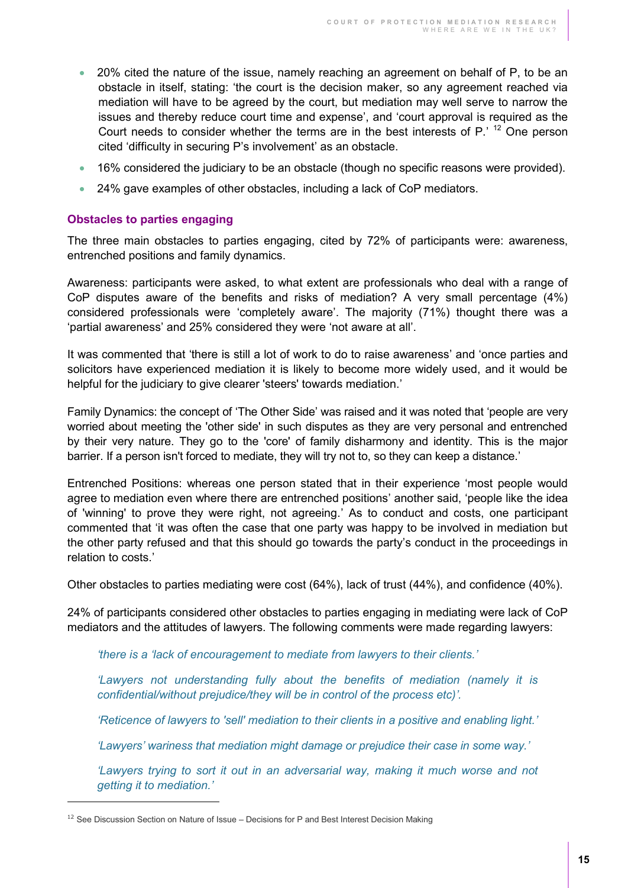- 20% cited the nature of the issue, namely reaching an agreement on behalf of P, to be an obstacle in itself, stating: 'the court is the decision maker, so any agreement reached via mediation will have to be agreed by the court, but mediation may well serve to narrow the issues and thereby reduce court time and expense', and 'court approval is required as the Court needs to consider whether the terms are in the best interests of P.' [12] One person cited 'difficulty in securing P's involvement' as an obstacle.
- 16% considered the judiciary to be an obstacle (though no specific reasons were provided).
- 24% gave examples of other obstacles, including a lack of CoP mediators.

### Obstacles to parties engaging

The three main obstacles to parties engaging, cited by 72% of participants were: awareness, entrenched positions and family dynamics.

Awareness: participants were asked, to what extent are professionals who deal with a range of CoP disputes aware of the benefits and risks of mediation? A very small percentage (4%) considered professionals were 'completely aware'. The majority (71%) thought there was a 'partial awareness' and 25% considered they were 'not aware at all'.

It was commented that 'there is still a lot of work to do to raise awareness' and 'once parties and solicitors have experienced mediation it is likely to become more widely used, and it would be helpful for the judiciary to give clearer 'steers' towards mediation.'

Family Dynamics: the concept of 'The Other Side' was raised and it was noted that 'people are very worried about meeting the 'other side' in such disputes as they are very personal and entrenched by their very nature. They go to the 'core' of family disharmony and identity. This is the major barrier. If a person isn't forced to mediate, they will try not to, so they can keep a distance.'

Entrenched Positions: whereas one person stated that in their experience 'most people would agree to mediation even where there are entrenched positions' another said, 'people like the idea of 'winning' to prove they were right, not agreeing.' As to conduct and costs, one participant commented that 'it was often the case that one party was happy to be involved in mediation but the other party refused and that this should go towards the party's conduct in the proceedings in relation to costs.'

Other obstacles to parties mediating were cost (64%), lack of trust (44%), and confidence (40%).

24% of participants considered other obstacles to parties engaging in mediating were lack of CoP mediators and the attitudes of lawyers. The following comments were made regarding lawyers:

> *'there is a 'lack of encouragement to mediate from lawyers to their clients.'*
>
> *'Lawyers not understanding fully about the benefits of mediation (namely it is confidential/without prejudice/they will be in control of the process etc)'.*
>
> *'Reticence of lawyers to 'sell' mediation to their clients in a positive and enabling light.'*
>
> *'Lawyers' wariness that mediation might damage or prejudice their case in some way.'*
>
> *'Lawyers trying to sort it out in an adversarial way, making it much worse and not getting it to mediation.'*

[12] See Discussion Section on Nature of Issue – Decisions for P and Best Interest Decision Making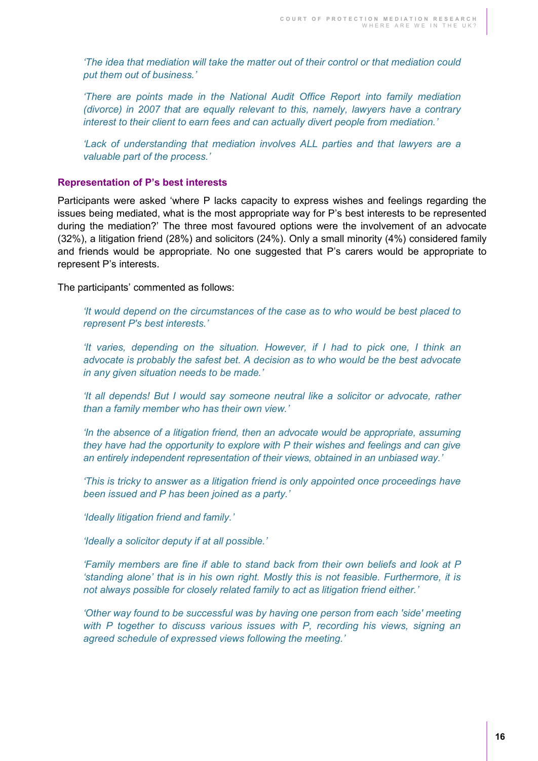*'The idea that mediation will take the matter out of their control or that mediation could put them out of business.'*

*'There are points made in the National Audit Office Report into family mediation (divorce) in 2007 that are equally relevant to this, namely, lawyers have a contrary interest to their client to earn fees and can actually divert people from mediation.'*

*'Lack of understanding that mediation involves ALL parties and that lawyers are a valuable part of the process.'*

### Representation of P's best interests

Participants were asked 'where P lacks capacity to express wishes and feelings regarding the issues being mediated, what is the most appropriate way for P's best interests to be represented during the mediation?' The three most favoured options were the involvement of an advocate (32%), a litigation friend (28%) and solicitors (24%). Only a small minority (4%) considered family and friends would be appropriate. No one suggested that P's carers would be appropriate to represent P's interests.

The participants' commented as follows:

*'It would depend on the circumstances of the case as to who would be best placed to represent P's best interests.'*

*'It varies, depending on the situation. However, if I had to pick one, I think an advocate is probably the safest bet. A decision as to who would be the best advocate in any given situation needs to be made.'*

*'It all depends! But I would say someone neutral like a solicitor or advocate, rather than a family member who has their own view.'*

*'In the absence of a litigation friend, then an advocate would be appropriate, assuming they have had the opportunity to explore with P their wishes and feelings and can give an entirely independent representation of their views, obtained in an unbiased way.'*

*'This is tricky to answer as a litigation friend is only appointed once proceedings have been issued and P has been joined as a party.'*

*'Ideally litigation friend and family.'*

*'Ideally a solicitor deputy if at all possible.'*

*'Family members are fine if able to stand back from their own beliefs and look at P 'standing alone' that is in his own right. Mostly this is not feasible. Furthermore, it is not always possible for closely related family to act as litigation friend either.'*

*'Other way found to be successful was by having one person from each 'side' meeting with P together to discuss various issues with P, recording his views, signing an agreed schedule of expressed views following the meeting.'*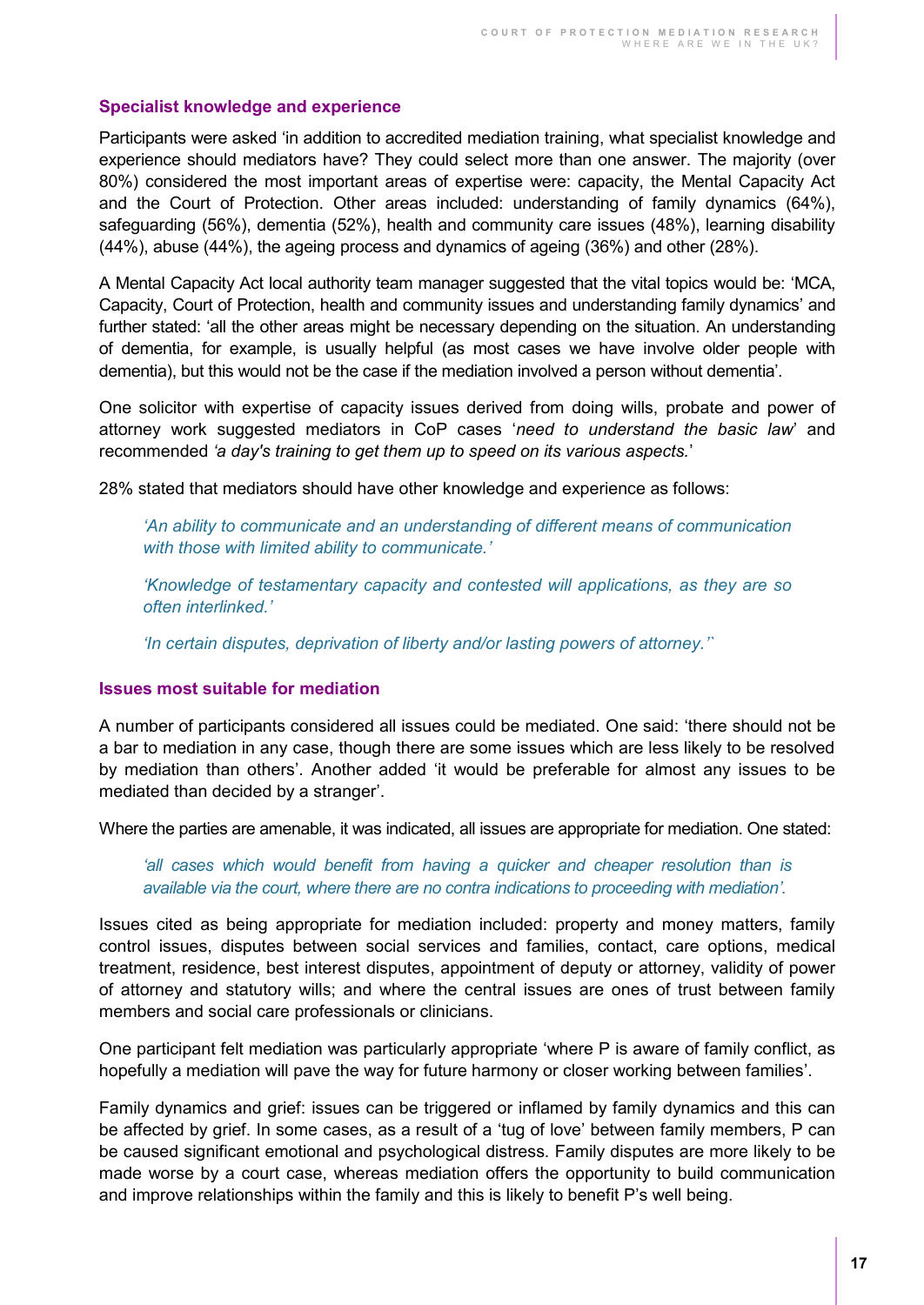### Specialist knowledge and experience

Participants were asked 'in addition to accredited mediation training, what specialist knowledge and experience should mediators have? They could select more than one answer. The majority (over 80%) considered the most important areas of expertise were: capacity, the Mental Capacity Act and the Court of Protection. Other areas included: understanding of family dynamics (64%), safeguarding (56%), dementia (52%), health and community care issues (48%), learning disability (44%), abuse (44%), the ageing process and dynamics of ageing (36%) and other (28%).

A Mental Capacity Act local authority team manager suggested that the vital topics would be: 'MCA, Capacity, Court of Protection, health and community issues and understanding family dynamics' and further stated: 'all the other areas might be necessary depending on the situation. An understanding of dementia, for example, is usually helpful (as most cases we have involve older people with dementia), but this would not be the case if the mediation involved a person without dementia'.

One solicitor with expertise of capacity issues derived from doing wills, probate and power of attorney work suggested mediators in CoP cases '*need to understand the basic law*' and recommended *'a day's training to get them up to speed on its various aspects.*'

28% stated that mediators should have other knowledge and experience as follows:

> *'An ability to communicate and an understanding of different means of communication with those with limited ability to communicate.'*
>
> *'Knowledge of testamentary capacity and contested will applications, as they are so often interlinked.'*
>
> *'In certain disputes, deprivation of liberty and/or lasting powers of attorney.'`*

### Issues most suitable for mediation

A number of participants considered all issues could be mediated. One said: 'there should not be a bar to mediation in any case, though there are some issues which are less likely to be resolved by mediation than others'. Another added 'it would be preferable for almost any issues to be mediated than decided by a stranger'.

Where the parties are amenable, it was indicated, all issues are appropriate for mediation. One stated:

> *'all cases which would benefit from having a quicker and cheaper resolution than is available via the court, where there are no contra indications to proceeding with mediation'.*

Issues cited as being appropriate for mediation included: property and money matters, family control issues, disputes between social services and families, contact, care options, medical treatment, residence, best interest disputes, appointment of deputy or attorney, validity of power of attorney and statutory wills; and where the central issues are ones of trust between family members and social care professionals or clinicians.

One participant felt mediation was particularly appropriate 'where P is aware of family conflict, as hopefully a mediation will pave the way for future harmony or closer working between families'.

Family dynamics and grief: issues can be triggered or inflamed by family dynamics and this can be affected by grief. In some cases, as a result of a 'tug of love' between family members, P can be caused significant emotional and psychological distress. Family disputes are more likely to be made worse by a court case, whereas mediation offers the opportunity to build communication and improve relationships within the family and this is likely to benefit P's well being.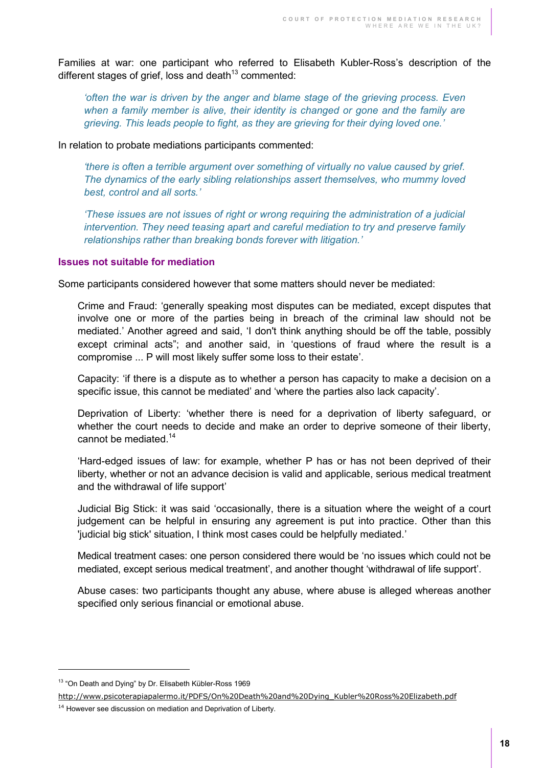Families at war: one participant who referred to Elisabeth Kubler-Ross's description of the different stages of grief, loss and death[13] commented:

> *'often the war is driven by the anger and blame stage of the grieving process. Even when a family member is alive, their identity is changed or gone and the family are grieving. This leads people to fight, as they are grieving for their dying loved one.'*

In relation to probate mediations participants commented:

> *'there is often a terrible argument over something of virtually no value caused by grief. The dynamics of the early sibling relationships assert themselves, who mummy loved best, control and all sorts.'*
>
> *'These issues are not issues of right or wrong requiring the administration of a judicial intervention. They need teasing apart and careful mediation to try and preserve family relationships rather than breaking bonds forever with litigation.'*

### Issues not suitable for mediation

Some participants considered however that some matters should never be mediated:

Crime and Fraud: 'generally speaking most disputes can be mediated, except disputes that involve one or more of the parties being in breach of the criminal law should not be mediated.' Another agreed and said, 'I don't think anything should be off the table, possibly except criminal acts"; and another said, in 'questions of fraud where the result is a compromise ... P will most likely suffer some loss to their estate'.

Capacity: 'if there is a dispute as to whether a person has capacity to make a decision on a specific issue, this cannot be mediated' and 'where the parties also lack capacity'.

Deprivation of Liberty: 'whether there is need for a deprivation of liberty safeguard, or whether the court needs to decide and make an order to deprive someone of their liberty, cannot be mediated.[14]

'Hard-edged issues of law: for example, whether P has or has not been deprived of their liberty, whether or not an advance decision is valid and applicable, serious medical treatment and the withdrawal of life support'

Judicial Big Stick: it was said 'occasionally, there is a situation where the weight of a court judgement can be helpful in ensuring any agreement is put into practice. Other than this 'judicial big stick' situation, I think most cases could be helpfully mediated.'

Medical treatment cases: one person considered there would be 'no issues which could not be mediated, except serious medical treatment', and another thought 'withdrawal of life support'.

Abuse cases: two participants thought any abuse, where abuse is alleged whereas another specified only serious financial or emotional abuse.

---

[13] "On Death and Dying" by Dr. Elisabeth Kübler-Ross 1969
http://www.psicoterapiapalermo.it/PDFS/On%20Death%20and%20Dying_Kubler%20Ross%20Elizabeth.pdf

[14] However see discussion on mediation and Deprivation of Liberty.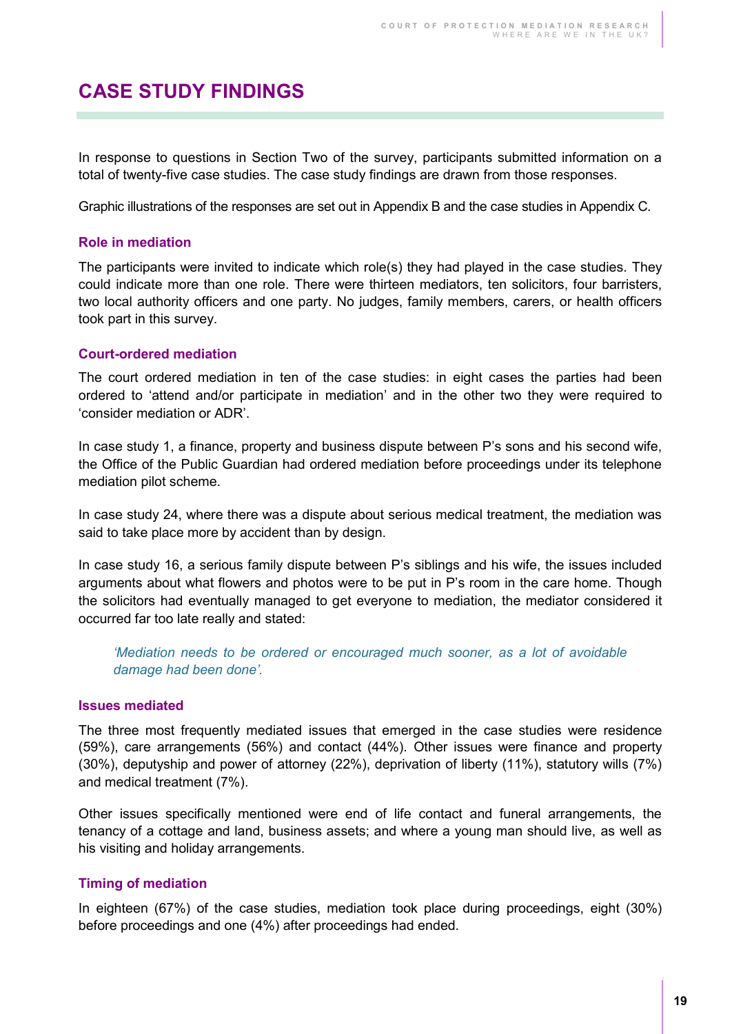## CASE STUDY FINDINGS

In response to questions in Section Two of the survey, participants submitted information on a total of twenty-five case studies. The case study findings are drawn from those responses.

Graphic illustrations of the responses are set out in Appendix B and the case studies in Appendix C.

### Role in mediation

The participants were invited to indicate which role(s) they had played in the case studies. They could indicate more than one role. There were thirteen mediators, ten solicitors, four barristers, two local authority officers and one party. No judges, family members, carers, or health officers took part in this survey.

### Court-ordered mediation

The court ordered mediation in ten of the case studies: in eight cases the parties had been ordered to 'attend and/or participate in mediation' and in the other two they were required to 'consider mediation or ADR'.

In case study 1, a finance, property and business dispute between P's sons and his second wife, the Office of the Public Guardian had ordered mediation before proceedings under its telephone mediation pilot scheme.

In case study 24, where there was a dispute about serious medical treatment, the mediation was said to take place more by accident than by design.

In case study 16, a serious family dispute between P's siblings and his wife, the issues included arguments about what flowers and photos were to be put in P's room in the care home. Though the solicitors had eventually managed to get everyone to mediation, the mediator considered it occurred far too late really and stated:

> *'Mediation needs to be ordered or encouraged much sooner, as a lot of avoidable damage had been done'.*

### Issues mediated

The three most frequently mediated issues that emerged in the case studies were residence (59%), care arrangements (56%) and contact (44%). Other issues were finance and property (30%), deputyship and power of attorney (22%), deprivation of liberty (11%), statutory wills (7%) and medical treatment (7%).

Other issues specifically mentioned were end of life contact and funeral arrangements, the tenancy of a cottage and land, business assets; and where a young man should live, as well as his visiting and holiday arrangements.

### Timing of mediation

In eighteen (67%) of the case studies, mediation took place during proceedings, eight (30%) before proceedings and one (4%) after proceedings had ended.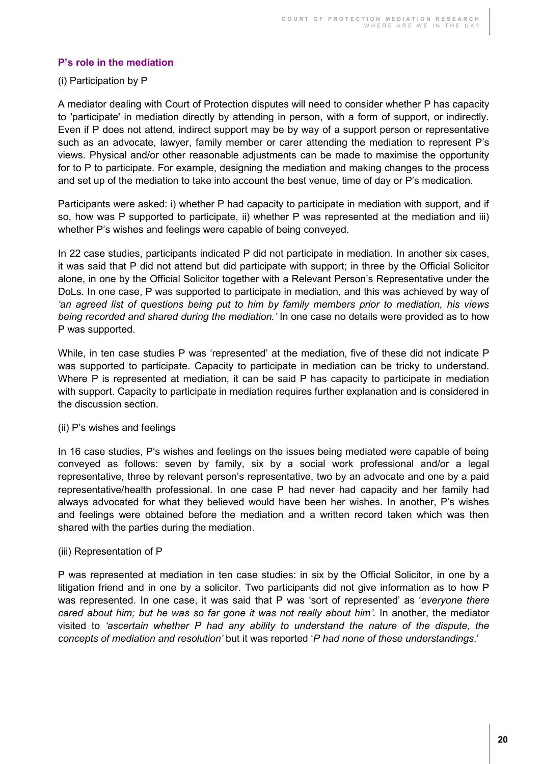## P's role in the mediation

(i) Participation by P

A mediator dealing with Court of Protection disputes will need to consider whether P has capacity to 'participate' in mediation directly by attending in person, with a form of support, or indirectly. Even if P does not attend, indirect support may be by way of a support person or representative such as an advocate, lawyer, family member or carer attending the mediation to represent P's views. Physical and/or other reasonable adjustments can be made to maximise the opportunity for to P to participate. For example, designing the mediation and making changes to the process and set up of the mediation to take into account the best venue, time of day or P's medication.

Participants were asked: i) whether P had capacity to participate in mediation with support, and if so, how was P supported to participate, ii) whether P was represented at the mediation and iii) whether P's wishes and feelings were capable of being conveyed.

In 22 case studies, participants indicated P did not participate in mediation. In another six cases, it was said that P did not attend but did participate with support; in three by the Official Solicitor alone, in one by the Official Solicitor together with a Relevant Person's Representative under the DoLs. In one case, P was supported to participate in mediation, and this was achieved by way of *'an agreed list of questions being put to him by family members prior to mediation, his views being recorded and shared during the mediation.'* In one case no details were provided as to how P was supported.

While, in ten case studies P was 'represented' at the mediation, five of these did not indicate P was supported to participate. Capacity to participate in mediation can be tricky to understand. Where P is represented at mediation, it can be said P has capacity to participate in mediation with support. Capacity to participate in mediation requires further explanation and is considered in the discussion section.

(ii) P's wishes and feelings

In 16 case studies, P's wishes and feelings on the issues being mediated were capable of being conveyed as follows: seven by family, six by a social work professional and/or a legal representative, three by relevant person's representative, two by an advocate and one by a paid representative/health professional. In one case P had never had capacity and her family had always advocated for what they believed would have been her wishes. In another, P's wishes and feelings were obtained before the mediation and a written record taken which was then shared with the parties during the mediation.

(iii) Representation of P

P was represented at mediation in ten case studies: in six by the Official Solicitor, in one by a litigation friend and in one by a solicitor. Two participants did not give information as to how P was represented. In one case, it was said that P was 'sort of represented' as '*everyone there cared about him; but he was so far gone it was not really about him'.* In another, the mediator visited to *'ascertain whether P had any ability to understand the nature of the dispute, the concepts of mediation and resolution'* but it was reported '*P had none of these understandings*.'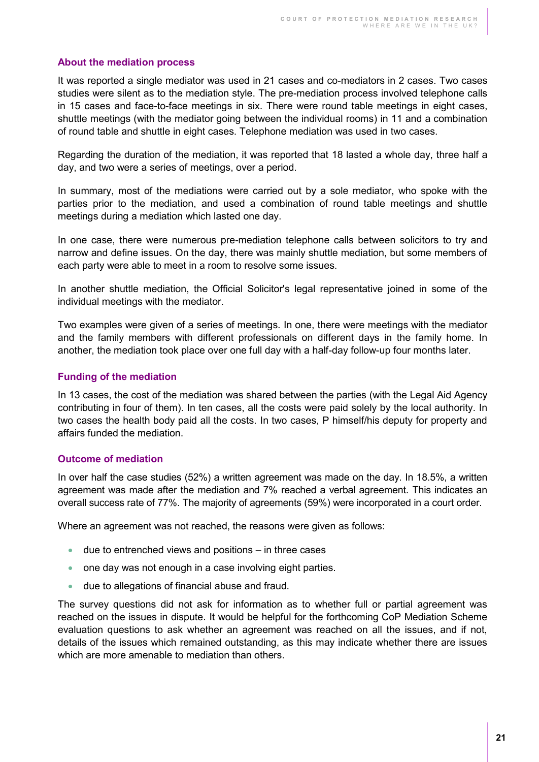### About the mediation process

It was reported a single mediator was used in 21 cases and co-mediators in 2 cases. Two cases studies were silent as to the mediation style. The pre-mediation process involved telephone calls in 15 cases and face-to-face meetings in six. There were round table meetings in eight cases, shuttle meetings (with the mediator going between the individual rooms) in 11 and a combination of round table and shuttle in eight cases. Telephone mediation was used in two cases.

Regarding the duration of the mediation, it was reported that 18 lasted a whole day, three half a day, and two were a series of meetings, over a period.

In summary, most of the mediations were carried out by a sole mediator, who spoke with the parties prior to the mediation, and used a combination of round table meetings and shuttle meetings during a mediation which lasted one day.

In one case, there were numerous pre-mediation telephone calls between solicitors to try and narrow and define issues. On the day, there was mainly shuttle mediation, but some members of each party were able to meet in a room to resolve some issues.

In another shuttle mediation, the Official Solicitor's legal representative joined in some of the individual meetings with the mediator.

Two examples were given of a series of meetings. In one, there were meetings with the mediator and the family members with different professionals on different days in the family home. In another, the mediation took place over one full day with a half-day follow-up four months later.

### Funding of the mediation

In 13 cases, the cost of the mediation was shared between the parties (with the Legal Aid Agency contributing in four of them). In ten cases, all the costs were paid solely by the local authority. In two cases the health body paid all the costs. In two cases, P himself/his deputy for property and affairs funded the mediation.

### Outcome of mediation

In over half the case studies (52%) a written agreement was made on the day. In 18.5%, a written agreement was made after the mediation and 7% reached a verbal agreement. This indicates an overall success rate of 77%. The majority of agreements (59%) were incorporated in a court order.

Where an agreement was not reached, the reasons were given as follows:

- due to entrenched views and positions – in three cases
- one day was not enough in a case involving eight parties.
- due to allegations of financial abuse and fraud.

The survey questions did not ask for information as to whether full or partial agreement was reached on the issues in dispute. It would be helpful for the forthcoming CoP Mediation Scheme evaluation questions to ask whether an agreement was reached on all the issues, and if not, details of the issues which remained outstanding, as this may indicate whether there are issues which are more amenable to mediation than others.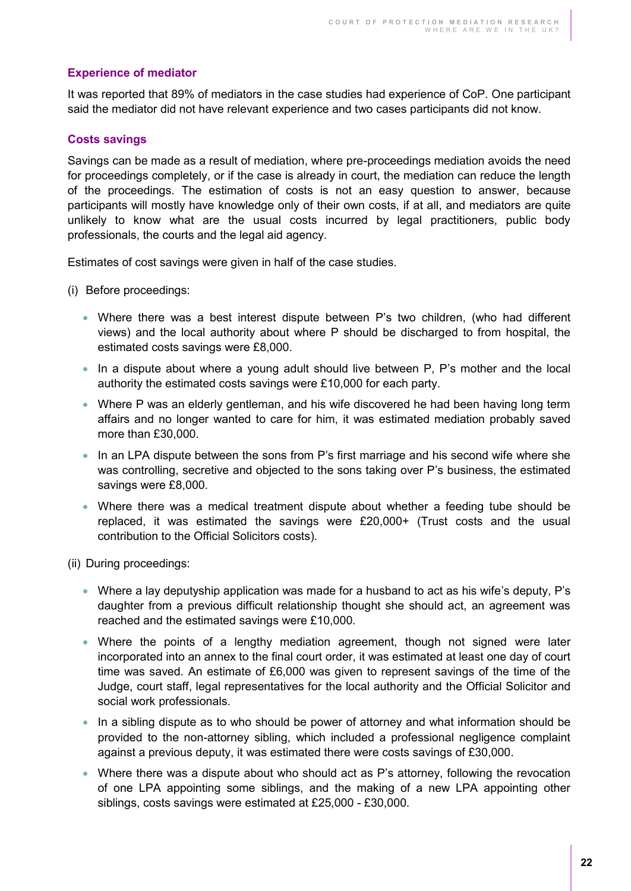### Experience of mediator

It was reported that 89% of mediators in the case studies had experience of CoP. One participant said the mediator did not have relevant experience and two cases participants did not know.

### Costs savings

Savings can be made as a result of mediation, where pre-proceedings mediation avoids the need for proceedings completely, or if the case is already in court, the mediation can reduce the length of the proceedings. The estimation of costs is not an easy question to answer, because participants will mostly have knowledge only of their own costs, if at all, and mediators are quite unlikely to know what are the usual costs incurred by legal practitioners, public body professionals, the courts and the legal aid agency.

Estimates of cost savings were given in half of the case studies.

(i) Before proceedings:

- Where there was a best interest dispute between P's two children, (who had different views) and the local authority about where P should be discharged to from hospital, the estimated costs savings were £8,000.
- In a dispute about where a young adult should live between P, P's mother and the local authority the estimated costs savings were £10,000 for each party.
- Where P was an elderly gentleman, and his wife discovered he had been having long term affairs and no longer wanted to care for him, it was estimated mediation probably saved more than £30,000.
- In an LPA dispute between the sons from P's first marriage and his second wife where she was controlling, secretive and objected to the sons taking over P's business, the estimated savings were £8,000.
- Where there was a medical treatment dispute about whether a feeding tube should be replaced, it was estimated the savings were £20,000+ (Trust costs and the usual contribution to the Official Solicitors costs).

(ii) During proceedings:

- Where a lay deputyship application was made for a husband to act as his wife's deputy, P's daughter from a previous difficult relationship thought she should act, an agreement was reached and the estimated savings were £10,000.
- Where the points of a lengthy mediation agreement, though not signed were later incorporated into an annex to the final court order, it was estimated at least one day of court time was saved. An estimate of £6,000 was given to represent savings of the time of the Judge, court staff, legal representatives for the local authority and the Official Solicitor and social work professionals.
- In a sibling dispute as to who should be power of attorney and what information should be provided to the non-attorney sibling, which included a professional negligence complaint against a previous deputy, it was estimated there were costs savings of £30,000.
- Where there was a dispute about who should act as P's attorney, following the revocation of one LPA appointing some siblings, and the making of a new LPA appointing other siblings, costs savings were estimated at £25,000 - £30,000.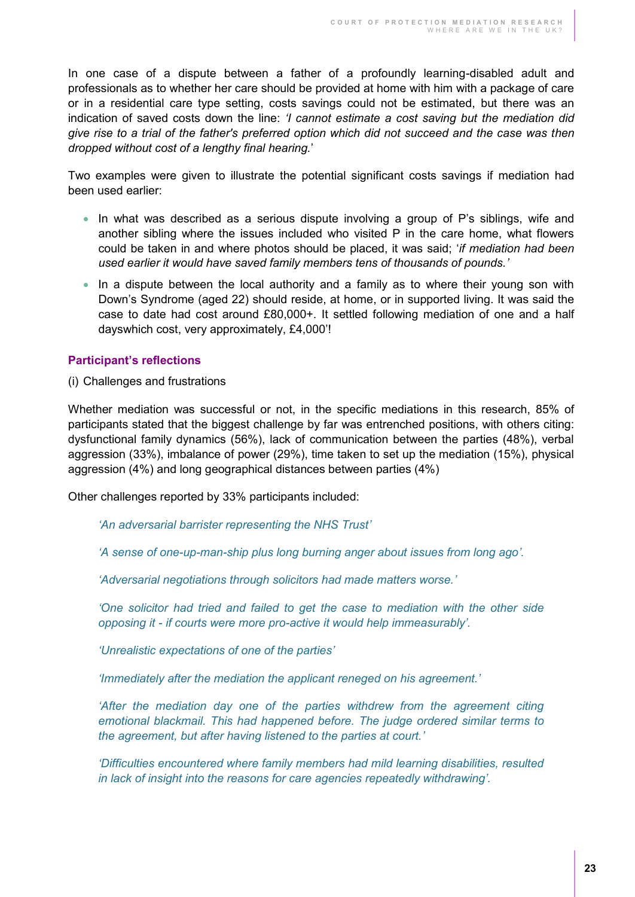In one case of a dispute between a father of a profoundly learning-disabled adult and professionals as to whether her care should be provided at home with him with a package of care or in a residential care type setting, costs savings could not be estimated, but there was an indication of saved costs down the line: *'I cannot estimate a cost saving but the mediation did give rise to a trial of the father's preferred option which did not succeed and the case was then dropped without cost of a lengthy final hearing.*'

Two examples were given to illustrate the potential significant costs savings if mediation had been used earlier:

- In what was described as a serious dispute involving a group of P's siblings, wife and another sibling where the issues included who visited P in the care home, what flowers could be taken in and where photos should be placed, it was said; '*if mediation had been used earlier it would have saved family members tens of thousands of pounds.'*
- In a dispute between the local authority and a family as to where their young son with Down's Syndrome (aged 22) should reside, at home, or in supported living. It was said the case to date had cost around £80,000+. It settled following mediation of one and a half dayswhich cost, very approximately, £4,000'!

### Participant's reflections

(i) Challenges and frustrations

Whether mediation was successful or not, in the specific mediations in this research, 85% of participants stated that the biggest challenge by far was entrenched positions, with others citing: dysfunctional family dynamics (56%), lack of communication between the parties (48%), verbal aggression (33%), imbalance of power (29%), time taken to set up the mediation (15%), physical aggression (4%) and long geographical distances between parties (4%)

Other challenges reported by 33% participants included:

> *'An adversarial barrister representing the NHS Trust'*
>
> *'A sense of one-up-man-ship plus long burning anger about issues from long ago'.*
>
> *'Adversarial negotiations through solicitors had made matters worse.'*
>
> *'One solicitor had tried and failed to get the case to mediation with the other side opposing it - if courts were more pro-active it would help immeasurably'.*
>
> *'Unrealistic expectations of one of the parties'*
>
> *'Immediately after the mediation the applicant reneged on his agreement.'*
>
> *'After the mediation day one of the parties withdrew from the agreement citing emotional blackmail. This had happened before. The judge ordered similar terms to the agreement, but after having listened to the parties at court.'*
>
> *'Difficulties encountered where family members had mild learning disabilities, resulted in lack of insight into the reasons for care agencies repeatedly withdrawing'.*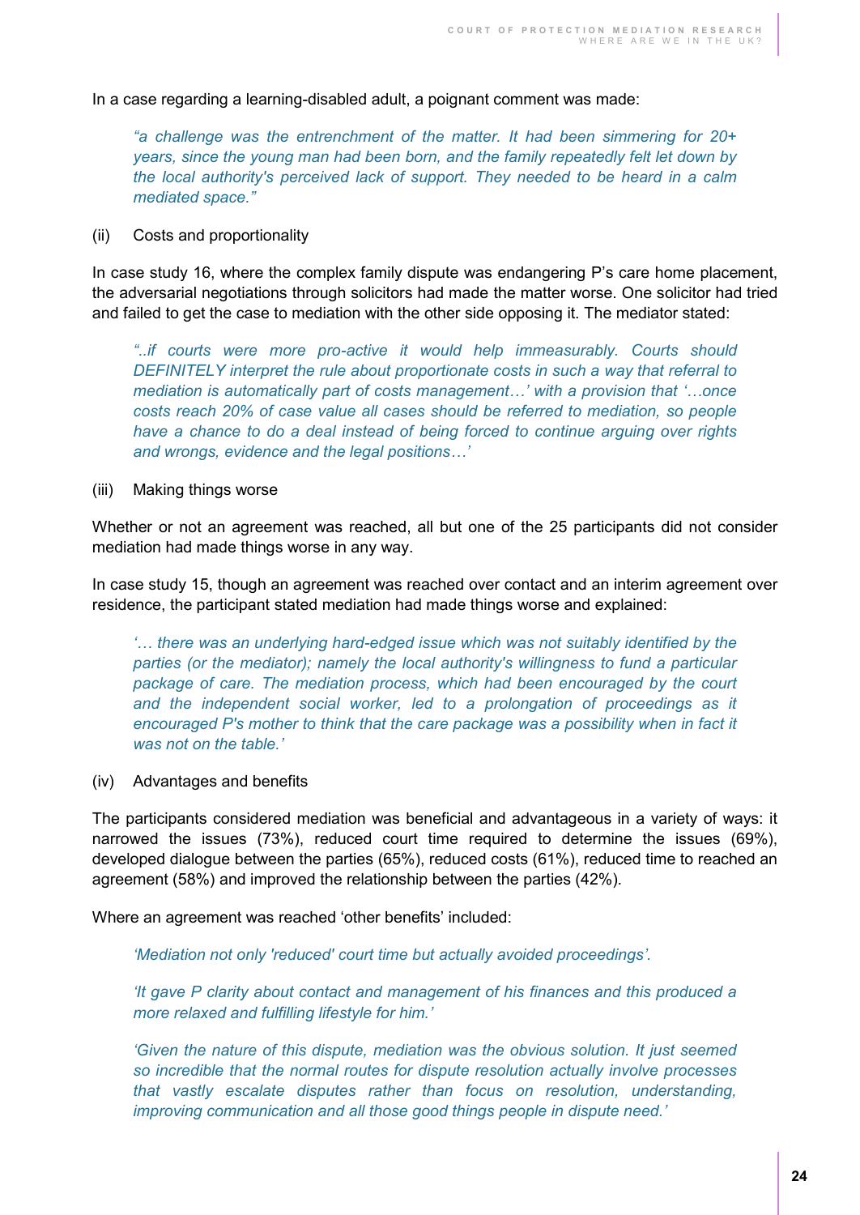In a case regarding a learning-disabled adult, a poignant comment was made:

> *"a challenge was the entrenchment of the matter. It had been simmering for 20+ years, since the young man had been born, and the family repeatedly felt let down by the local authority's perceived lack of support. They needed to be heard in a calm mediated space."*

(ii) Costs and proportionality

In case study 16, where the complex family dispute was endangering P's care home placement, the adversarial negotiations through solicitors had made the matter worse. One solicitor had tried and failed to get the case to mediation with the other side opposing it. The mediator stated:

> *"..if courts were more pro-active it would help immeasurably. Courts should DEFINITELY interpret the rule about proportionate costs in such a way that referral to mediation is automatically part of costs management…' with a provision that '…once costs reach 20% of case value all cases should be referred to mediation, so people have a chance to do a deal instead of being forced to continue arguing over rights and wrongs, evidence and the legal positions…'*

(iii) Making things worse

Whether or not an agreement was reached, all but one of the 25 participants did not consider mediation had made things worse in any way.

In case study 15, though an agreement was reached over contact and an interim agreement over residence, the participant stated mediation had made things worse and explained:

> *'… there was an underlying hard-edged issue which was not suitably identified by the parties (or the mediator); namely the local authority's willingness to fund a particular package of care. The mediation process, which had been encouraged by the court and the independent social worker, led to a prolongation of proceedings as it encouraged P's mother to think that the care package was a possibility when in fact it was not on the table.'*

(iv) Advantages and benefits

The participants considered mediation was beneficial and advantageous in a variety of ways: it narrowed the issues (73%), reduced court time required to determine the issues (69%), developed dialogue between the parties (65%), reduced costs (61%), reduced time to reached an agreement (58%) and improved the relationship between the parties (42%).

Where an agreement was reached 'other benefits' included:

> *'Mediation not only 'reduced' court time but actually avoided proceedings'.*

> *'It gave P clarity about contact and management of his finances and this produced a more relaxed and fulfilling lifestyle for him.'*

> *'Given the nature of this dispute, mediation was the obvious solution. It just seemed so incredible that the normal routes for dispute resolution actually involve processes that vastly escalate disputes rather than focus on resolution, understanding, improving communication and all those good things people in dispute need.'*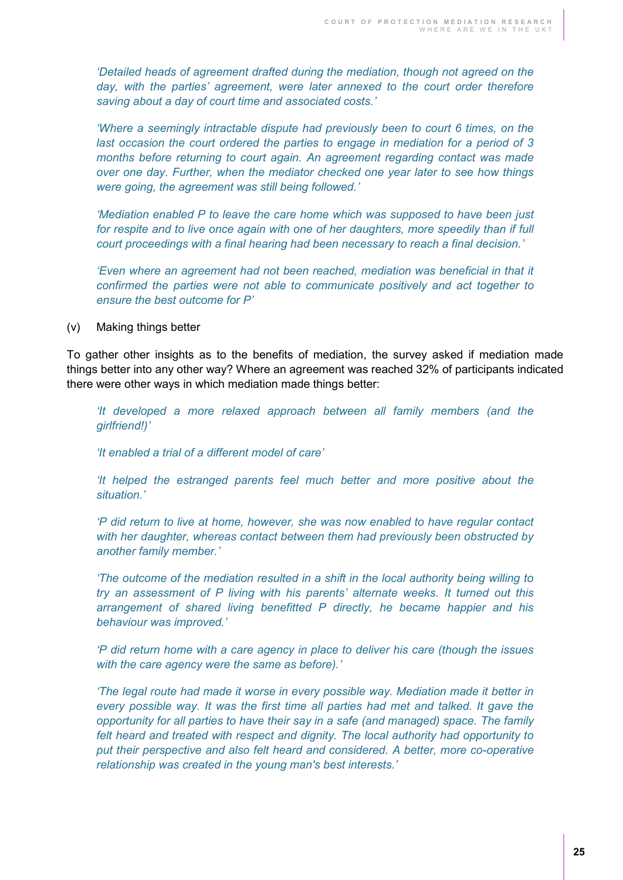*'Detailed heads of agreement drafted during the mediation, though not agreed on the day, with the parties' agreement, were later annexed to the court order therefore saving about a day of court time and associated costs.'*

*'Where a seemingly intractable dispute had previously been to court 6 times, on the last occasion the court ordered the parties to engage in mediation for a period of 3 months before returning to court again. An agreement regarding contact was made over one day. Further, when the mediator checked one year later to see how things were going, the agreement was still being followed.'*

*'Mediation enabled P to leave the care home which was supposed to have been just for respite and to live once again with one of her daughters, more speedily than if full court proceedings with a final hearing had been necessary to reach a final decision.'*

*'Even where an agreement had not been reached, mediation was beneficial in that it confirmed the parties were not able to communicate positively and act together to ensure the best outcome for P'*

(v) Making things better

To gather other insights as to the benefits of mediation, the survey asked if mediation made things better into any other way? Where an agreement was reached 32% of participants indicated there were other ways in which mediation made things better:

*'It developed a more relaxed approach between all family members (and the girlfriend!)'*

*'It enabled a trial of a different model of care'*

*'It helped the estranged parents feel much better and more positive about the situation.'*

*'P did return to live at home, however, she was now enabled to have regular contact with her daughter, whereas contact between them had previously been obstructed by another family member.'*

*'The outcome of the mediation resulted in a shift in the local authority being willing to try an assessment of P living with his parents' alternate weeks. It turned out this arrangement of shared living benefitted P directly, he became happier and his behaviour was improved.'*

*'P did return home with a care agency in place to deliver his care (though the issues with the care agency were the same as before).'*

*'The legal route had made it worse in every possible way. Mediation made it better in every possible way. It was the first time all parties had met and talked. It gave the opportunity for all parties to have their say in a safe (and managed) space. The family felt heard and treated with respect and dignity. The local authority had opportunity to put their perspective and also felt heard and considered. A better, more co-operative relationship was created in the young man's best interests.'*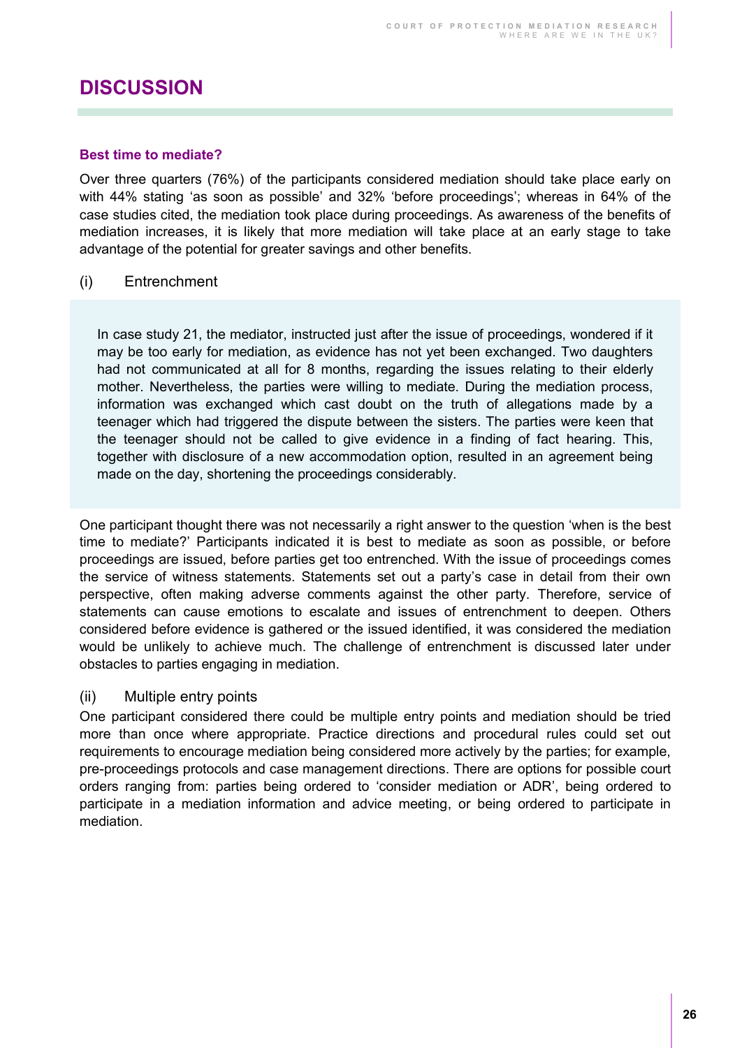# DISCUSSION

### Best time to mediate?

Over three quarters (76%) of the participants considered mediation should take place early on with 44% stating 'as soon as possible' and 32% 'before proceedings'; whereas in 64% of the case studies cited, the mediation took place during proceedings. As awareness of the benefits of mediation increases, it is likely that more mediation will take place at an early stage to take advantage of the potential for greater savings and other benefits.

#### (i) Entrenchment

> In case study 21, the mediator, instructed just after the issue of proceedings, wondered if it may be too early for mediation, as evidence has not yet been exchanged. Two daughters had not communicated at all for 8 months, regarding the issues relating to their elderly mother. Nevertheless, the parties were willing to mediate. During the mediation process, information was exchanged which cast doubt on the truth of allegations made by a teenager which had triggered the dispute between the sisters. The parties were keen that the teenager should not be called to give evidence in a finding of fact hearing. This, together with disclosure of a new accommodation option, resulted in an agreement being made on the day, shortening the proceedings considerably.

One participant thought there was not necessarily a right answer to the question 'when is the best time to mediate?' Participants indicated it is best to mediate as soon as possible, or before proceedings are issued, before parties get too entrenched. With the issue of proceedings comes the service of witness statements. Statements set out a party's case in detail from their own perspective, often making adverse comments against the other party. Therefore, service of statements can cause emotions to escalate and issues of entrenchment to deepen. Others considered before evidence is gathered or the issued identified, it was considered the mediation would be unlikely to achieve much. The challenge of entrenchment is discussed later under obstacles to parties engaging in mediation.

#### (ii) Multiple entry points

One participant considered there could be multiple entry points and mediation should be tried more than once where appropriate. Practice directions and procedural rules could set out requirements to encourage mediation being considered more actively by the parties; for example, pre-proceedings protocols and case management directions. There are options for possible court orders ranging from: parties being ordered to 'consider mediation or ADR', being ordered to participate in a mediation information and advice meeting, or being ordered to participate in mediation.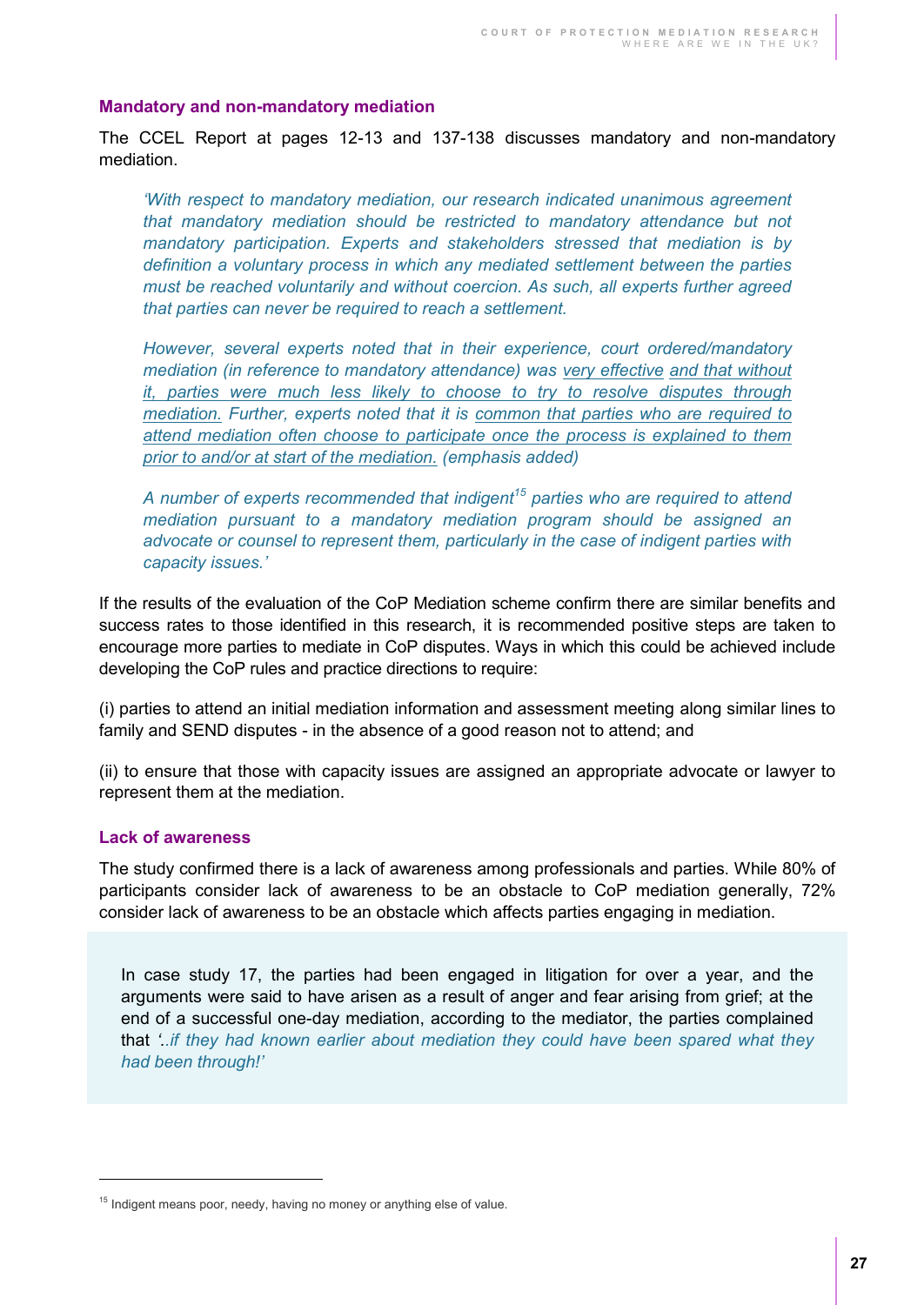### Mandatory and non-mandatory mediation

The CCEL Report at pages 12-13 and 137-138 discusses mandatory and non-mandatory mediation.

> *'With respect to mandatory mediation, our research indicated unanimous agreement that mandatory mediation should be restricted to mandatory attendance but not mandatory participation. Experts and stakeholders stressed that mediation is by definition a voluntary process in which any mediated settlement between the parties must be reached voluntarily and without coercion. As such, all experts further agreed that parties can never be required to reach a settlement.*
>
> *However, several experts noted that in their experience, court ordered/mandatory mediation (in reference to mandatory attendance) was <u>very effective</u> <u>and that without it, parties were much less likely to choose to try to resolve disputes through mediation.</u> Further, experts noted that it is <u>common that parties who are required to attend mediation often choose to participate once the process is explained to them prior to and/or at start of the mediation.</u> (emphasis added)*
>
> *A number of experts recommended that indigent[15] parties who are required to attend mediation pursuant to a mandatory mediation program should be assigned an advocate or counsel to represent them, particularly in the case of indigent parties with capacity issues.'*

If the results of the evaluation of the CoP Mediation scheme confirm there are similar benefits and success rates to those identified in this research, it is recommended positive steps are taken to encourage more parties to mediate in CoP disputes. Ways in which this could be achieved include developing the CoP rules and practice directions to require:

(i) parties to attend an initial mediation information and assessment meeting along similar lines to family and SEND disputes - in the absence of a good reason not to attend; and

(ii) to ensure that those with capacity issues are assigned an appropriate advocate or lawyer to represent them at the mediation.

### Lack of awareness

The study confirmed there is a lack of awareness among professionals and parties. While 80% of participants consider lack of awareness to be an obstacle to CoP mediation generally, 72% consider lack of awareness to be an obstacle which affects parties engaging in mediation.

> In case study 17, the parties had been engaged in litigation for over a year, and the arguments were said to have arisen as a result of anger and fear arising from grief; at the end of a successful one-day mediation, according to the mediator, the parties complained that *'..if they had known earlier about mediation they could have been spared what they had been through!'*

---

[15] Indigent means poor, needy, having no money or anything else of value.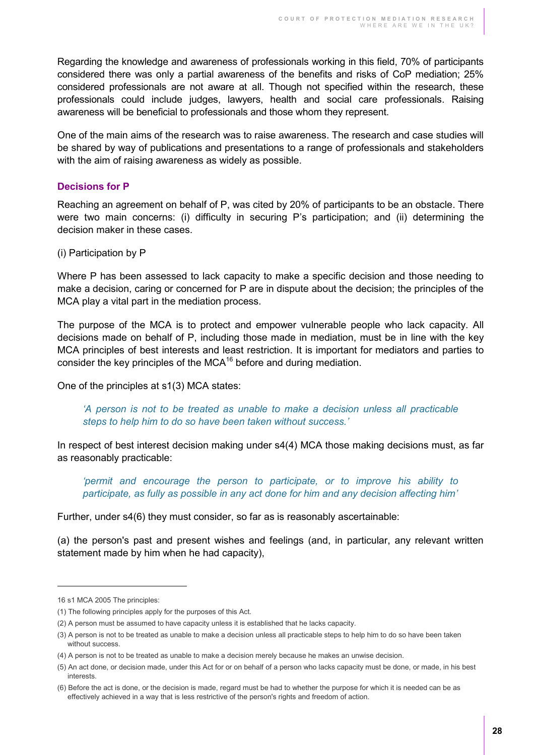Regarding the knowledge and awareness of professionals working in this field, 70% of participants considered there was only a partial awareness of the benefits and risks of CoP mediation; 25% considered professionals are not aware at all. Though not specified within the research, these professionals could include judges, lawyers, health and social care professionals. Raising awareness will be beneficial to professionals and those whom they represent.

One of the main aims of the research was to raise awareness. The research and case studies will be shared by way of publications and presentations to a range of professionals and stakeholders with the aim of raising awareness as widely as possible.

### Decisions for P

Reaching an agreement on behalf of P, was cited by 20% of participants to be an obstacle. There were two main concerns: (i) difficulty in securing P's participation; and (ii) determining the decision maker in these cases.

(i) Participation by P

Where P has been assessed to lack capacity to make a specific decision and those needing to make a decision, caring or concerned for P are in dispute about the decision; the principles of the MCA play a vital part in the mediation process.

The purpose of the MCA is to protect and empower vulnerable people who lack capacity. All decisions made on behalf of P, including those made in mediation, must be in line with the key MCA principles of best interests and least restriction. It is important for mediators and parties to consider the key principles of the MCA[16] before and during mediation.

One of the principles at s1(3) MCA states:

> *'A person is not to be treated as unable to make a decision unless all practicable steps to help him to do so have been taken without success.'*

In respect of best interest decision making under s4(4) MCA those making decisions must, as far as reasonably practicable:

> *'permit and encourage the person to participate, or to improve his ability to participate, as fully as possible in any act done for him and any decision affecting him'*

Further, under s4(6) they must consider, so far as is reasonably ascertainable:

(a) the person's past and present wishes and feelings (and, in particular, any relevant written statement made by him when he had capacity),

---

16 s1 MCA 2005 The principles:

(1) The following principles apply for the purposes of this Act.

(2) A person must be assumed to have capacity unless it is established that he lacks capacity.

(3) A person is not to be treated as unable to make a decision unless all practicable steps to help him to do so have been taken without success.

(4) A person is not to be treated as unable to make a decision merely because he makes an unwise decision.

(5) An act done, or decision made, under this Act for or on behalf of a person who lacks capacity must be done, or made, in his best interests.

(6) Before the act is done, or the decision is made, regard must be had to whether the purpose for which it is needed can be as effectively achieved in a way that is less restrictive of the person's rights and freedom of action.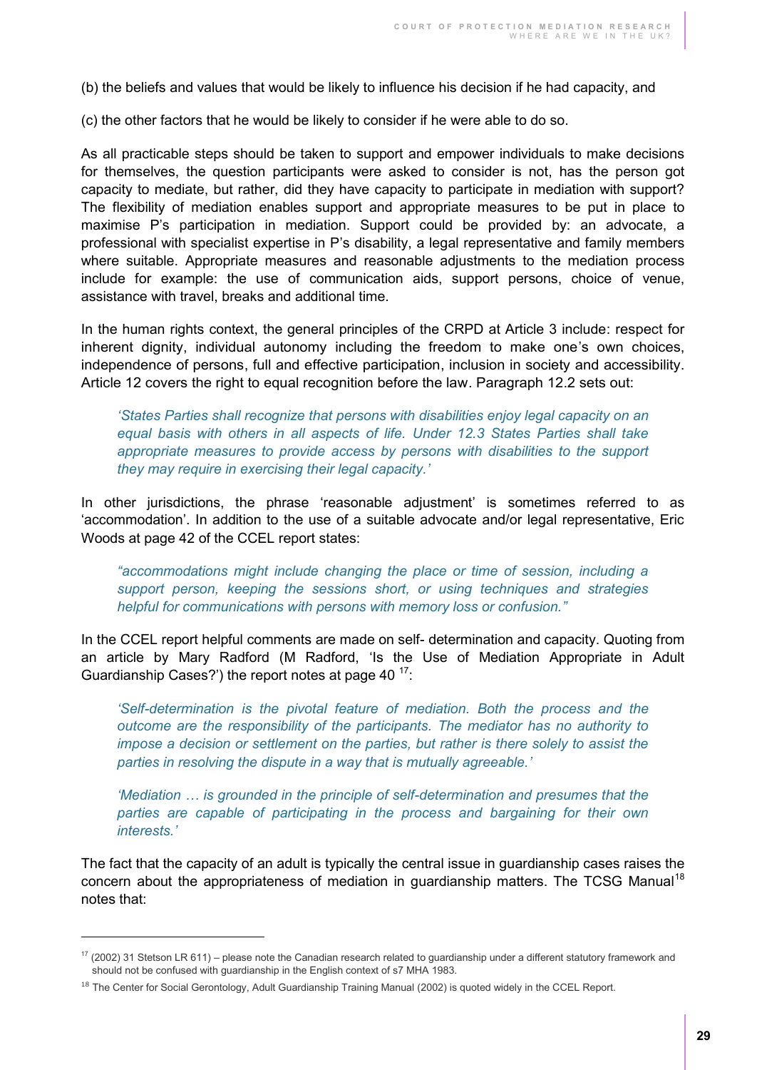(b) the beliefs and values that would be likely to influence his decision if he had capacity, and

(c) the other factors that he would be likely to consider if he were able to do so.

As all practicable steps should be taken to support and empower individuals to make decisions for themselves, the question participants were asked to consider is not, has the person got capacity to mediate, but rather, did they have capacity to participate in mediation with support? The flexibility of mediation enables support and appropriate measures to be put in place to maximise P's participation in mediation. Support could be provided by: an advocate, a professional with specialist expertise in P's disability, a legal representative and family members where suitable. Appropriate measures and reasonable adjustments to the mediation process include for example: the use of communication aids, support persons, choice of venue, assistance with travel, breaks and additional time.

In the human rights context, the general principles of the CRPD at Article 3 include: respect for inherent dignity, individual autonomy including the freedom to make one's own choices, independence of persons, full and effective participation, inclusion in society and accessibility. Article 12 covers the right to equal recognition before the law. Paragraph 12.2 sets out:

> *'States Parties shall recognize that persons with disabilities enjoy legal capacity on an equal basis with others in all aspects of life. Under 12.3 States Parties shall take appropriate measures to provide access by persons with disabilities to the support they may require in exercising their legal capacity.'*

In other jurisdictions, the phrase 'reasonable adjustment' is sometimes referred to as 'accommodation'. In addition to the use of a suitable advocate and/or legal representative, Eric Woods at page 42 of the CCEL report states:

> *"accommodations might include changing the place or time of session, including a support person, keeping the sessions short, or using techniques and strategies helpful for communications with persons with memory loss or confusion."*

In the CCEL report helpful comments are made on self- determination and capacity. Quoting from an article by Mary Radford (M Radford, 'Is the Use of Mediation Appropriate in Adult Guardianship Cases?') the report notes at page 40 [17]:

> *'Self-determination is the pivotal feature of mediation. Both the process and the outcome are the responsibility of the participants. The mediator has no authority to impose a decision or settlement on the parties, but rather is there solely to assist the parties in resolving the dispute in a way that is mutually agreeable.'*
>
> *'Mediation … is grounded in the principle of self-determination and presumes that the parties are capable of participating in the process and bargaining for their own interests.'*

The fact that the capacity of an adult is typically the central issue in guardianship cases raises the concern about the appropriateness of mediation in guardianship matters. The TCSG Manual[18] notes that:

---

[17] (2002) 31 Stetson LR 611) – please note the Canadian research related to guardianship under a different statutory framework and should not be confused with guardianship in the English context of s7 MHA 1983.

[18] The Center for Social Gerontology, Adult Guardianship Training Manual (2002) is quoted widely in the CCEL Report.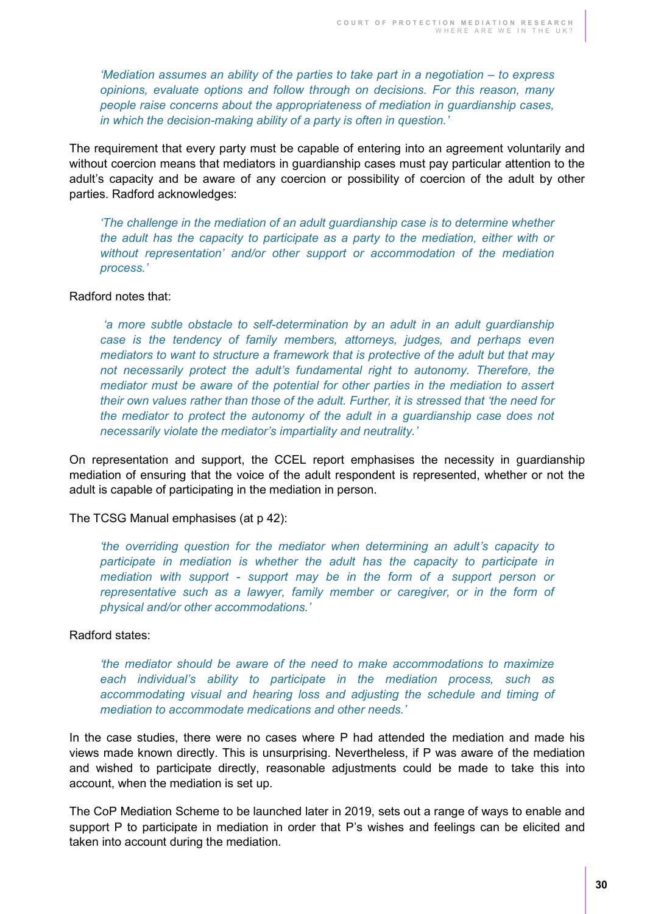*'Mediation assumes an ability of the parties to take part in a negotiation – to express opinions, evaluate options and follow through on decisions. For this reason, many people raise concerns about the appropriateness of mediation in guardianship cases, in which the decision-making ability of a party is often in question.'*

The requirement that every party must be capable of entering into an agreement voluntarily and without coercion means that mediators in guardianship cases must pay particular attention to the adult's capacity and be aware of any coercion or possibility of coercion of the adult by other parties. Radford acknowledges:

*'The challenge in the mediation of an adult guardianship case is to determine whether the adult has the capacity to participate as a party to the mediation, either with or without representation' and/or other support or accommodation of the mediation process.'*

Radford notes that:

*'a more subtle obstacle to self-determination by an adult in an adult guardianship case is the tendency of family members, attorneys, judges, and perhaps even mediators to want to structure a framework that is protective of the adult but that may not necessarily protect the adult's fundamental right to autonomy. Therefore, the mediator must be aware of the potential for other parties in the mediation to assert their own values rather than those of the adult. Further, it is stressed that 'the need for the mediator to protect the autonomy of the adult in a guardianship case does not necessarily violate the mediator's impartiality and neutrality.'*

On representation and support, the CCEL report emphasises the necessity in guardianship mediation of ensuring that the voice of the adult respondent is represented, whether or not the adult is capable of participating in the mediation in person.

The TCSG Manual emphasises (at p 42):

*'the overriding question for the mediator when determining an adult's capacity to participate in mediation is whether the adult has the capacity to participate in mediation with support - support may be in the form of a support person or representative such as a lawyer, family member or caregiver, or in the form of physical and/or other accommodations.'*

Radford states:

*'the mediator should be aware of the need to make accommodations to maximize each individual's ability to participate in the mediation process, such as accommodating visual and hearing loss and adjusting the schedule and timing of mediation to accommodate medications and other needs.'*

In the case studies, there were no cases where P had attended the mediation and made his views made known directly. This is unsurprising. Nevertheless, if P was aware of the mediation and wished to participate directly, reasonable adjustments could be made to take this into account, when the mediation is set up.

The CoP Mediation Scheme to be launched later in 2019, sets out a range of ways to enable and support P to participate in mediation in order that P's wishes and feelings can be elicited and taken into account during the mediation.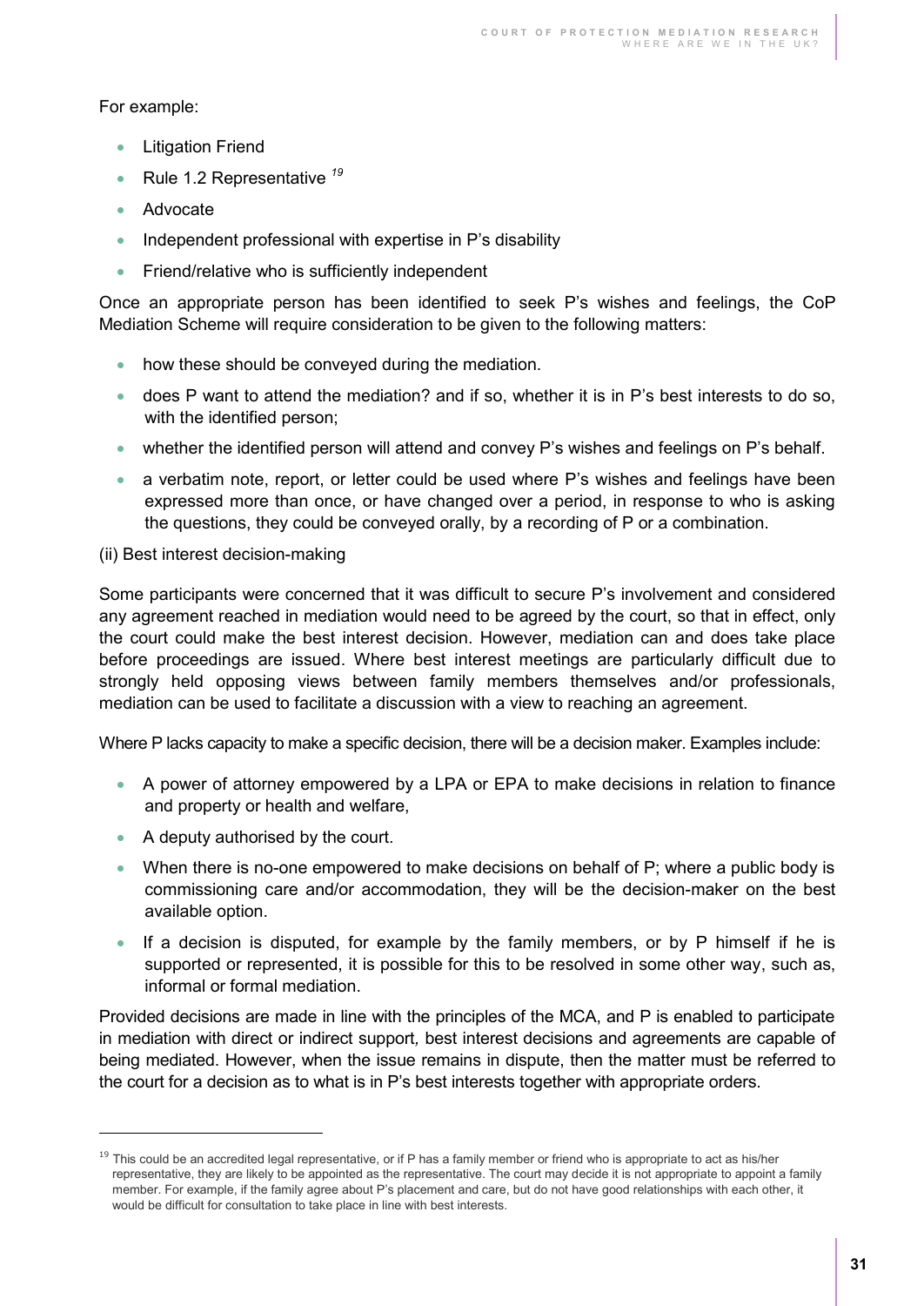For example:

- Litigation Friend
- Rule 1.2 Representative [19]
- Advocate
- Independent professional with expertise in P's disability
- Friend/relative who is sufficiently independent

Once an appropriate person has been identified to seek P's wishes and feelings, the CoP Mediation Scheme will require consideration to be given to the following matters:

- how these should be conveyed during the mediation.
- does P want to attend the mediation? and if so, whether it is in P's best interests to do so, with the identified person;
- whether the identified person will attend and convey P's wishes and feelings on P's behalf.
- a verbatim note, report, or letter could be used where P's wishes and feelings have been expressed more than once, or have changed over a period, in response to who is asking the questions, they could be conveyed orally, by a recording of P or a combination.

(ii) Best interest decision-making

Some participants were concerned that it was difficult to secure P's involvement and considered any agreement reached in mediation would need to be agreed by the court, so that in effect, only the court could make the best interest decision. However, mediation can and does take place before proceedings are issued. Where best interest meetings are particularly difficult due to strongly held opposing views between family members themselves and/or professionals, mediation can be used to facilitate a discussion with a view to reaching an agreement.

Where P lacks capacity to make a specific decision, there will be a decision maker. Examples include:

- A power of attorney empowered by a LPA or EPA to make decisions in relation to finance and property or health and welfare,
- A deputy authorised by the court.
- When there is no-one empowered to make decisions on behalf of P; where a public body is commissioning care and/or accommodation, they will be the decision-maker on the best available option.
- If a decision is disputed, for example by the family members, or by P himself if he is supported or represented, it is possible for this to be resolved in some other way, such as, informal or formal mediation.

Provided decisions are made in line with the principles of the MCA, and P is enabled to participate in mediation with direct or indirect support*,* best interest decisions and agreements are capable of being mediated. However, when the issue remains in dispute, then the matter must be referred to the court for a decision as to what is in P's best interests together with appropriate orders.

---

[19] This could be an accredited legal representative, or if P has a family member or friend who is appropriate to act as his/her representative, they are likely to be appointed as the representative. The court may decide it is not appropriate to appoint a family member. For example, if the family agree about P's placement and care, but do not have good relationships with each other, it would be difficult for consultation to take place in line with best interests.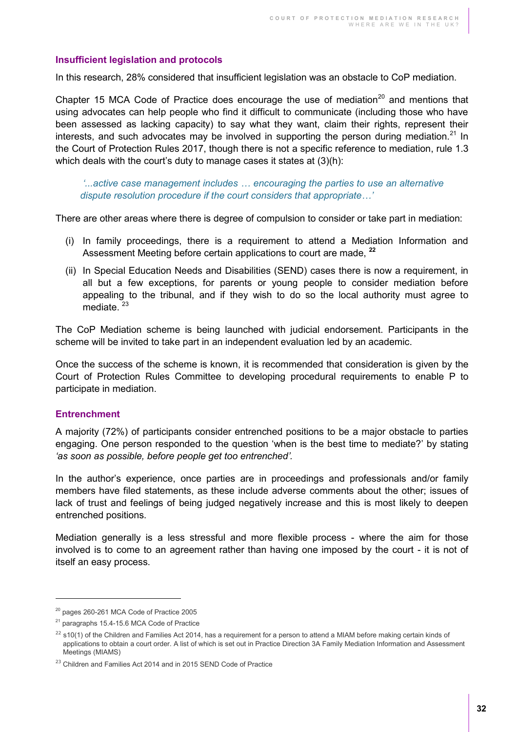### Insufficient legislation and protocols

In this research, 28% considered that insufficient legislation was an obstacle to CoP mediation.

Chapter 15 MCA Code of Practice does encourage the use of mediation[20] and mentions that using advocates can help people who find it difficult to communicate (including those who have been assessed as lacking capacity) to say what they want, claim their rights, represent their interests, and such advocates may be involved in supporting the person during mediation.[21] In the Court of Protection Rules 2017, though there is not a specific reference to mediation, rule 1.3 which deals with the court's duty to manage cases it states at (3)(h):

> *'...active case management includes … encouraging the parties to use an alternative dispute resolution procedure if the court considers that appropriate…'*

There are other areas where there is degree of compulsion to consider or take part in mediation:

(i) In family proceedings, there is a requirement to attend a Mediation Information and Assessment Meeting before certain applications to court are made, [22]

(ii) In Special Education Needs and Disabilities (SEND) cases there is now a requirement, in all but a few exceptions, for parents or young people to consider mediation before appealing to the tribunal, and if they wish to do so the local authority must agree to mediate. [23]

The CoP Mediation scheme is being launched with judicial endorsement. Participants in the scheme will be invited to take part in an independent evaluation led by an academic.

Once the success of the scheme is known, it is recommended that consideration is given by the Court of Protection Rules Committee to developing procedural requirements to enable P to participate in mediation.

### Entrenchment

A majority (72%) of participants consider entrenched positions to be a major obstacle to parties engaging. One person responded to the question 'when is the best time to mediate?' by stating *'as soon as possible, before people get too entrenched'.*

In the author's experience, once parties are in proceedings and professionals and/or family members have filed statements, as these include adverse comments about the other; issues of lack of trust and feelings of being judged negatively increase and this is most likely to deepen entrenched positions.

Mediation generally is a less stressful and more flexible process - where the aim for those involved is to come to an agreement rather than having one imposed by the court - it is not of itself an easy process.

---

[20] pages 260-261 MCA Code of Practice 2005

[21] paragraphs 15.4-15.6 MCA Code of Practice

[22] s10(1) of the Children and Families Act 2014, has a requirement for a person to attend a MIAM before making certain kinds of applications to obtain a court order. A list of which is set out in Practice Direction 3A Family Mediation Information and Assessment Meetings (MIAMS)

[23] Children and Families Act 2014 and in 2015 SEND Code of Practice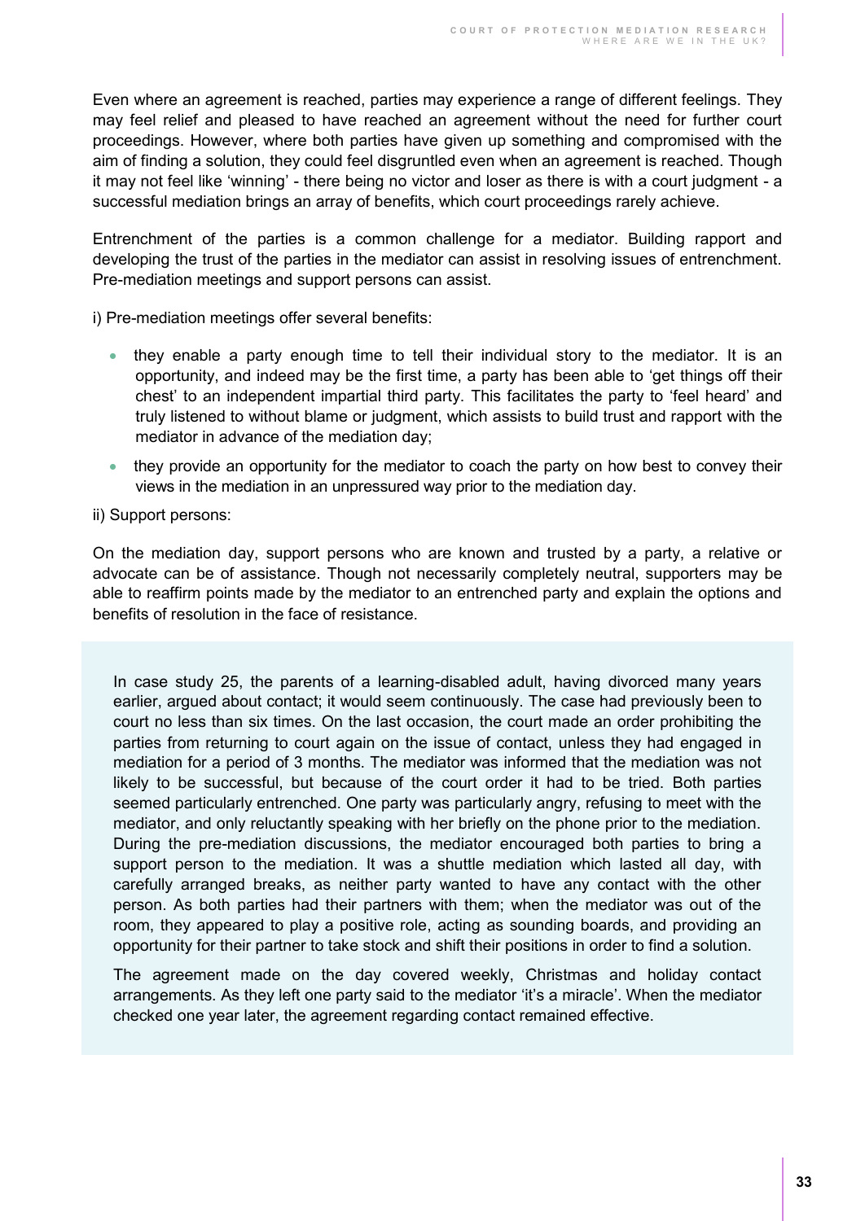Even where an agreement is reached, parties may experience a range of different feelings. They may feel relief and pleased to have reached an agreement without the need for further court proceedings. However, where both parties have given up something and compromised with the aim of finding a solution, they could feel disgruntled even when an agreement is reached. Though it may not feel like 'winning' - there being no victor and loser as there is with a court judgment - a successful mediation brings an array of benefits, which court proceedings rarely achieve.

Entrenchment of the parties is a common challenge for a mediator. Building rapport and developing the trust of the parties in the mediator can assist in resolving issues of entrenchment. Pre-mediation meetings and support persons can assist.

i) Pre-mediation meetings offer several benefits:

- they enable a party enough time to tell their individual story to the mediator. It is an opportunity, and indeed may be the first time, a party has been able to 'get things off their chest' to an independent impartial third party. This facilitates the party to 'feel heard' and truly listened to without blame or judgment, which assists to build trust and rapport with the mediator in advance of the mediation day;
- they provide an opportunity for the mediator to coach the party on how best to convey their views in the mediation in an unpressured way prior to the mediation day.

ii) Support persons:

On the mediation day, support persons who are known and trusted by a party, a relative or advocate can be of assistance. Though not necessarily completely neutral, supporters may be able to reaffirm points made by the mediator to an entrenched party and explain the options and benefits of resolution in the face of resistance.

> In case study 25, the parents of a learning-disabled adult, having divorced many years earlier, argued about contact; it would seem continuously. The case had previously been to court no less than six times. On the last occasion, the court made an order prohibiting the parties from returning to court again on the issue of contact, unless they had engaged in mediation for a period of 3 months. The mediator was informed that the mediation was not likely to be successful, but because of the court order it had to be tried. Both parties seemed particularly entrenched. One party was particularly angry, refusing to meet with the mediator, and only reluctantly speaking with her briefly on the phone prior to the mediation. During the pre-mediation discussions, the mediator encouraged both parties to bring a support person to the mediation. It was a shuttle mediation which lasted all day, with carefully arranged breaks, as neither party wanted to have any contact with the other person. As both parties had their partners with them; when the mediator was out of the room, they appeared to play a positive role, acting as sounding boards, and providing an opportunity for their partner to take stock and shift their positions in order to find a solution.
>
> The agreement made on the day covered weekly, Christmas and holiday contact arrangements. As they left one party said to the mediator 'it's a miracle'. When the mediator checked one year later, the agreement regarding contact remained effective.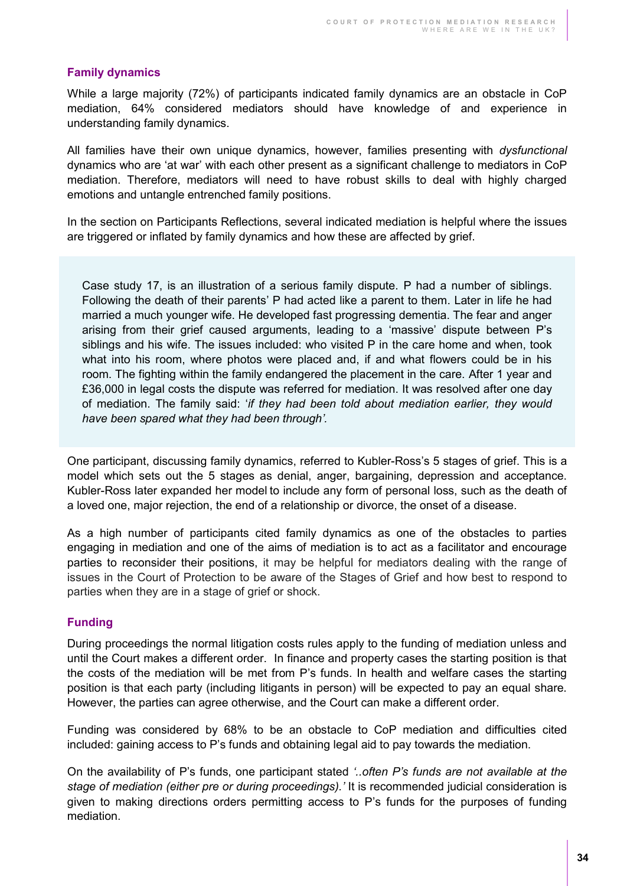### Family dynamics

While a large majority (72%) of participants indicated family dynamics are an obstacle in CoP mediation, 64% considered mediators should have knowledge of and experience in understanding family dynamics.

All families have their own unique dynamics, however, families presenting with *dysfunctional* dynamics who are 'at war' with each other present as a significant challenge to mediators in CoP mediation. Therefore, mediators will need to have robust skills to deal with highly charged emotions and untangle entrenched family positions.

In the section on Participants Reflections, several indicated mediation is helpful where the issues are triggered or inflated by family dynamics and how these are affected by grief.

> Case study 17, is an illustration of a serious family dispute. P had a number of siblings. Following the death of their parents' P had acted like a parent to them. Later in life he had married a much younger wife. He developed fast progressing dementia. The fear and anger arising from their grief caused arguments, leading to a 'massive' dispute between P's siblings and his wife. The issues included: who visited P in the care home and when, took what into his room, where photos were placed and, if and what flowers could be in his room. The fighting within the family endangered the placement in the care. After 1 year and £36,000 in legal costs the dispute was referred for mediation. It was resolved after one day of mediation. The family said: '*if they had been told about mediation earlier, they would have been spared what they had been through'.*

One participant, discussing family dynamics, referred to Kubler-Ross's 5 stages of grief. This is a model which sets out the 5 stages as denial, anger, bargaining, depression and acceptance. Kubler-Ross later expanded her model to include any form of personal loss, such as the death of a loved one, major rejection, the end of a relationship or divorce, the onset of a disease.

As a high number of participants cited family dynamics as one of the obstacles to parties engaging in mediation and one of the aims of mediation is to act as a facilitator and encourage parties to reconsider their positions, it may be helpful for mediators dealing with the range of issues in the Court of Protection to be aware of the Stages of Grief and how best to respond to parties when they are in a stage of grief or shock.

### Funding

During proceedings the normal litigation costs rules apply to the funding of mediation unless and until the Court makes a different order. In finance and property cases the starting position is that the costs of the mediation will be met from P's funds. In health and welfare cases the starting position is that each party (including litigants in person) will be expected to pay an equal share. However, the parties can agree otherwise, and the Court can make a different order.

Funding was considered by 68% to be an obstacle to CoP mediation and difficulties cited included: gaining access to P's funds and obtaining legal aid to pay towards the mediation.

On the availability of P's funds, one participant stated *'..often P's funds are not available at the stage of mediation (either pre or during proceedings).'* It is recommended judicial consideration is given to making directions orders permitting access to P's funds for the purposes of funding mediation.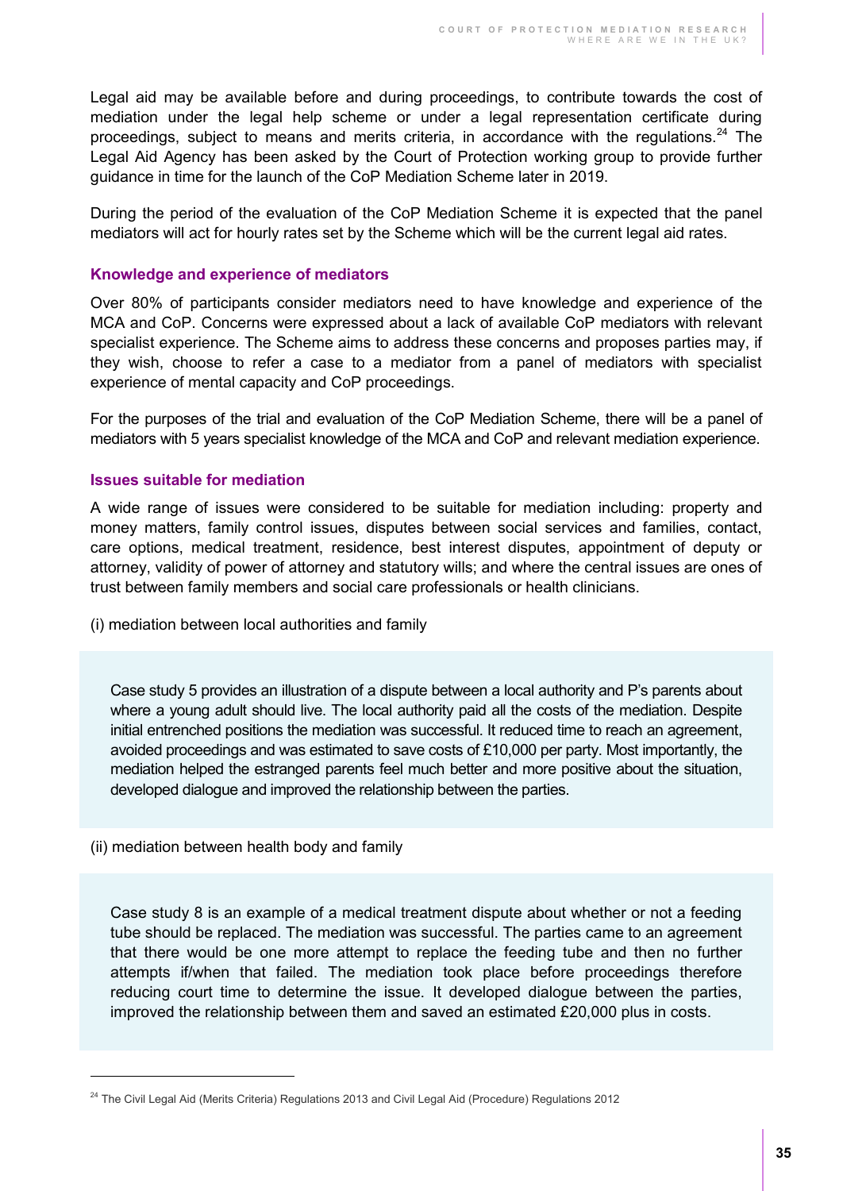Legal aid may be available before and during proceedings, to contribute towards the cost of mediation under the legal help scheme or under a legal representation certificate during proceedings, subject to means and merits criteria, in accordance with the regulations.[24] The Legal Aid Agency has been asked by the Court of Protection working group to provide further guidance in time for the launch of the CoP Mediation Scheme later in 2019.

During the period of the evaluation of the CoP Mediation Scheme it is expected that the panel mediators will act for hourly rates set by the Scheme which will be the current legal aid rates.

### Knowledge and experience of mediators

Over 80% of participants consider mediators need to have knowledge and experience of the MCA and CoP. Concerns were expressed about a lack of available CoP mediators with relevant specialist experience. The Scheme aims to address these concerns and proposes parties may, if they wish, choose to refer a case to a mediator from a panel of mediators with specialist experience of mental capacity and CoP proceedings.

For the purposes of the trial and evaluation of the CoP Mediation Scheme, there will be a panel of mediators with 5 years specialist knowledge of the MCA and CoP and relevant mediation experience.

### Issues suitable for mediation

A wide range of issues were considered to be suitable for mediation including: property and money matters, family control issues, disputes between social services and families, contact, care options, medical treatment, residence, best interest disputes, appointment of deputy or attorney, validity of power of attorney and statutory wills; and where the central issues are ones of trust between family members and social care professionals or health clinicians.

(i) mediation between local authorities and family

> Case study 5 provides an illustration of a dispute between a local authority and P's parents about where a young adult should live. The local authority paid all the costs of the mediation. Despite initial entrenched positions the mediation was successful. It reduced time to reach an agreement, avoided proceedings and was estimated to save costs of £10,000 per party. Most importantly, the mediation helped the estranged parents feel much better and more positive about the situation, developed dialogue and improved the relationship between the parties.

(ii) mediation between health body and family

> Case study 8 is an example of a medical treatment dispute about whether or not a feeding tube should be replaced. The mediation was successful. The parties came to an agreement that there would be one more attempt to replace the feeding tube and then no further attempts if/when that failed. The mediation took place before proceedings therefore reducing court time to determine the issue. It developed dialogue between the parties, improved the relationship between them and saved an estimated £20,000 plus in costs.

---

[24] The Civil Legal Aid (Merits Criteria) Regulations 2013 and Civil Legal Aid (Procedure) Regulations 2012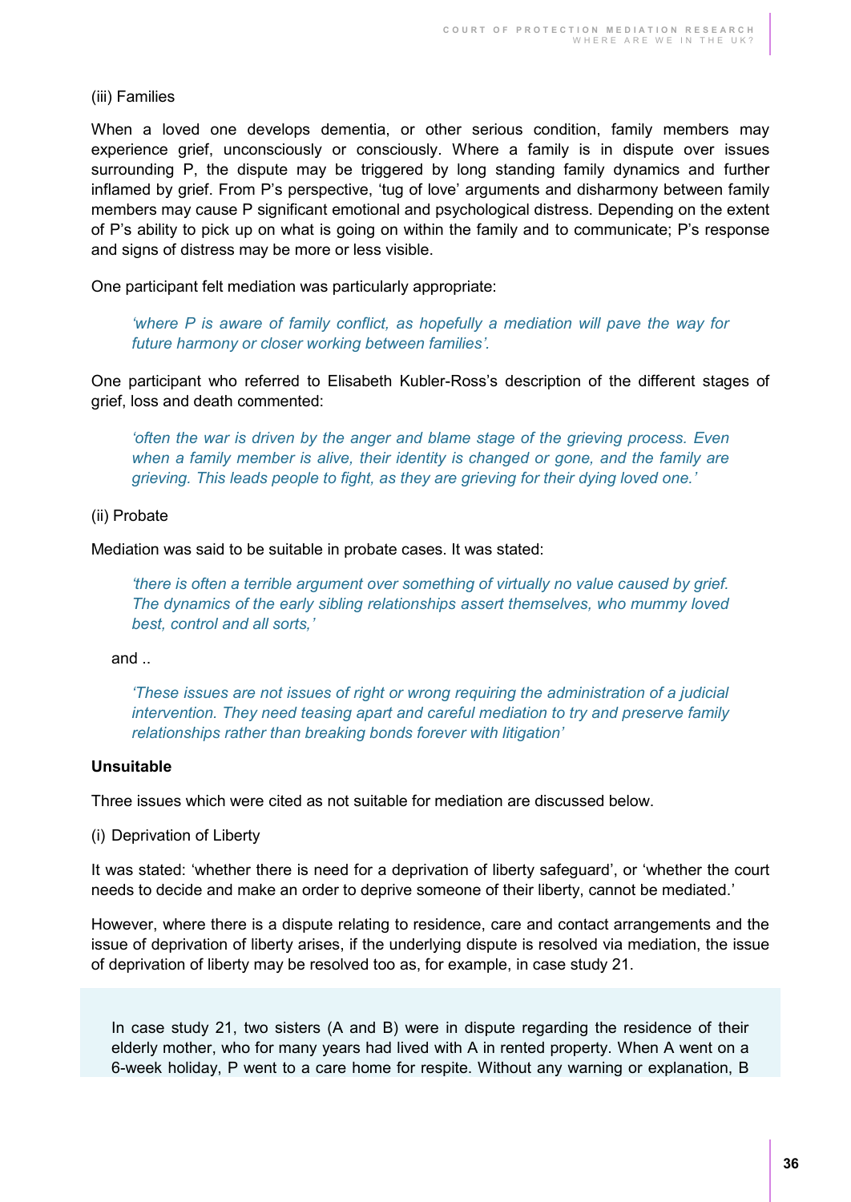(iii) Families

When a loved one develops dementia, or other serious condition, family members may experience grief, unconsciously or consciously. Where a family is in dispute over issues surrounding P, the dispute may be triggered by long standing family dynamics and further inflamed by grief. From P's perspective, 'tug of love' arguments and disharmony between family members may cause P significant emotional and psychological distress. Depending on the extent of P's ability to pick up on what is going on within the family and to communicate; P's response and signs of distress may be more or less visible.

One participant felt mediation was particularly appropriate:

> *'where P is aware of family conflict, as hopefully a mediation will pave the way for future harmony or closer working between families'.*

One participant who referred to Elisabeth Kubler-Ross's description of the different stages of grief, loss and death commented:

> *'often the war is driven by the anger and blame stage of the grieving process. Even when a family member is alive, their identity is changed or gone, and the family are grieving. This leads people to fight, as they are grieving for their dying loved one.'*

(ii) Probate

Mediation was said to be suitable in probate cases. It was stated:

> *'there is often a terrible argument over something of virtually no value caused by grief. The dynamics of the early sibling relationships assert themselves, who mummy loved best, control and all sorts,'*

and ..

> *'These issues are not issues of right or wrong requiring the administration of a judicial intervention. They need teasing apart and careful mediation to try and preserve family relationships rather than breaking bonds forever with litigation'*

**Unsuitable**

Three issues which were cited as not suitable for mediation are discussed below.

(i) Deprivation of Liberty

It was stated: 'whether there is need for a deprivation of liberty safeguard', or 'whether the court needs to decide and make an order to deprive someone of their liberty, cannot be mediated.'

However, where there is a dispute relating to residence, care and contact arrangements and the issue of deprivation of liberty arises, if the underlying dispute is resolved via mediation, the issue of deprivation of liberty may be resolved too as, for example, in case study 21.

In case study 21, two sisters (A and B) were in dispute regarding the residence of their elderly mother, who for many years had lived with A in rented property. When A went on a 6-week holiday, P went to a care home for respite. Without any warning or explanation, B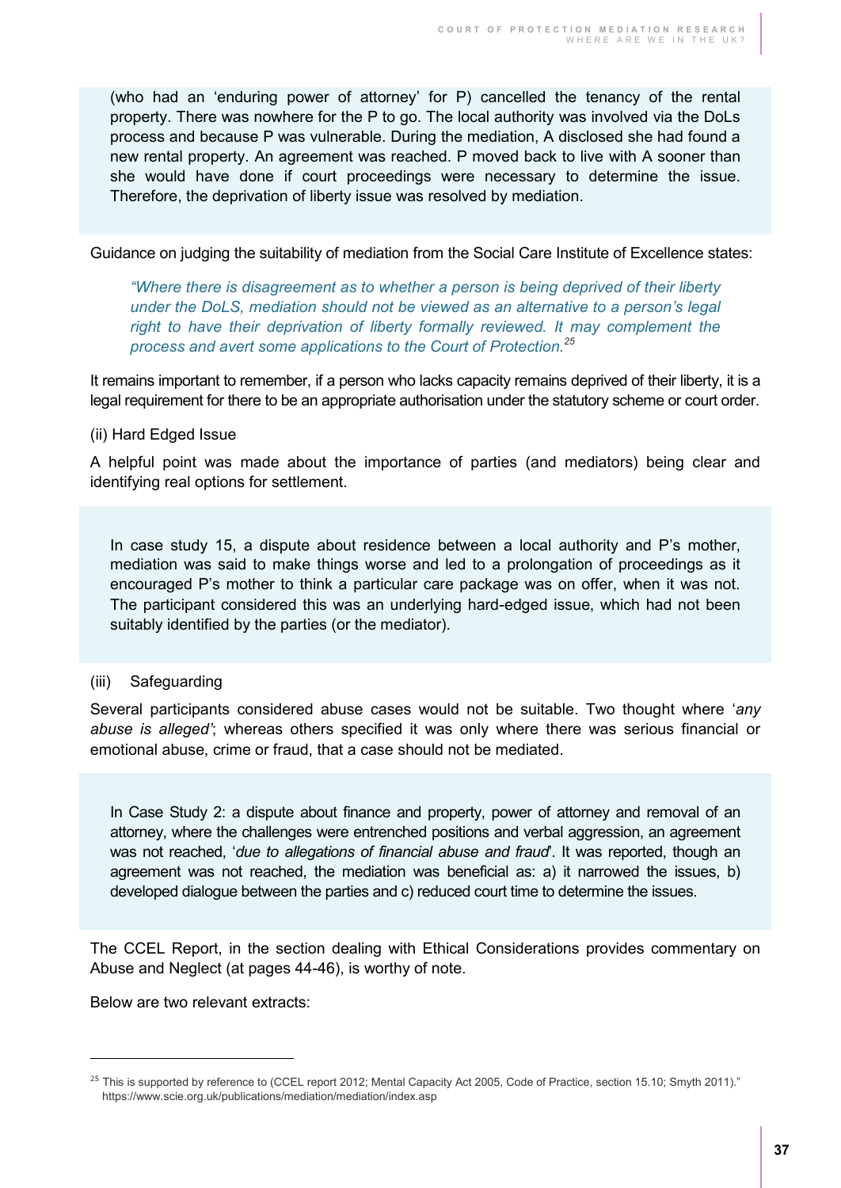(who had an 'enduring power of attorney' for P) cancelled the tenancy of the rental property. There was nowhere for the P to go. The local authority was involved via the DoLs process and because P was vulnerable. During the mediation, A disclosed she had found a new rental property. An agreement was reached. P moved back to live with A sooner than she would have done if court proceedings were necessary to determine the issue. Therefore, the deprivation of liberty issue was resolved by mediation.

Guidance on judging the suitability of mediation from the Social Care Institute of Excellence states:

> *"Where there is disagreement as to whether a person is being deprived of their liberty under the DoLS, mediation should not be viewed as an alternative to a person's legal right to have their deprivation of liberty formally reviewed. It may complement the process and avert some applications to the Court of Protection.*[25]

It remains important to remember, if a person who lacks capacity remains deprived of their liberty, it is a legal requirement for there to be an appropriate authorisation under the statutory scheme or court order.

(ii) Hard Edged Issue

A helpful point was made about the importance of parties (and mediators) being clear and identifying real options for settlement.

In case study 15, a dispute about residence between a local authority and P's mother, mediation was said to make things worse and led to a prolongation of proceedings as it encouraged P's mother to think a particular care package was on offer, when it was not. The participant considered this was an underlying hard-edged issue, which had not been suitably identified by the parties (or the mediator).

(iii) Safeguarding

Several participants considered abuse cases would not be suitable. Two thought where '*any abuse is alleged*'; whereas others specified it was only where there was serious financial or emotional abuse, crime or fraud, that a case should not be mediated.

In Case Study 2: a dispute about finance and property, power of attorney and removal of an attorney, where the challenges were entrenched positions and verbal aggression, an agreement was not reached, '*due to allegations of financial abuse and fraud*'. It was reported, though an agreement was not reached, the mediation was beneficial as: a) it narrowed the issues, b) developed dialogue between the parties and c) reduced court time to determine the issues.

The CCEL Report, in the section dealing with Ethical Considerations provides commentary on Abuse and Neglect (at pages 44-46), is worthy of note.

Below are two relevant extracts:

---

[25] This is supported by reference to (CCEL report 2012; Mental Capacity Act 2005, Code of Practice, section 15.10; Smyth 2011)." https://www.scie.org.uk/publications/mediation/mediation/index.asp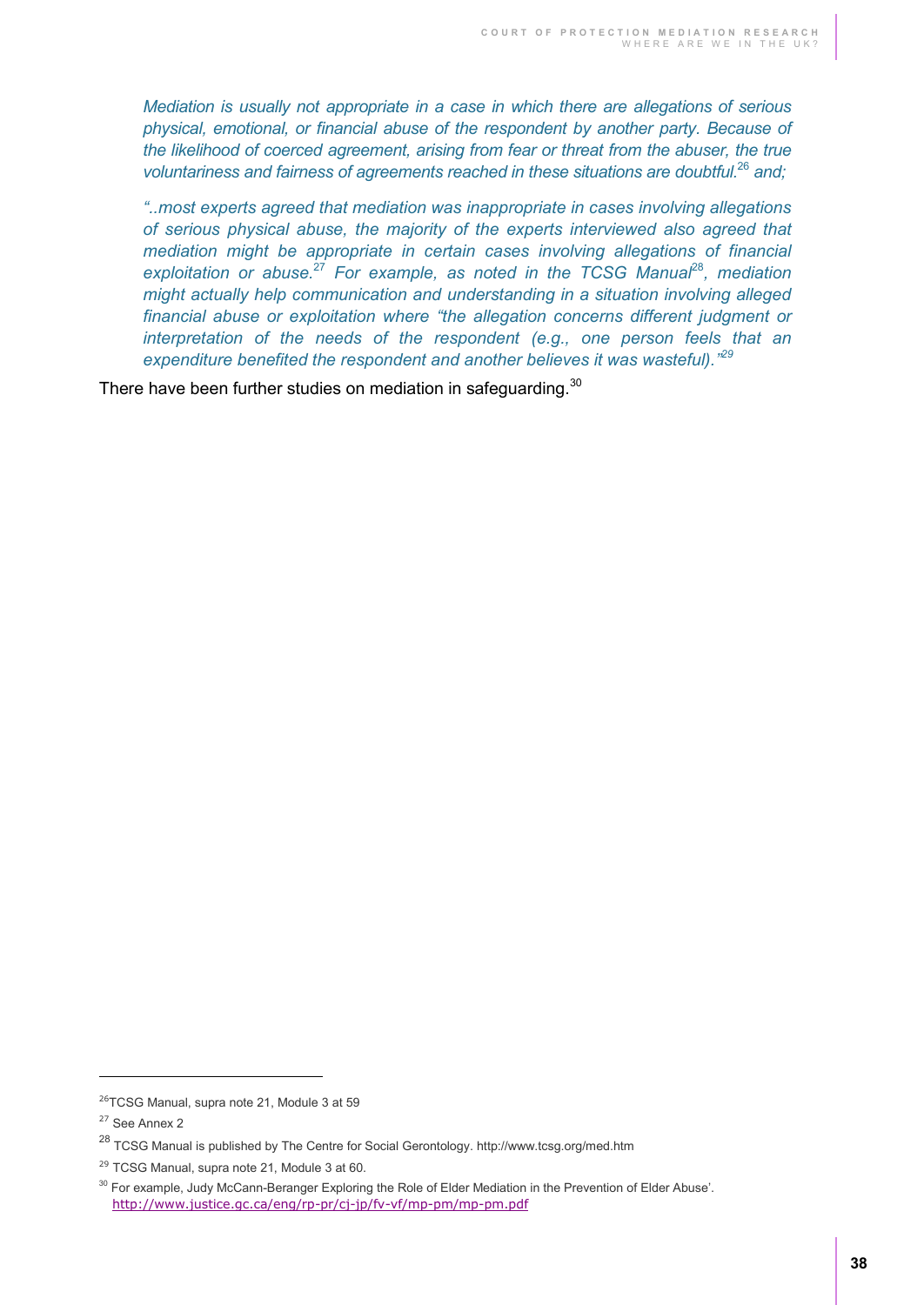*Mediation is usually not appropriate in a case in which there are allegations of serious physical, emotional, or financial abuse of the respondent by another party. Because of the likelihood of coerced agreement, arising from fear or threat from the abuser, the true voluntariness and fairness of agreements reached in these situations are doubtful.*[26] *and;*

*"..most experts agreed that mediation was inappropriate in cases involving allegations of serious physical abuse, the majority of the experts interviewed also agreed that mediation might be appropriate in certain cases involving allegations of financial exploitation or abuse.*[27] *For example, as noted in the TCSG Manual*[28]*, mediation might actually help communication and understanding in a situation involving alleged financial abuse or exploitation where "the allegation concerns different judgment or interpretation of the needs of the respondent (e.g., one person feels that an expenditure benefited the respondent and another believes it was wasteful)."*[29]

There have been further studies on mediation in safeguarding.[30]

---

[26] TCSG Manual, supra note 21, Module 3 at 59

[27] See Annex 2

[28] TCSG Manual is published by The Centre for Social Gerontology. http://www.tcsg.org/med.htm

[29] TCSG Manual, supra note 21, Module 3 at 60.

[30] For example, Judy McCann-Beranger Exploring the Role of Elder Mediation in the Prevention of Elder Abuse'. http://www.justice.gc.ca/eng/rp-pr/cj-jp/fv-vf/mp-pm/mp-pm.pdf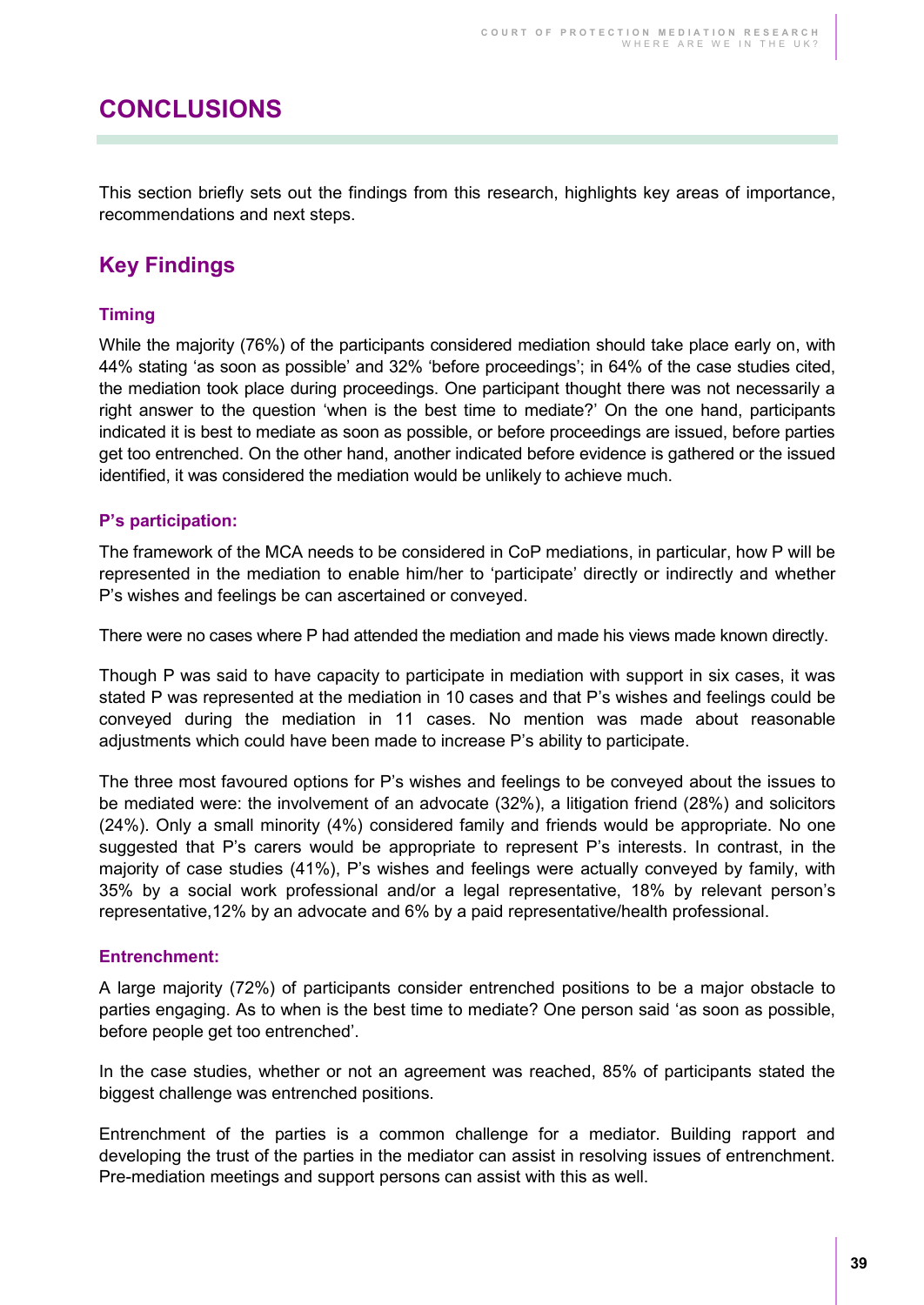# CONCLUSIONS

This section briefly sets out the findings from this research, highlights key areas of importance, recommendations and next steps.

## Key Findings

### Timing

While the majority (76%) of the participants considered mediation should take place early on, with 44% stating 'as soon as possible' and 32% 'before proceedings'; in 64% of the case studies cited, the mediation took place during proceedings. One participant thought there was not necessarily a right answer to the question 'when is the best time to mediate?' On the one hand, participants indicated it is best to mediate as soon as possible, or before proceedings are issued, before parties get too entrenched. On the other hand, another indicated before evidence is gathered or the issued identified, it was considered the mediation would be unlikely to achieve much.

### P's participation:

The framework of the MCA needs to be considered in CoP mediations, in particular, how P will be represented in the mediation to enable him/her to 'participate' directly or indirectly and whether P's wishes and feelings be can ascertained or conveyed.

There were no cases where P had attended the mediation and made his views made known directly.

Though P was said to have capacity to participate in mediation with support in six cases, it was stated P was represented at the mediation in 10 cases and that P's wishes and feelings could be conveyed during the mediation in 11 cases. No mention was made about reasonable adjustments which could have been made to increase P's ability to participate.

The three most favoured options for P's wishes and feelings to be conveyed about the issues to be mediated were: the involvement of an advocate (32%), a litigation friend (28%) and solicitors (24%). Only a small minority (4%) considered family and friends would be appropriate. No one suggested that P's carers would be appropriate to represent P's interests. In contrast, in the majority of case studies (41%), P's wishes and feelings were actually conveyed by family, with 35% by a social work professional and/or a legal representative, 18% by relevant person's representative,12% by an advocate and 6% by a paid representative/health professional.

### Entrenchment:

A large majority (72%) of participants consider entrenched positions to be a major obstacle to parties engaging. As to when is the best time to mediate? One person said 'as soon as possible, before people get too entrenched'.

In the case studies, whether or not an agreement was reached, 85% of participants stated the biggest challenge was entrenched positions.

Entrenchment of the parties is a common challenge for a mediator. Building rapport and developing the trust of the parties in the mediator can assist in resolving issues of entrenchment. Pre-mediation meetings and support persons can assist with this as well.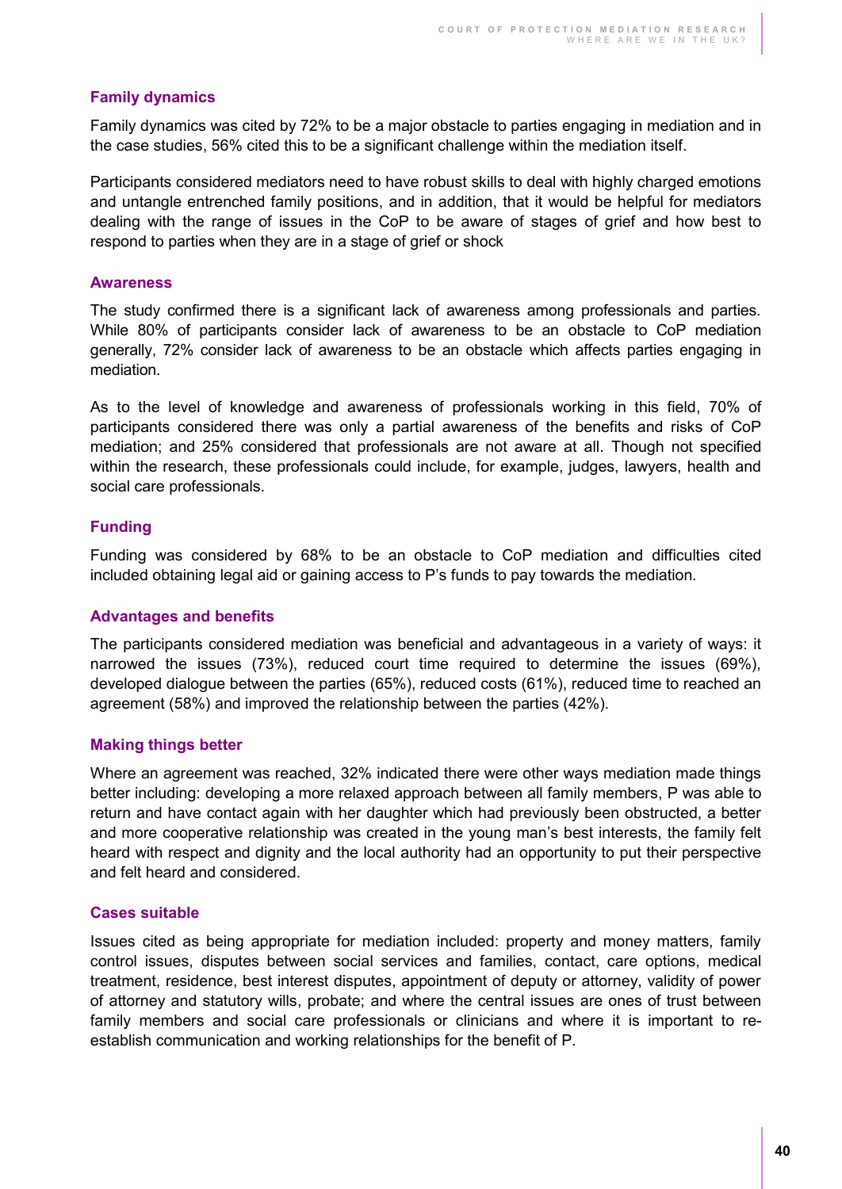### Family dynamics

Family dynamics was cited by 72% to be a major obstacle to parties engaging in mediation and in the case studies, 56% cited this to be a significant challenge within the mediation itself.

Participants considered mediators need to have robust skills to deal with highly charged emotions and untangle entrenched family positions, and in addition, that it would be helpful for mediators dealing with the range of issues in the CoP to be aware of stages of grief and how best to respond to parties when they are in a stage of grief or shock

### Awareness

The study confirmed there is a significant lack of awareness among professionals and parties. While 80% of participants consider lack of awareness to be an obstacle to CoP mediation generally, 72% consider lack of awareness to be an obstacle which affects parties engaging in mediation.

As to the level of knowledge and awareness of professionals working in this field, 70% of participants considered there was only a partial awareness of the benefits and risks of CoP mediation; and 25% considered that professionals are not aware at all. Though not specified within the research, these professionals could include, for example, judges, lawyers, health and social care professionals.

### Funding

Funding was considered by 68% to be an obstacle to CoP mediation and difficulties cited included obtaining legal aid or gaining access to P's funds to pay towards the mediation.

### Advantages and benefits

The participants considered mediation was beneficial and advantageous in a variety of ways: it narrowed the issues (73%), reduced court time required to determine the issues (69%), developed dialogue between the parties (65%), reduced costs (61%), reduced time to reached an agreement (58%) and improved the relationship between the parties (42%).

### Making things better

Where an agreement was reached, 32% indicated there were other ways mediation made things better including: developing a more relaxed approach between all family members, P was able to return and have contact again with her daughter which had previously been obstructed, a better and more cooperative relationship was created in the young man's best interests, the family felt heard with respect and dignity and the local authority had an opportunity to put their perspective and felt heard and considered.

### Cases suitable

Issues cited as being appropriate for mediation included: property and money matters, family control issues, disputes between social services and families, contact, care options, medical treatment, residence, best interest disputes, appointment of deputy or attorney, validity of power of attorney and statutory wills, probate; and where the central issues are ones of trust between family members and social care professionals or clinicians and where it is important to re-establish communication and working relationships for the benefit of P.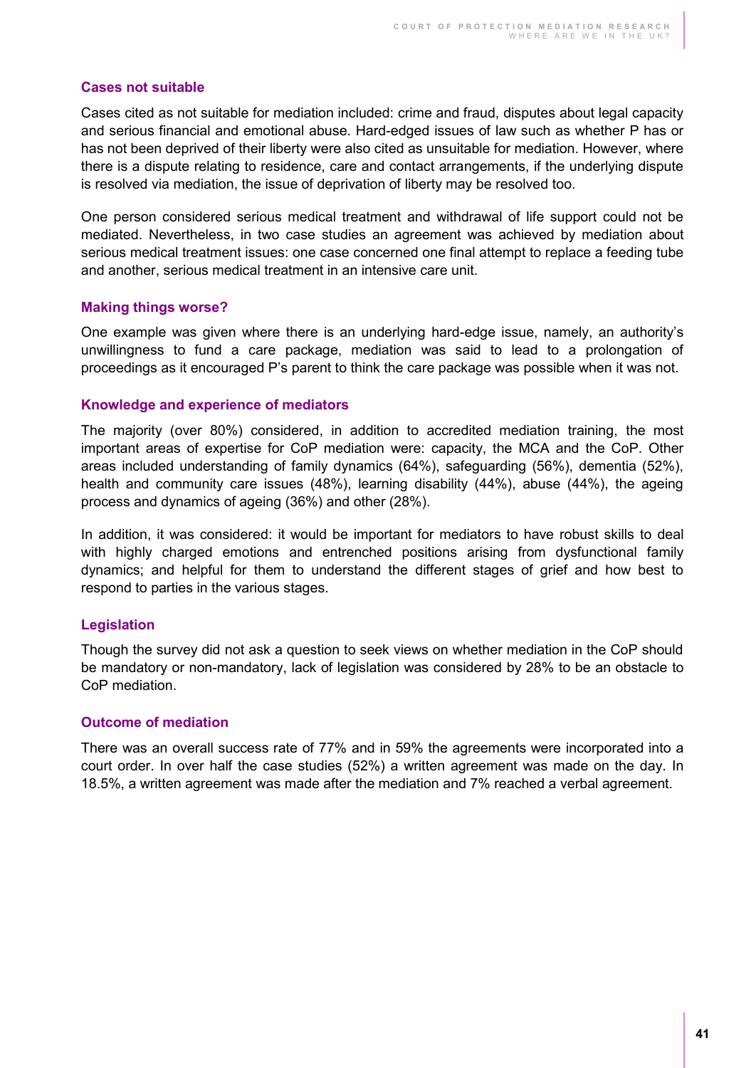### Cases not suitable

Cases cited as not suitable for mediation included: crime and fraud, disputes about legal capacity and serious financial and emotional abuse. Hard-edged issues of law such as whether P has or has not been deprived of their liberty were also cited as unsuitable for mediation. However, where there is a dispute relating to residence, care and contact arrangements, if the underlying dispute is resolved via mediation, the issue of deprivation of liberty may be resolved too.

One person considered serious medical treatment and withdrawal of life support could not be mediated. Nevertheless, in two case studies an agreement was achieved by mediation about serious medical treatment issues: one case concerned one final attempt to replace a feeding tube and another, serious medical treatment in an intensive care unit.

### Making things worse?

One example was given where there is an underlying hard-edge issue, namely, an authority's unwillingness to fund a care package, mediation was said to lead to a prolongation of proceedings as it encouraged P's parent to think the care package was possible when it was not.

### Knowledge and experience of mediators

The majority (over 80%) considered, in addition to accredited mediation training, the most important areas of expertise for CoP mediation were: capacity, the MCA and the CoP. Other areas included understanding of family dynamics (64%), safeguarding (56%), dementia (52%), health and community care issues (48%), learning disability (44%), abuse (44%), the ageing process and dynamics of ageing (36%) and other (28%).

In addition, it was considered: it would be important for mediators to have robust skills to deal with highly charged emotions and entrenched positions arising from dysfunctional family dynamics; and helpful for them to understand the different stages of grief and how best to respond to parties in the various stages.

### Legislation

Though the survey did not ask a question to seek views on whether mediation in the CoP should be mandatory or non-mandatory, lack of legislation was considered by 28% to be an obstacle to CoP mediation.

### Outcome of mediation

There was an overall success rate of 77% and in 59% the agreements were incorporated into a court order. In over half the case studies (52%) a written agreement was made on the day. In 18.5%, a written agreement was made after the mediation and 7% reached a verbal agreement.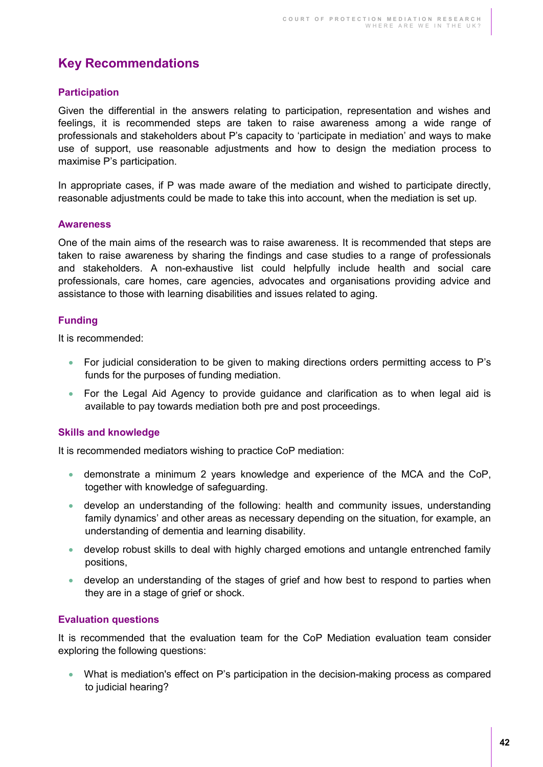## Key Recommendations

### Participation

Given the differential in the answers relating to participation, representation and wishes and feelings, it is recommended steps are taken to raise awareness among a wide range of professionals and stakeholders about P's capacity to 'participate in mediation' and ways to make use of support, use reasonable adjustments and how to design the mediation process to maximise P's participation.

In appropriate cases, if P was made aware of the mediation and wished to participate directly, reasonable adjustments could be made to take this into account, when the mediation is set up.

### Awareness

One of the main aims of the research was to raise awareness. It is recommended that steps are taken to raise awareness by sharing the findings and case studies to a range of professionals and stakeholders. A non-exhaustive list could helpfully include health and social care professionals, care homes, care agencies, advocates and organisations providing advice and assistance to those with learning disabilities and issues related to aging.

### Funding

It is recommended:

- For judicial consideration to be given to making directions orders permitting access to P's funds for the purposes of funding mediation.
- For the Legal Aid Agency to provide guidance and clarification as to when legal aid is available to pay towards mediation both pre and post proceedings.

### Skills and knowledge

It is recommended mediators wishing to practice CoP mediation:

- demonstrate a minimum 2 years knowledge and experience of the MCA and the CoP, together with knowledge of safeguarding.
- develop an understanding of the following: health and community issues, understanding family dynamics' and other areas as necessary depending on the situation, for example, an understanding of dementia and learning disability.
- develop robust skills to deal with highly charged emotions and untangle entrenched family positions,
- develop an understanding of the stages of grief and how best to respond to parties when they are in a stage of grief or shock.

### Evaluation questions

It is recommended that the evaluation team for the CoP Mediation evaluation team consider exploring the following questions:

- What is mediation's effect on P's participation in the decision-making process as compared to judicial hearing?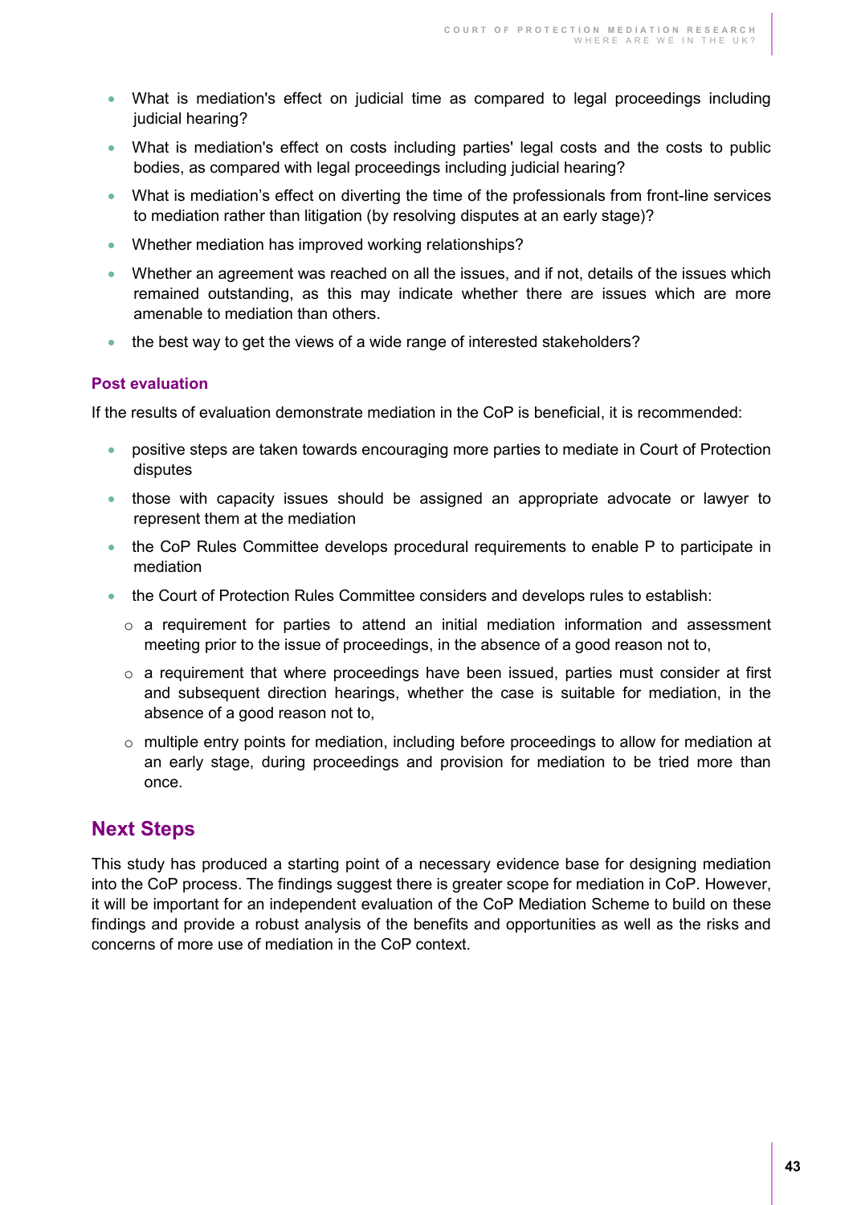- What is mediation's effect on judicial time as compared to legal proceedings including judicial hearing?
- What is mediation's effect on costs including parties' legal costs and the costs to public bodies, as compared with legal proceedings including judicial hearing?
- What is mediation's effect on diverting the time of the professionals from front-line services to mediation rather than litigation (by resolving disputes at an early stage)?
- Whether mediation has improved working relationships?
- Whether an agreement was reached on all the issues, and if not, details of the issues which remained outstanding, as this may indicate whether there are issues which are more amenable to mediation than others.
- the best way to get the views of a wide range of interested stakeholders?

### Post evaluation

If the results of evaluation demonstrate mediation in the CoP is beneficial, it is recommended:

- positive steps are taken towards encouraging more parties to mediate in Court of Protection disputes
- those with capacity issues should be assigned an appropriate advocate or lawyer to represent them at the mediation
- the CoP Rules Committee develops procedural requirements to enable P to participate in mediation
- the Court of Protection Rules Committee considers and develops rules to establish:
  - a requirement for parties to attend an initial mediation information and assessment meeting prior to the issue of proceedings, in the absence of a good reason not to,
  - a requirement that where proceedings have been issued, parties must consider at first and subsequent direction hearings, whether the case is suitable for mediation, in the absence of a good reason not to,
  - multiple entry points for mediation, including before proceedings to allow for mediation at an early stage, during proceedings and provision for mediation to be tried more than once.

## Next Steps

This study has produced a starting point of a necessary evidence base for designing mediation into the CoP process. The findings suggest there is greater scope for mediation in CoP. However, it will be important for an independent evaluation of the CoP Mediation Scheme to build on these findings and provide a robust analysis of the benefits and opportunities as well as the risks and concerns of more use of mediation in the CoP context.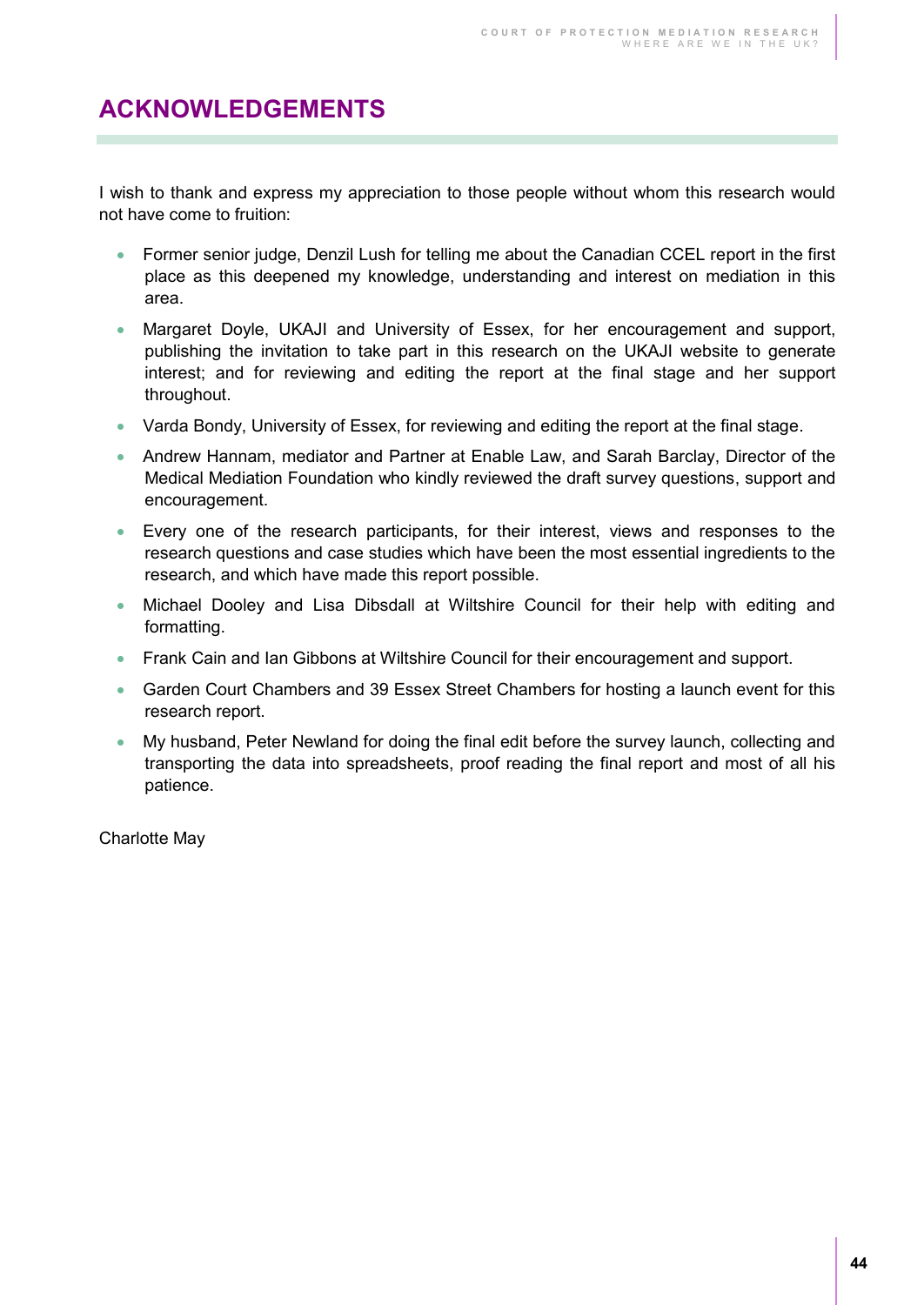# ACKNOWLEDGEMENTS

I wish to thank and express my appreciation to those people without whom this research would not have come to fruition:

- Former senior judge, Denzil Lush for telling me about the Canadian CCEL report in the first place as this deepened my knowledge, understanding and interest on mediation in this area.
- Margaret Doyle, UKAJI and University of Essex, for her encouragement and support, publishing the invitation to take part in this research on the UKAJI website to generate interest; and for reviewing and editing the report at the final stage and her support throughout.
- Varda Bondy, University of Essex, for reviewing and editing the report at the final stage.
- Andrew Hannam, mediator and Partner at Enable Law, and Sarah Barclay, Director of the Medical Mediation Foundation who kindly reviewed the draft survey questions, support and encouragement.
- Every one of the research participants, for their interest, views and responses to the research questions and case studies which have been the most essential ingredients to the research, and which have made this report possible.
- Michael Dooley and Lisa Dibsdall at Wiltshire Council for their help with editing and formatting.
- Frank Cain and Ian Gibbons at Wiltshire Council for their encouragement and support.
- Garden Court Chambers and 39 Essex Street Chambers for hosting a launch event for this research report.
- My husband, Peter Newland for doing the final edit before the survey launch, collecting and transporting the data into spreadsheets, proof reading the final report and most of all his patience.

Charlotte May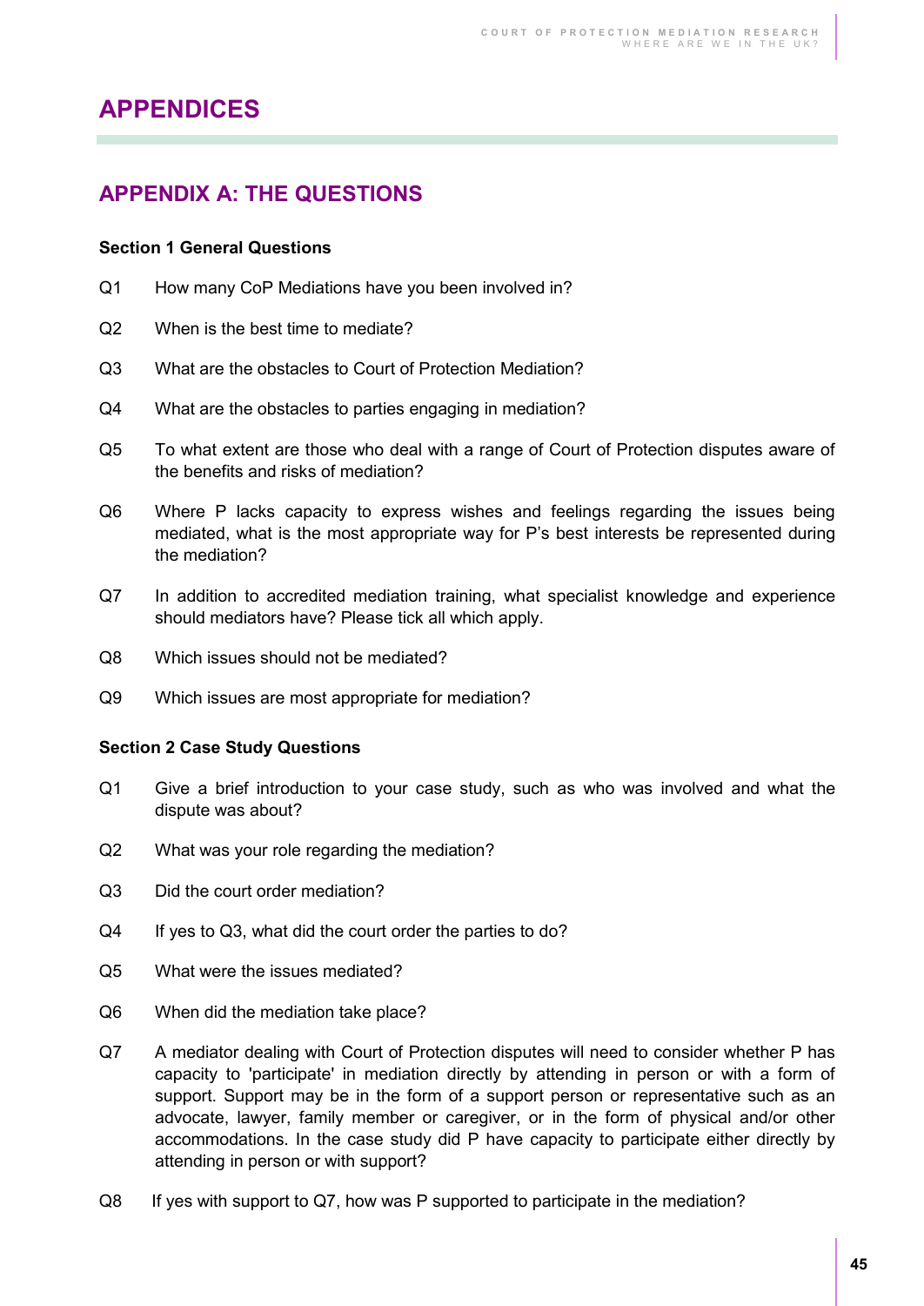# APPENDICES

## APPENDIX A: THE QUESTIONS

**Section 1 General Questions**

Q1 How many CoP Mediations have you been involved in?

Q2 When is the best time to mediate?

Q3 What are the obstacles to Court of Protection Mediation?

Q4 What are the obstacles to parties engaging in mediation?

Q5 To what extent are those who deal with a range of Court of Protection disputes aware of the benefits and risks of mediation?

Q6 Where P lacks capacity to express wishes and feelings regarding the issues being mediated, what is the most appropriate way for P's best interests be represented during the mediation?

Q7 In addition to accredited mediation training, what specialist knowledge and experience should mediators have? Please tick all which apply.

Q8 Which issues should not be mediated?

Q9 Which issues are most appropriate for mediation?

**Section 2 Case Study Questions**

Q1 Give a brief introduction to your case study, such as who was involved and what the dispute was about?

Q2 What was your role regarding the mediation?

Q3 Did the court order mediation?

Q4 If yes to Q3, what did the court order the parties to do?

Q5 What were the issues mediated?

Q6 When did the mediation take place?

Q7 A mediator dealing with Court of Protection disputes will need to consider whether P has capacity to 'participate' in mediation directly by attending in person or with a form of support. Support may be in the form of a support person or representative such as an advocate, lawyer, family member or caregiver, or in the form of physical and/or other accommodations. In the case study did P have capacity to participate either directly by attending in person or with support?

Q8 If yes with support to Q7, how was P supported to participate in the mediation?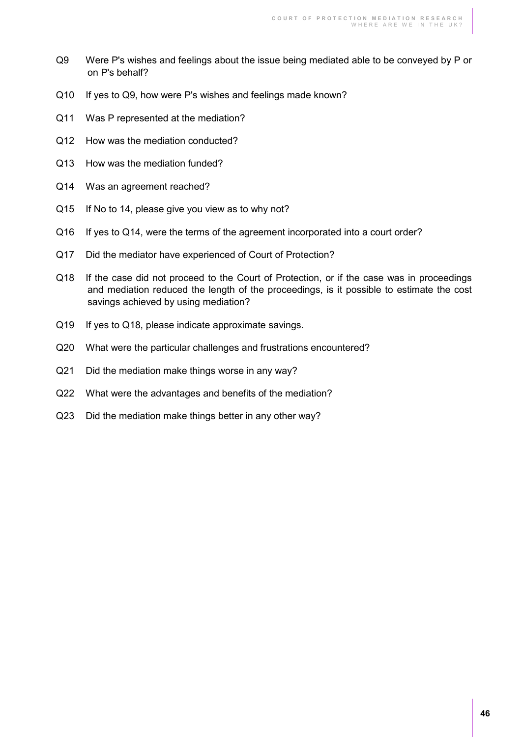Q9 Were P's wishes and feelings about the issue being mediated able to be conveyed by P or on P's behalf?

Q10 If yes to Q9, how were P's wishes and feelings made known?

Q11 Was P represented at the mediation?

Q12 How was the mediation conducted?

Q13 How was the mediation funded?

Q14 Was an agreement reached?

Q15 If No to 14, please give you view as to why not?

Q16 If yes to Q14, were the terms of the agreement incorporated into a court order?

Q17 Did the mediator have experienced of Court of Protection?

Q18 If the case did not proceed to the Court of Protection, or if the case was in proceedings and mediation reduced the length of the proceedings, is it possible to estimate the cost savings achieved by using mediation?

Q19 If yes to Q18, please indicate approximate savings.

Q20 What were the particular challenges and frustrations encountered?

Q21 Did the mediation make things worse in any way?

Q22 What were the advantages and benefits of the mediation?

Q23 Did the mediation make things better in any other way?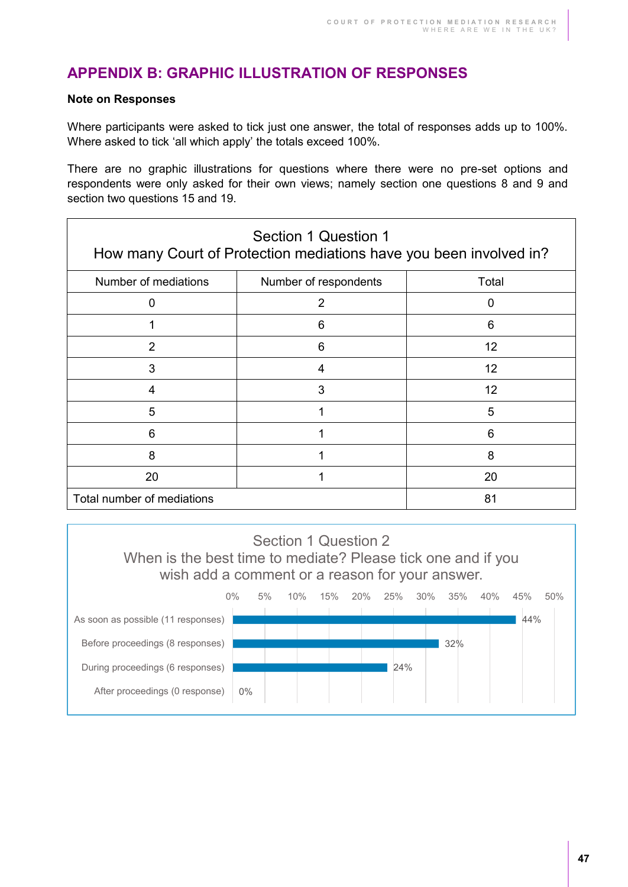## APPENDIX B: GRAPHIC ILLUSTRATION OF RESPONSES

**Note on Responses**

Where participants were asked to tick just one answer, the total of responses adds up to 100%. Where asked to tick 'all which apply' the totals exceed 100%.

There are no graphic illustrations for questions where there were no pre-set options and respondents were only asked for their own views; namely section one questions 8 and 9 and section two questions 15 and 19.

**Section 1 Question 1**
**How many Court of Protection mediations have you been involved in?**

| Number of mediations | Number of respondents | Total |
|---|---|---|
| 0 | 2 | 0 |
| 1 | 6 | 6 |
| 2 | 6 | 12 |
| 3 | 4 | 12 |
| 4 | 3 | 12 |
| 5 | 1 | 5 |
| 6 | 1 | 6 |
| 8 | 1 | 8 |
| 20 | 1 | 20 |
| Total number of mediations | | 81 |

**Section 1 Question 2**
**When is the best time to mediate? Please tick one and if you wish add a comment or a reason for your answer.**

| Response | Percentage |
|---|---|
| As soon as possible (11 responses) | 44% |
| Before proceedings (8 responses) | 32% |
| During proceedings (6 responses) | 24% |
| After proceedings (0 response) | 0% |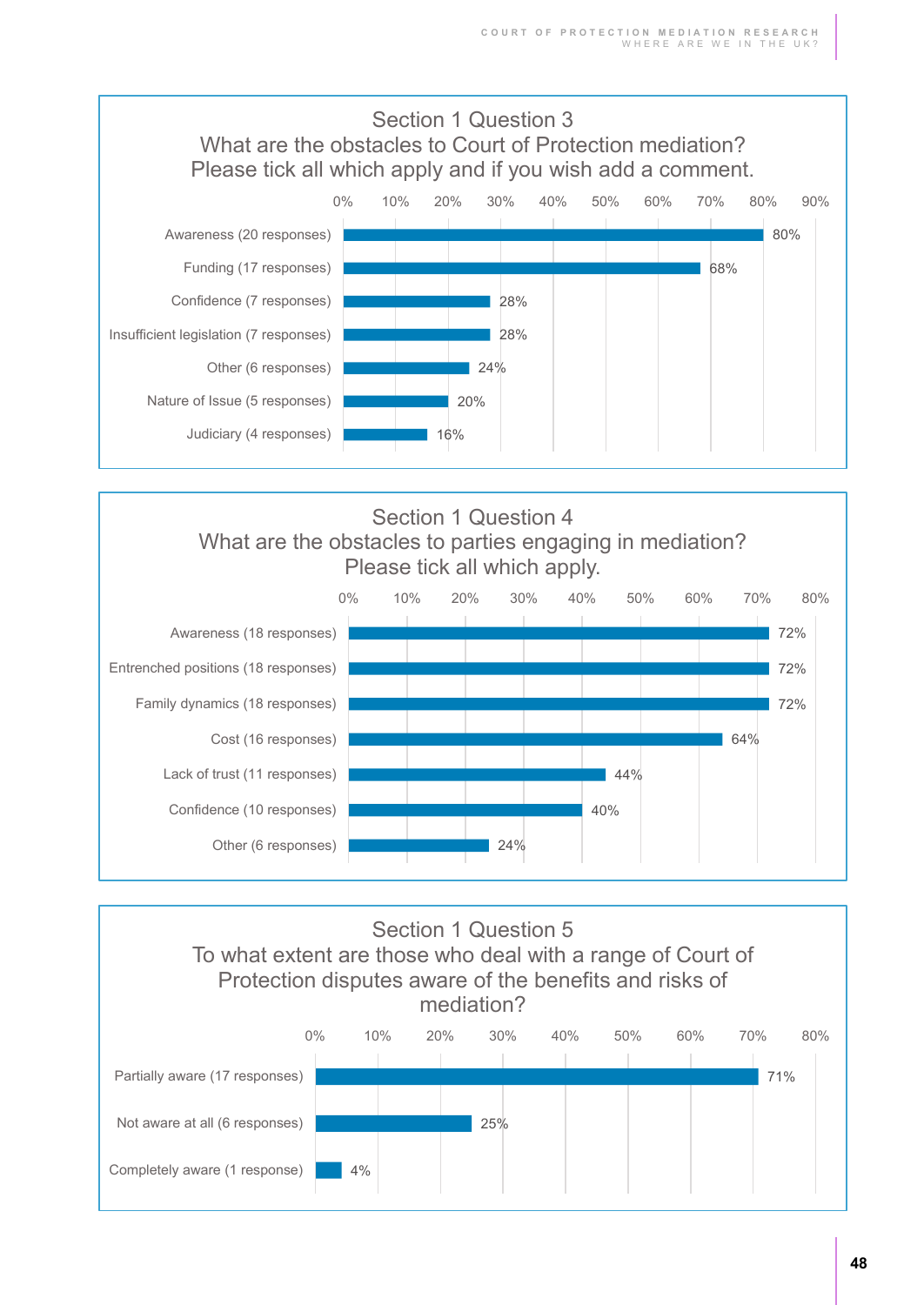## Section 1 Question 3
What are the obstacles to Court of Protection mediation? Please tick all which apply and if you wish add a comment.

| Obstacle | Percentage |
|---|---|
| Awareness (20 responses) | 80% |
| Funding (17 responses) | 68% |
| Confidence (7 responses) | 28% |
| Insufficient legislation (7 responses) | 28% |
| Other (6 responses) | 24% |
| Nature of Issue (5 responses) | 20% |
| Judiciary (4 responses) | 16% |

## Section 1 Question 4
What are the obstacles to parties engaging in mediation? Please tick all which apply.

| Obstacle | Percentage |
|---|---|
| Awareness (18 responses) | 72% |
| Entrenched positions (18 responses) | 72% |
| Family dynamics (18 responses) | 72% |
| Cost (16 responses) | 64% |
| Lack of trust (11 responses) | 44% |
| Confidence (10 responses) | 40% |
| Other (6 responses) | 24% |

## Section 1 Question 5
To what extent are those who deal with a range of Court of Protection disputes aware of the benefits and risks of mediation?

| Response | Percentage |
|---|---|
| Partially aware (17 responses) | 71% |
| Not aware at all (6 responses) | 25% |
| Completely aware (1 response) | 4% |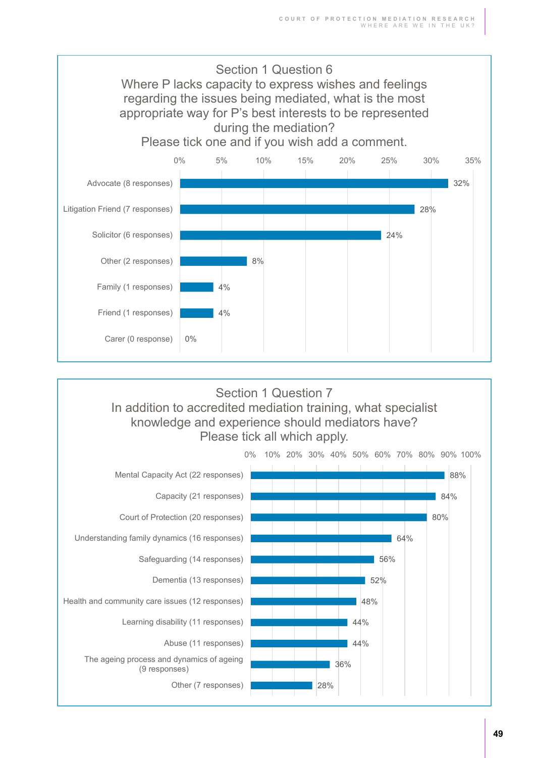## Section 1 Question 6

Where P lacks capacity to express wishes and feelings regarding the issues being mediated, what is the most appropriate way for P's best interests to be represented during the mediation?

Please tick one and if you wish add a comment.

| Response | Percentage |
|---|---|
| Advocate (8 responses) | 32% |
| Litigation Friend (7 responses) | 28% |
| Solicitor (6 responses) | 24% |
| Other (2 responses) | 8% |
| Family (1 responses) | 4% |
| Friend (1 responses) | 4% |
| Carer (0 response) | 0% |

## Section 1 Question 7

In addition to accredited mediation training, what specialist knowledge and experience should mediators have?

Please tick all which apply.

| Response | Percentage |
|---|---|
| Mental Capacity Act (22 responses) | 88% |
| Capacity (21 responses) | 84% |
| Court of Protection (20 responses) | 80% |
| Understanding family dynamics (16 responses) | 64% |
| Safeguarding (14 responses) | 56% |
| Dementia (13 responses) | 52% |
| Health and community care issues (12 responses) | 48% |
| Learning disability (11 responses) | 44% |
| Abuse (11 responses) | 44% |
| The ageing process and dynamics of ageing (9 responses) | 36% |
| Other (7 responses) | 28% |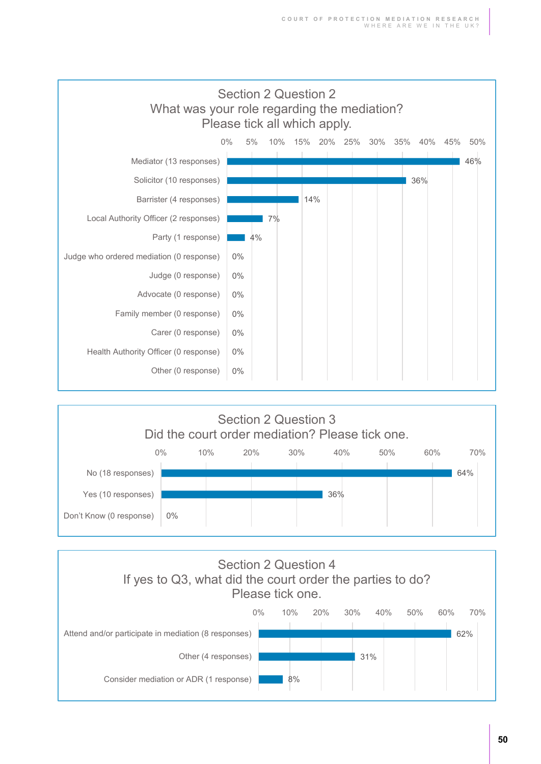## Section 2 Question 2
What was your role regarding the mediation?
Please tick all which apply.

| Role | Percentage |
|---|---|
| Mediator (13 responses) | 46% |
| Solicitor (10 responses) | 36% |
| Barrister (4 responses) | 14% |
| Local Authority Officer (2 responses) | 7% |
| Party (1 response) | 4% |
| Judge who ordered mediation (0 response) | 0% |
| Judge (0 response) | 0% |
| Advocate (0 response) | 0% |
| Family member (0 response) | 0% |
| Carer (0 response) | 0% |
| Health Authority Officer (0 response) | 0% |
| Other (0 response) | 0% |

## Section 2 Question 3
Did the court order mediation? Please tick one.

| Response | Percentage |
|---|---|
| No (18 responses) | 64% |
| Yes (10 responses) | 36% |
| Don't Know (0 response) | 0% |

## Section 2 Question 4
If yes to Q3, what did the court order the parties to do?
Please tick one.

| Response | Percentage |
|---|---|
| Attend and/or participate in mediation (8 responses) | 62% |
| Other (4 responses) | 31% |
| Consider mediation or ADR (1 response) | 8% |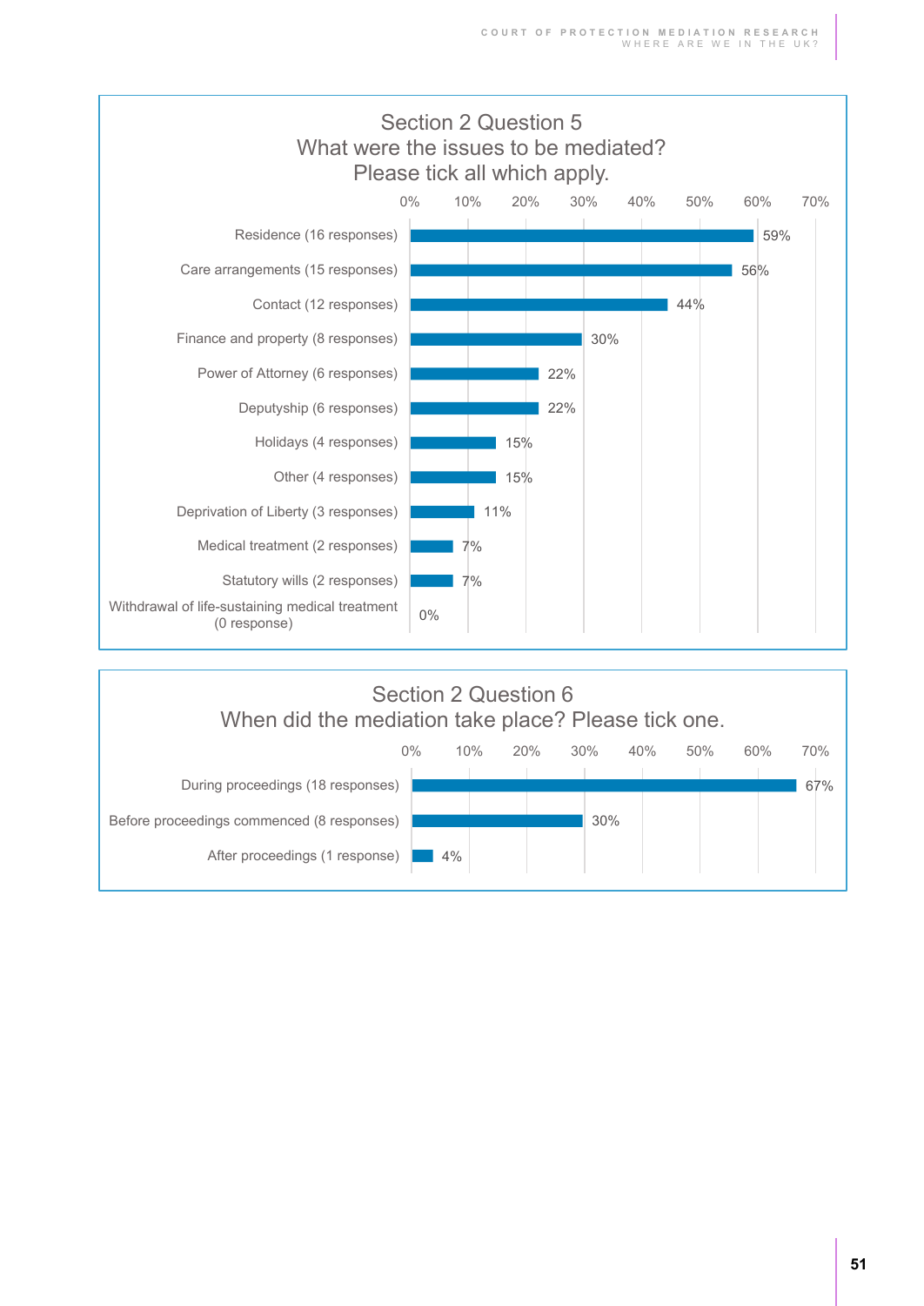## Section 2 Question 5
## What were the issues to be mediated? Please tick all which apply.

| Issue | Percentage |
|---|---|
| Residence (16 responses) | 59% |
| Care arrangements (15 responses) | 56% |
| Contact (12 responses) | 44% |
| Finance and property (8 responses) | 30% |
| Power of Attorney (6 responses) | 22% |
| Deputyship (6 responses) | 22% |
| Holidays (4 responses) | 15% |
| Other (4 responses) | 15% |
| Deprivation of Liberty (3 responses) | 11% |
| Medical treatment (2 responses) | 7% |
| Statutory wills (2 responses) | 7% |
| Withdrawal of life-sustaining medical treatment (0 response) | 0% |

## Section 2 Question 6
## When did the mediation take place? Please tick one.

| Timing | Percentage |
|---|---|
| During proceedings (18 responses) | 67% |
| Before proceedings commenced (8 responses) | 30% |
| After proceedings (1 response) | 4% |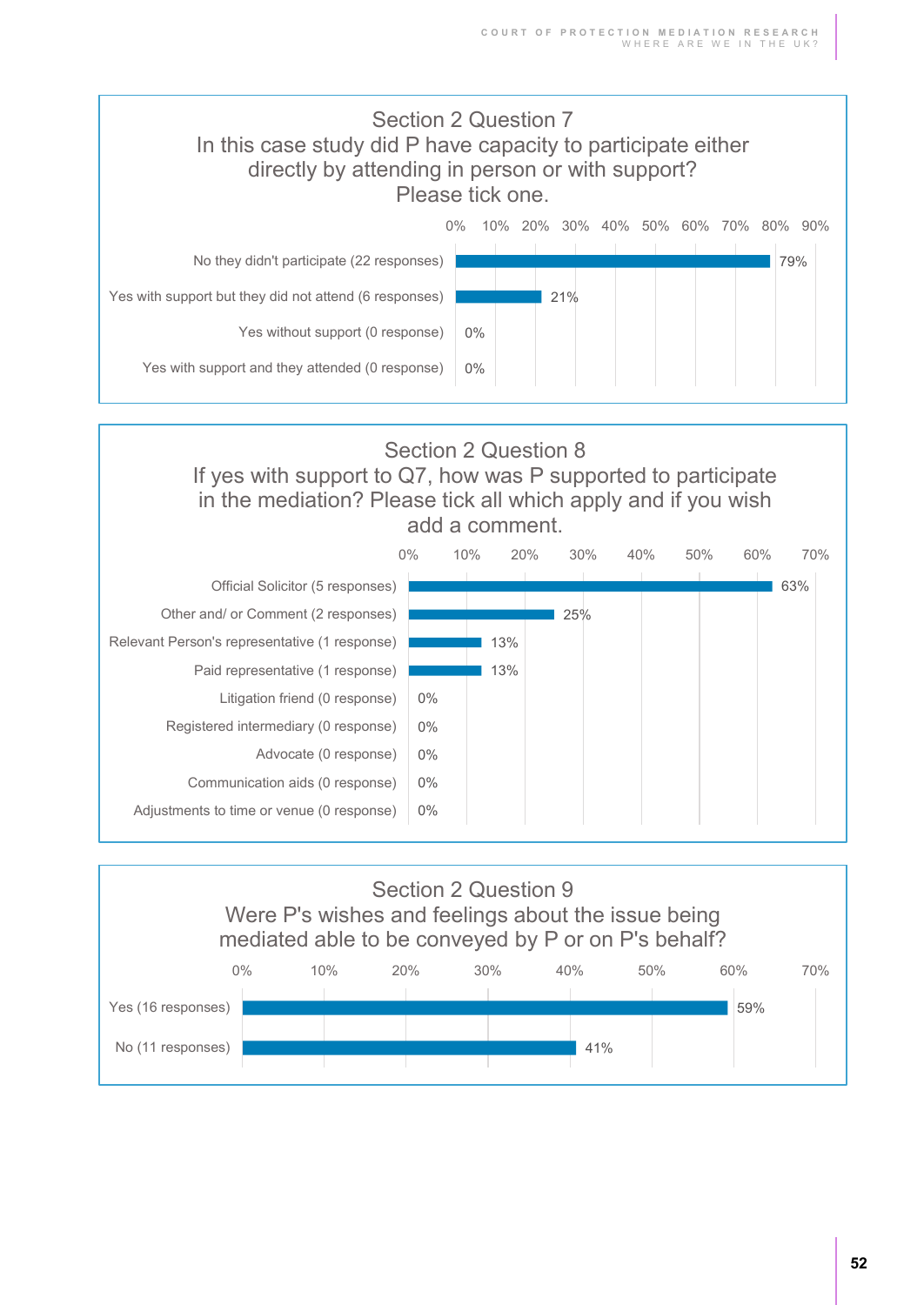## Section 2 Question 7

In this case study did P have capacity to participate either directly by attending in person or with support? Please tick one.

| Response | Percentage |
|---|---|
| No they didn't participate (22 responses) | 79% |
| Yes with support but they did not attend (6 responses) | 21% |
| Yes without support (0 response) | 0% |
| Yes with support and they attended (0 response) | 0% |

## Section 2 Question 8

If yes with support to Q7, how was P supported to participate in the mediation? Please tick all which apply and if you wish add a comment.

| Response | Percentage |
|---|---|
| Official Solicitor (5 responses) | 63% |
| Other and/ or Comment (2 responses) | 25% |
| Relevant Person's representative (1 response) | 13% |
| Paid representative (1 response) | 13% |
| Litigation friend (0 response) | 0% |
| Registered intermediary (0 response) | 0% |
| Advocate (0 response) | 0% |
| Communication aids (0 response) | 0% |
| Adjustments to time or venue (0 response) | 0% |

## Section 2 Question 9

Were P's wishes and feelings about the issue being mediated able to be conveyed by P or on P's behalf?

| Response | Percentage |
|---|---|
| Yes (16 responses) | 59% |
| No (11 responses) | 41% |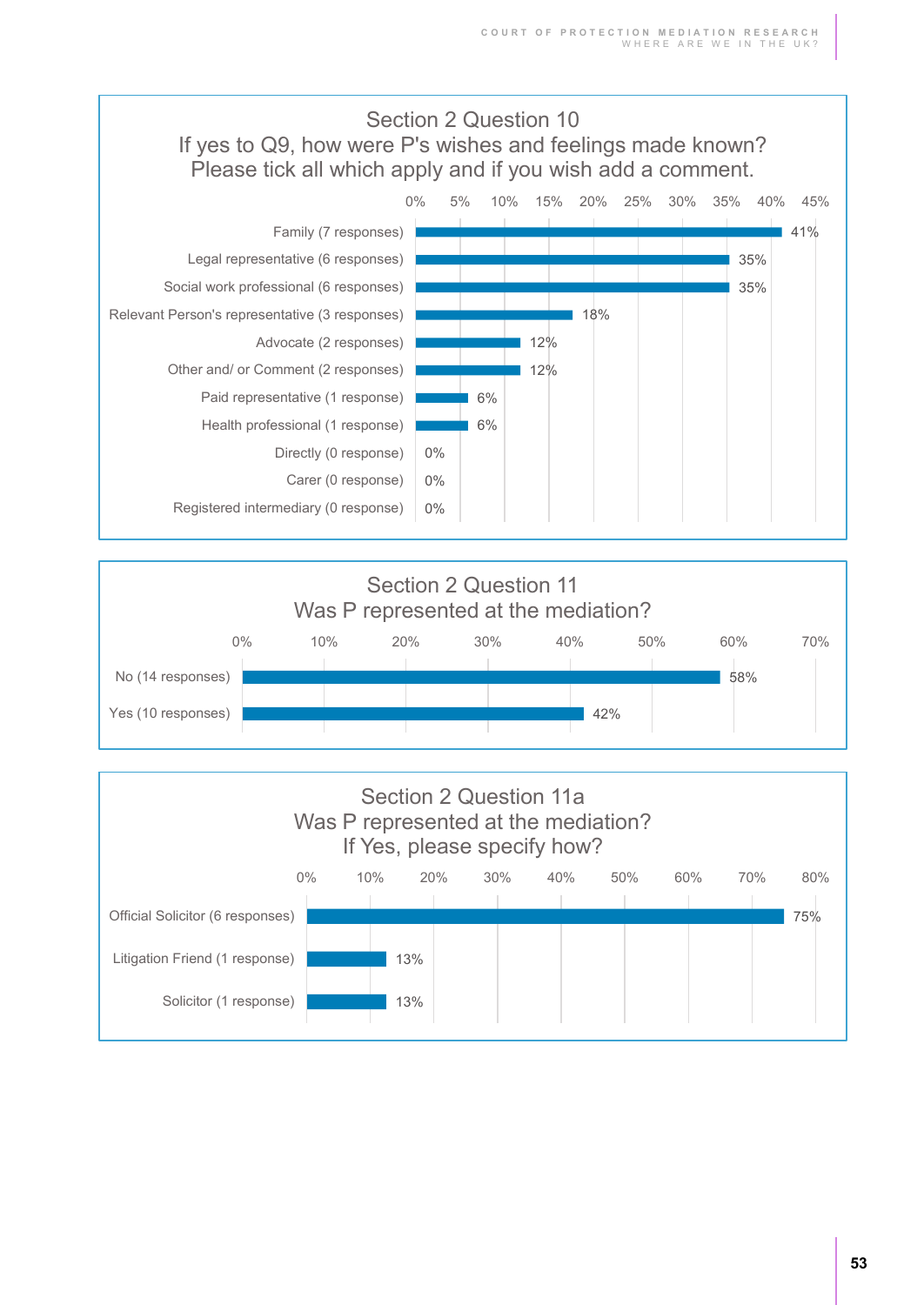**Section 2 Question 10**
**If yes to Q9, how were P's wishes and feelings made known? Please tick all which apply and if you wish add a comment.**

| Response | Percentage |
|---|---|
| Family (7 responses) | 41% |
| Legal representative (6 responses) | 35% |
| Social work professional (6 responses) | 35% |
| Relevant Person's representative (3 responses) | 18% |
| Advocate (2 responses) | 12% |
| Other and/ or Comment (2 responses) | 12% |
| Paid representative (1 response) | 6% |
| Health professional (1 response) | 6% |
| Directly (0 response) | 0% |
| Carer (0 response) | 0% |
| Registered intermediary (0 response) | 0% |

**Section 2 Question 11**
**Was P represented at the mediation?**

| Response | Percentage |
|---|---|
| No (14 responses) | 58% |
| Yes (10 responses) | 42% |

**Section 2 Question 11a**
**Was P represented at the mediation? If Yes, please specify how?**

| Response | Percentage |
|---|---|
| Official Solicitor (6 responses) | 75% |
| Litigation Friend (1 response) | 13% |
| Solicitor (1 response) | 13% |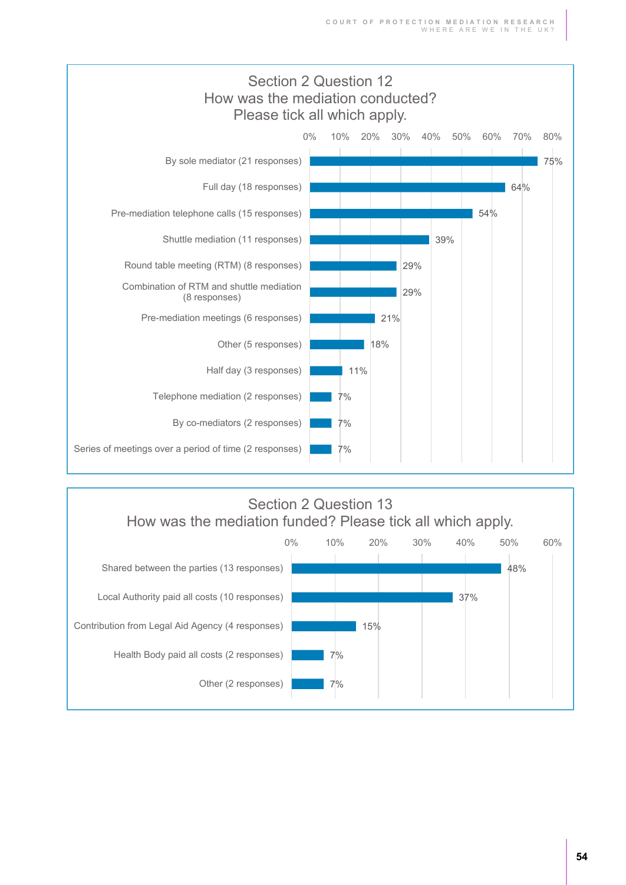## Section 2 Question 12
## How was the mediation conducted? Please tick all which apply.

| Response | Percentage |
| --- | --- |
| By sole mediator (21 responses) | 75% |
| Full day (18 responses) | 64% |
| Pre-mediation telephone calls (15 responses) | 54% |
| Shuttle mediation (11 responses) | 39% |
| Round table meeting (RTM) (8 responses) | 29% |
| Combination of RTM and shuttle mediation (8 responses) | 29% |
| Pre-mediation meetings (6 responses) | 21% |
| Other (5 responses) | 18% |
| Half day (3 responses) | 11% |
| Telephone mediation (2 responses) | 7% |
| By co-mediators (2 responses) | 7% |
| Series of meetings over a period of time (2 responses) | 7% |

## Section 2 Question 13
## How was the mediation funded? Please tick all which apply.

| Response | Percentage |
| --- | --- |
| Shared between the parties (13 responses) | 48% |
| Local Authority paid all costs (10 responses) | 37% |
| Contribution from Legal Aid Agency (4 responses) | 15% |
| Health Body paid all costs (2 responses) | 7% |
| Other (2 responses) | 7% |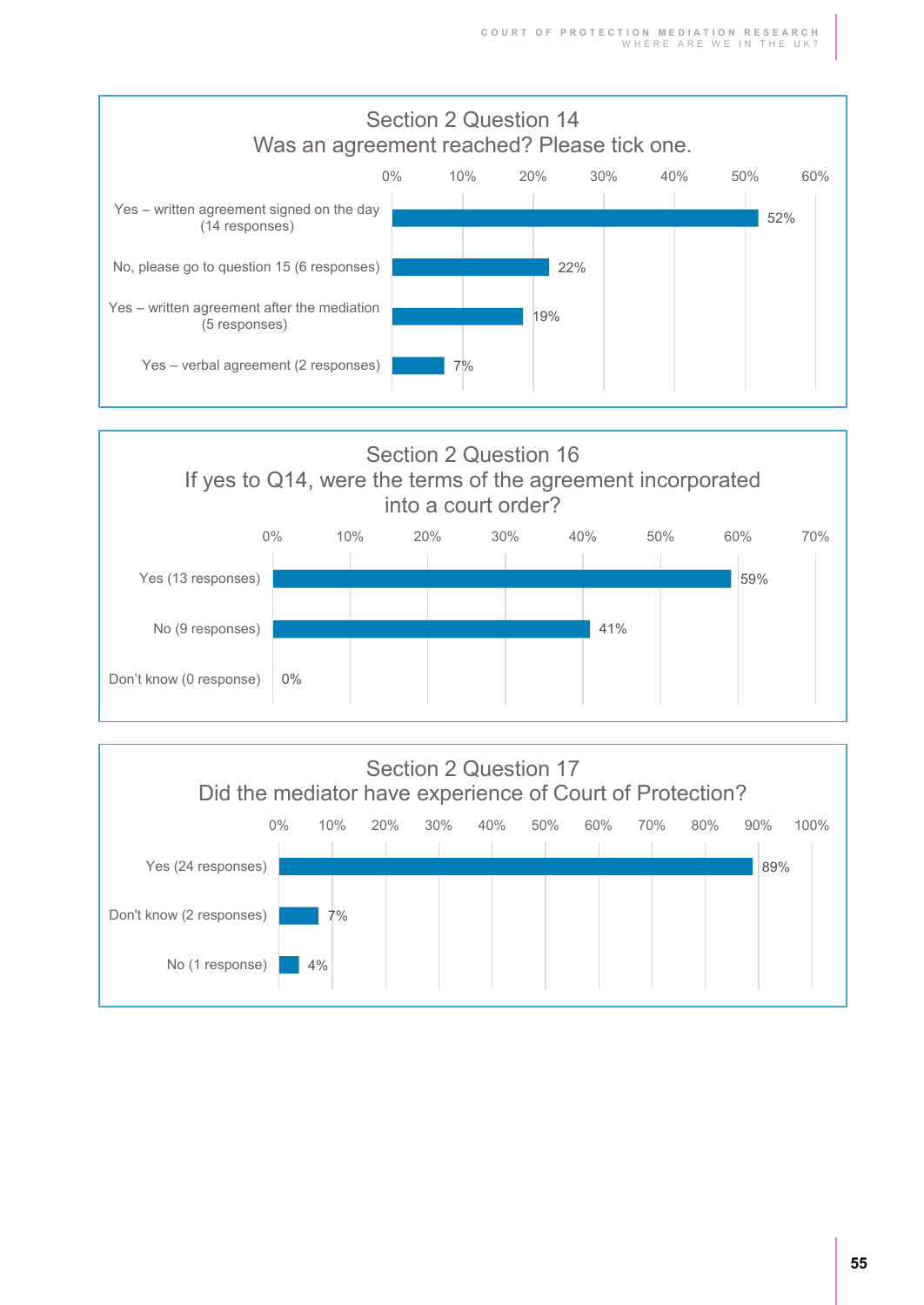## Section 2 Question 14
### Was an agreement reached? Please tick one.

| Response | Percentage |
|---|---|
| Yes – written agreement signed on the day (14 responses) | 52% |
| No, please go to question 15 (6 responses) | 22% |
| Yes – written agreement after the mediation (5 responses) | 19% |
| Yes – verbal agreement (2 responses) | 7% |

## Section 2 Question 16
### If yes to Q14, were the terms of the agreement incorporated into a court order?

| Response | Percentage |
|---|---|
| Yes (13 responses) | 59% |
| No (9 responses) | 41% |
| Don't know (0 response) | 0% |

## Section 2 Question 17
### Did the mediator have experience of Court of Protection?

| Response | Percentage |
|---|---|
| Yes (24 responses) | 89% |
| Don't know (2 responses) | 7% |
| No (1 response) | 4% |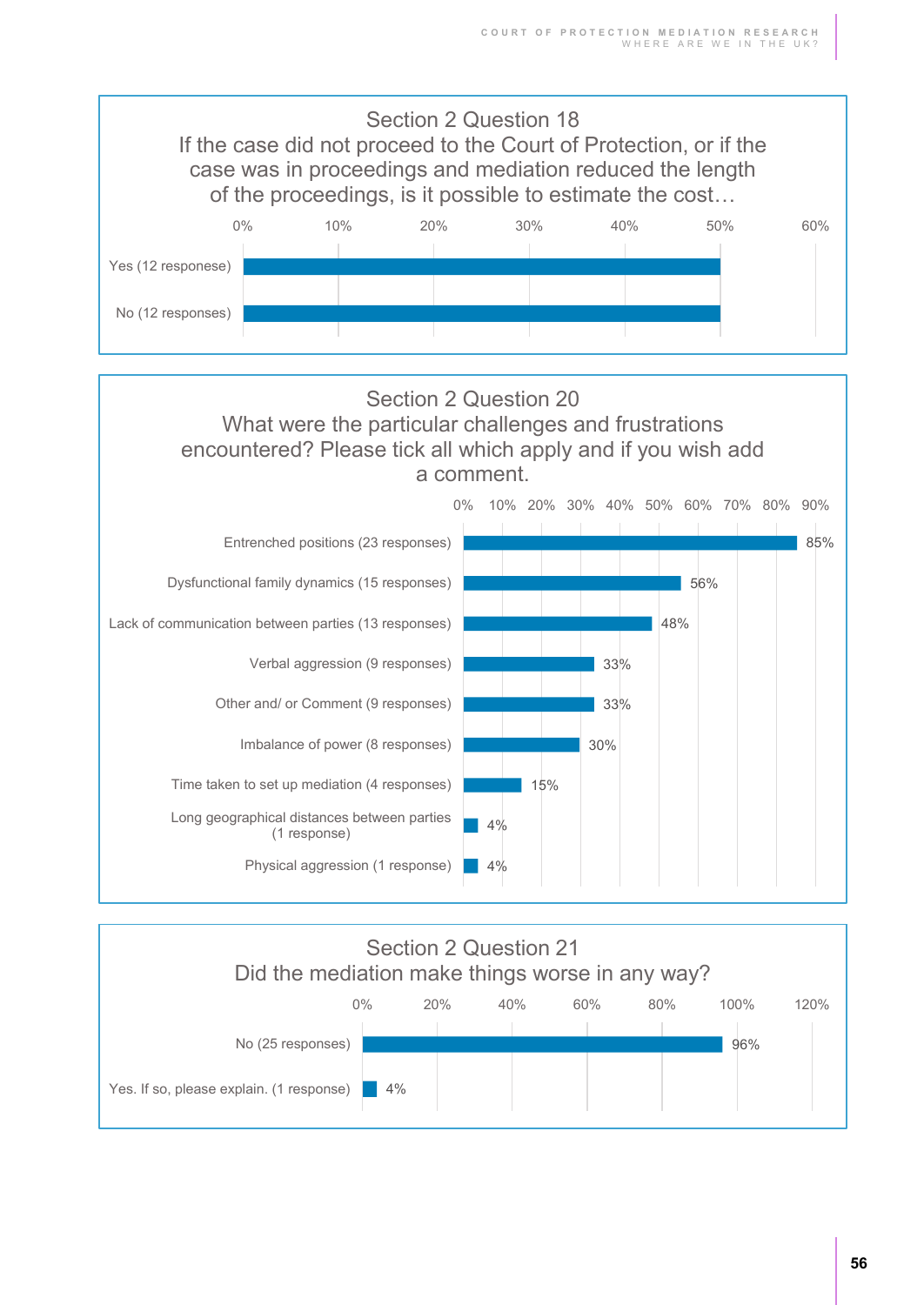**Section 2 Question 18**
**If the case did not proceed to the Court of Protection, or if the case was in proceedings and mediation reduced the length of the proceedings, is it possible to estimate the cost…**

| Response | Percentage |
|---|---|
| Yes (12 responese) | 50% |
| No (12 responses) | 50% |

**Section 2 Question 20**
**What were the particular challenges and frustrations encountered? Please tick all which apply and if you wish add a comment.**

| Response | Percentage |
|---|---|
| Entrenched positions (23 responses) | 85% |
| Dysfunctional family dynamics (15 responses) | 56% |
| Lack of communication between parties (13 responses) | 48% |
| Verbal aggression (9 responses) | 33% |
| Other and/ or Comment (9 responses) | 33% |
| Imbalance of power (8 responses) | 30% |
| Time taken to set up mediation (4 responses) | 15% |
| Long geographical distances between parties (1 response) | 4% |
| Physical aggression (1 response) | 4% |

**Section 2 Question 21**
**Did the mediation make things worse in any way?**

| Response | Percentage |
|---|---|
| No (25 responses) | 96% |
| Yes. If so, please explain. (1 response) | 4% |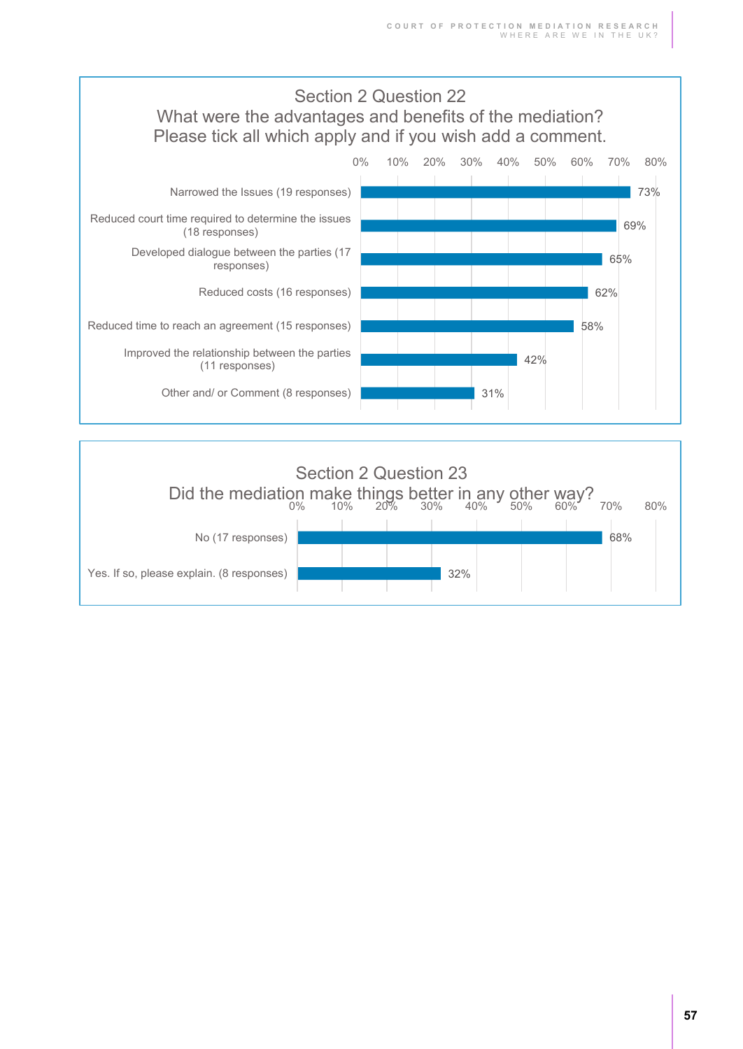## Section 2 Question 22

### What were the advantages and benefits of the mediation? Please tick all which apply and if you wish add a comment.

| Response | Percentage |
|---|---|
| Narrowed the Issues (19 responses) | 73% |
| Reduced court time required to determine the issues (18 responses) | 69% |
| Developed dialogue between the parties (17 responses) | 65% |
| Reduced costs (16 responses) | 62% |
| Reduced time to reach an agreement (15 responses) | 58% |
| Improved the relationship between the parties (11 responses) | 42% |
| Other and/ or Comment (8 responses) | 31% |

## Section 2 Question 23

### Did the mediation make things better in any other way?

| Response | Percentage |
|---|---|
| No (17 responses) | 68% |
| Yes. If so, please explain. (8 responses) | 32% |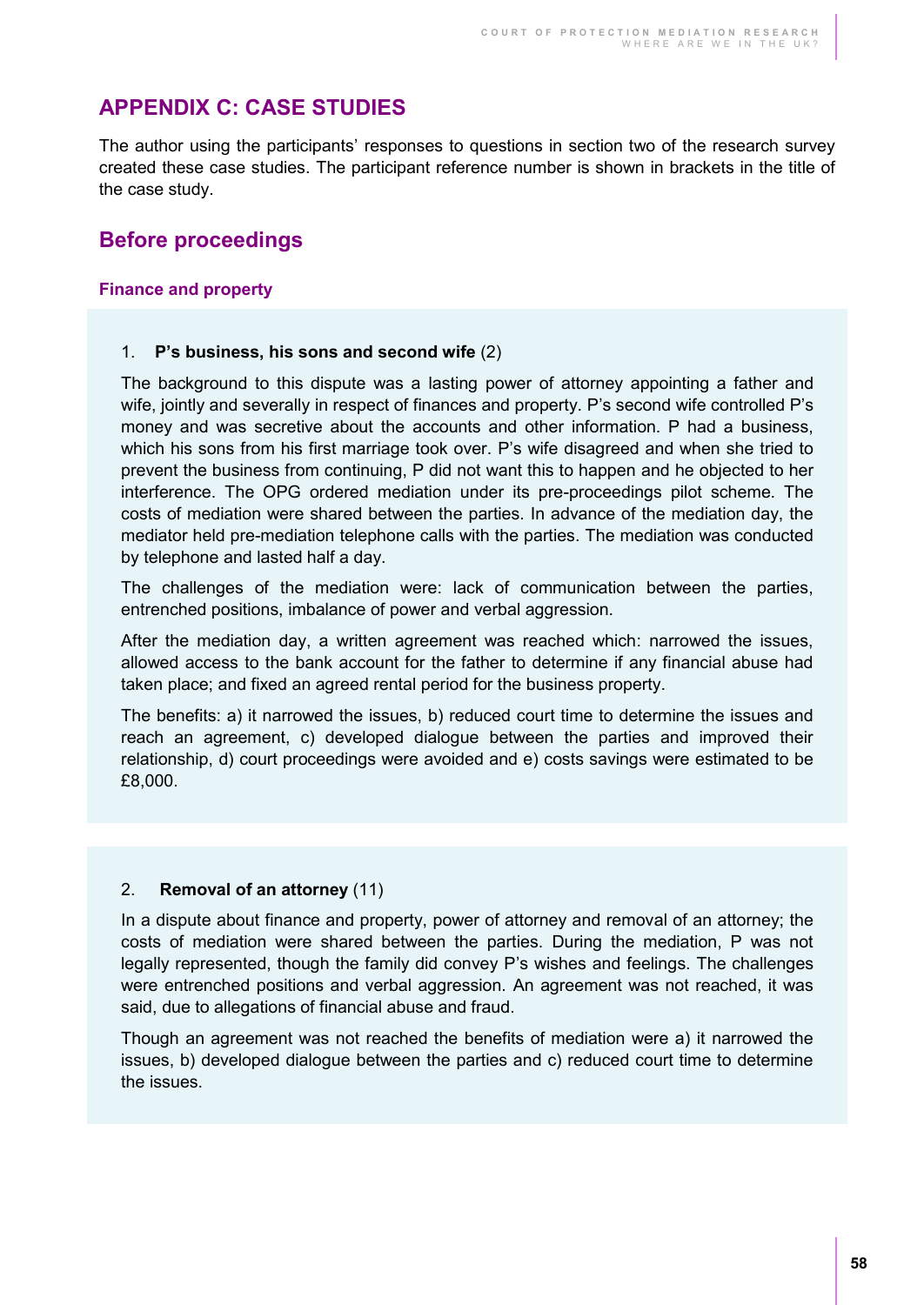## APPENDIX C: CASE STUDIES

The author using the participants' responses to questions in section two of the research survey created these case studies. The participant reference number is shown in brackets in the title of the case study.

## Before proceedings

### Finance and property

1. **P's business, his sons and second wife** (2)

The background to this dispute was a lasting power of attorney appointing a father and wife, jointly and severally in respect of finances and property. P's second wife controlled P's money and was secretive about the accounts and other information. P had a business, which his sons from his first marriage took over. P's wife disagreed and when she tried to prevent the business from continuing, P did not want this to happen and he objected to her interference. The OPG ordered mediation under its pre-proceedings pilot scheme. The costs of mediation were shared between the parties. In advance of the mediation day, the mediator held pre-mediation telephone calls with the parties. The mediation was conducted by telephone and lasted half a day.

The challenges of the mediation were: lack of communication between the parties, entrenched positions, imbalance of power and verbal aggression.

After the mediation day, a written agreement was reached which: narrowed the issues, allowed access to the bank account for the father to determine if any financial abuse had taken place; and fixed an agreed rental period for the business property.

The benefits: a) it narrowed the issues, b) reduced court time to determine the issues and reach an agreement, c) developed dialogue between the parties and improved their relationship, d) court proceedings were avoided and e) costs savings were estimated to be £8,000.

2. **Removal of an attorney** (11)

In a dispute about finance and property, power of attorney and removal of an attorney; the costs of mediation were shared between the parties. During the mediation, P was not legally represented, though the family did convey P's wishes and feelings. The challenges were entrenched positions and verbal aggression. An agreement was not reached, it was said, due to allegations of financial abuse and fraud.

Though an agreement was not reached the benefits of mediation were a) it narrowed the issues, b) developed dialogue between the parties and c) reduced court time to determine the issues.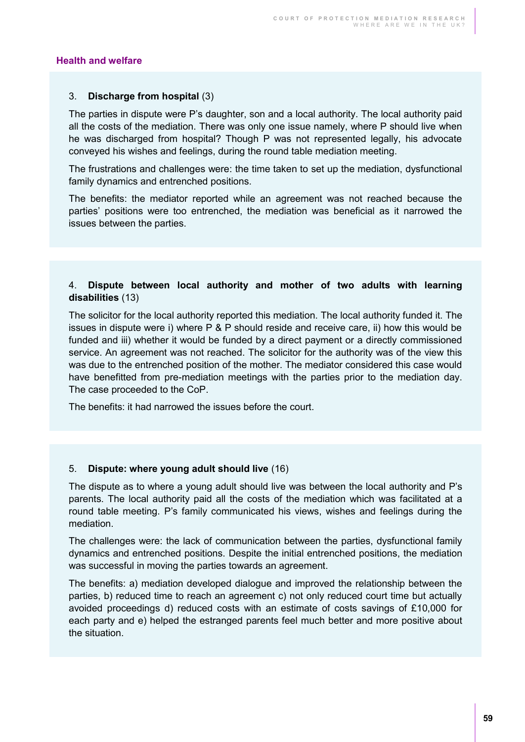## Health and welfare

### 3. **Discharge from hospital** (3)

The parties in dispute were P's daughter, son and a local authority. The local authority paid all the costs of the mediation. There was only one issue namely, where P should live when he was discharged from hospital? Though P was not represented legally, his advocate conveyed his wishes and feelings, during the round table mediation meeting.

The frustrations and challenges were: the time taken to set up the mediation, dysfunctional family dynamics and entrenched positions.

The benefits: the mediator reported while an agreement was not reached because the parties' positions were too entrenched, the mediation was beneficial as it narrowed the issues between the parties.

### 4. **Dispute between local authority and mother of two adults with learning disabilities** (13)

The solicitor for the local authority reported this mediation. The local authority funded it. The issues in dispute were i) where P & P should reside and receive care, ii) how this would be funded and iii) whether it would be funded by a direct payment or a directly commissioned service. An agreement was not reached. The solicitor for the authority was of the view this was due to the entrenched position of the mother. The mediator considered this case would have benefitted from pre-mediation meetings with the parties prior to the mediation day. The case proceeded to the CoP.

The benefits: it had narrowed the issues before the court.

### 5. **Dispute: where young adult should live** (16)

The dispute as to where a young adult should live was between the local authority and P's parents. The local authority paid all the costs of the mediation which was facilitated at a round table meeting. P's family communicated his views, wishes and feelings during the mediation.

The challenges were: the lack of communication between the parties, dysfunctional family dynamics and entrenched positions. Despite the initial entrenched positions, the mediation was successful in moving the parties towards an agreement.

The benefits: a) mediation developed dialogue and improved the relationship between the parties, b) reduced time to reach an agreement c) not only reduced court time but actually avoided proceedings d) reduced costs with an estimate of costs savings of £10,000 for each party and e) helped the estranged parents feel much better and more positive about the situation.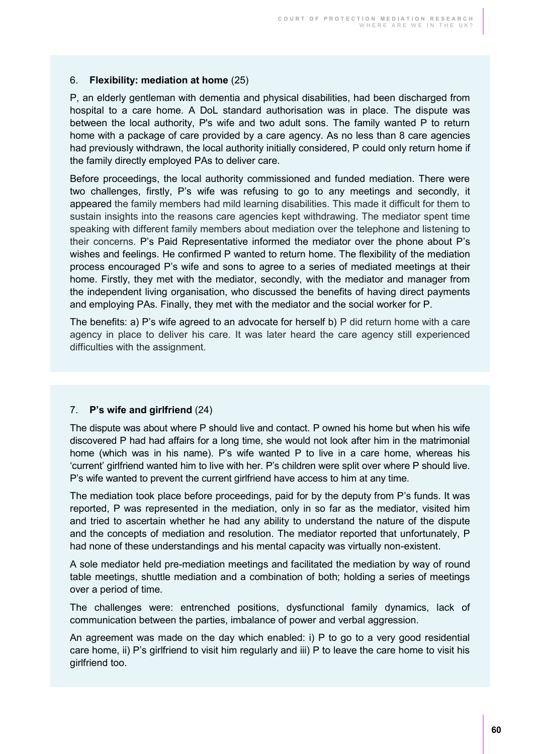6. **Flexibility: mediation at home** (25)

P, an elderly gentleman with dementia and physical disabilities, had been discharged from hospital to a care home. A DoL standard authorisation was in place. The dispute was between the local authority, P's wife and two adult sons. The family wanted P to return home with a package of care provided by a care agency. As no less than 8 care agencies had previously withdrawn, the local authority initially considered, P could only return home if the family directly employed PAs to deliver care.

Before proceedings, the local authority commissioned and funded mediation. There were two challenges, firstly, P's wife was refusing to go to any meetings and secondly, it appeared the family members had mild learning disabilities. This made it difficult for them to sustain insights into the reasons care agencies kept withdrawing. The mediator spent time speaking with different family members about mediation over the telephone and listening to their concerns. P's Paid Representative informed the mediator over the phone about P's wishes and feelings. He confirmed P wanted to return home. The flexibility of the mediation process encouraged P's wife and sons to agree to a series of mediated meetings at their home. Firstly, they met with the mediator, secondly, with the mediator and manager from the independent living organisation, who discussed the benefits of having direct payments and employing PAs. Finally, they met with the mediator and the social worker for P.

The benefits: a) P's wife agreed to an advocate for herself b) P did return home with a care agency in place to deliver his care. It was later heard the care agency still experienced difficulties with the assignment.

7. **P's wife and girlfriend** (24)

The dispute was about where P should live and contact. P owned his home but when his wife discovered P had had affairs for a long time, she would not look after him in the matrimonial home (which was in his name). P's wife wanted P to live in a care home, whereas his 'current' girlfriend wanted him to live with her. P's children were split over where P should live. P's wife wanted to prevent the current girlfriend have access to him at any time.

The mediation took place before proceedings, paid for by the deputy from P's funds. It was reported, P was represented in the mediation, only in so far as the mediator, visited him and tried to ascertain whether he had any ability to understand the nature of the dispute and the concepts of mediation and resolution. The mediator reported that unfortunately, P had none of these understandings and his mental capacity was virtually non-existent.

A sole mediator held pre-mediation meetings and facilitated the mediation by way of round table meetings, shuttle mediation and a combination of both; holding a series of meetings over a period of time.

The challenges were: entrenched positions, dysfunctional family dynamics, lack of communication between the parties, imbalance of power and verbal aggression.

An agreement was made on the day which enabled: i) P to go to a very good residential care home, ii) P's girlfriend to visit him regularly and iii) P to leave the care home to visit his girlfriend too.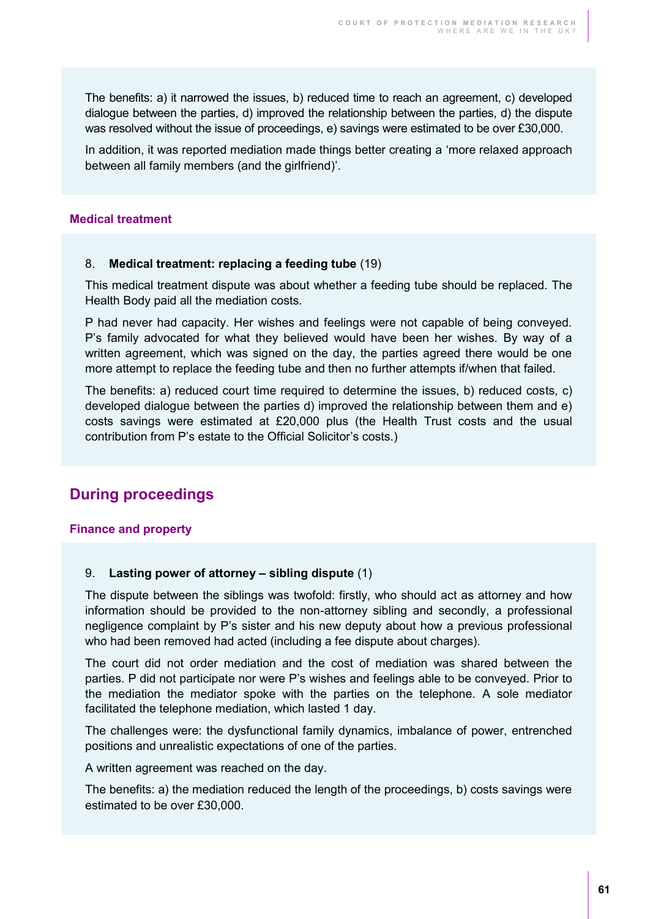The benefits: a) it narrowed the issues, b) reduced time to reach an agreement, c) developed dialogue between the parties, d) improved the relationship between the parties, d) the dispute was resolved without the issue of proceedings, e) savings were estimated to be over £30,000.

In addition, it was reported mediation made things better creating a 'more relaxed approach between all family members (and the girlfriend)'.

### Medical treatment

8. **Medical treatment: replacing a feeding tube** (19)

This medical treatment dispute was about whether a feeding tube should be replaced. The Health Body paid all the mediation costs.

P had never had capacity. Her wishes and feelings were not capable of being conveyed. P's family advocated for what they believed would have been her wishes. By way of a written agreement, which was signed on the day, the parties agreed there would be one more attempt to replace the feeding tube and then no further attempts if/when that failed.

The benefits: a) reduced court time required to determine the issues, b) reduced costs, c) developed dialogue between the parties d) improved the relationship between them and e) costs savings were estimated at £20,000 plus (the Health Trust costs and the usual contribution from P's estate to the Official Solicitor's costs.)

## During proceedings

### Finance and property

9. **Lasting power of attorney – sibling dispute** (1)

The dispute between the siblings was twofold: firstly, who should act as attorney and how information should be provided to the non-attorney sibling and secondly, a professional negligence complaint by P's sister and his new deputy about how a previous professional who had been removed had acted (including a fee dispute about charges).

The court did not order mediation and the cost of mediation was shared between the parties. P did not participate nor were P's wishes and feelings able to be conveyed. Prior to the mediation the mediator spoke with the parties on the telephone. A sole mediator facilitated the telephone mediation, which lasted 1 day.

The challenges were: the dysfunctional family dynamics, imbalance of power, entrenched positions and unrealistic expectations of one of the parties.

A written agreement was reached on the day.

The benefits: a) the mediation reduced the length of the proceedings, b) costs savings were estimated to be over £30,000.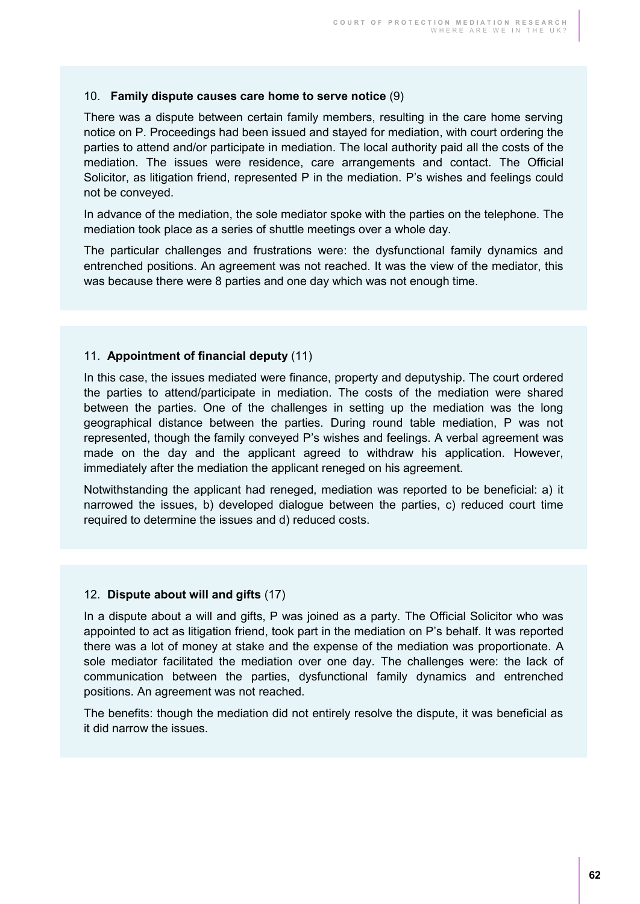10. **Family dispute causes care home to serve notice** (9)

There was a dispute between certain family members, resulting in the care home serving notice on P. Proceedings had been issued and stayed for mediation, with court ordering the parties to attend and/or participate in mediation. The local authority paid all the costs of the mediation. The issues were residence, care arrangements and contact. The Official Solicitor, as litigation friend, represented P in the mediation. P's wishes and feelings could not be conveyed.

In advance of the mediation, the sole mediator spoke with the parties on the telephone. The mediation took place as a series of shuttle meetings over a whole day.

The particular challenges and frustrations were: the dysfunctional family dynamics and entrenched positions. An agreement was not reached. It was the view of the mediator, this was because there were 8 parties and one day which was not enough time.

11. **Appointment of financial deputy** (11)

In this case, the issues mediated were finance, property and deputyship. The court ordered the parties to attend/participate in mediation. The costs of the mediation were shared between the parties. One of the challenges in setting up the mediation was the long geographical distance between the parties. During round table mediation, P was not represented, though the family conveyed P's wishes and feelings. A verbal agreement was made on the day and the applicant agreed to withdraw his application. However, immediately after the mediation the applicant reneged on his agreement.

Notwithstanding the applicant had reneged, mediation was reported to be beneficial: a) it narrowed the issues, b) developed dialogue between the parties, c) reduced court time required to determine the issues and d) reduced costs.

12. **Dispute about will and gifts** (17)

In a dispute about a will and gifts, P was joined as a party. The Official Solicitor who was appointed to act as litigation friend, took part in the mediation on P's behalf. It was reported there was a lot of money at stake and the expense of the mediation was proportionate. A sole mediator facilitated the mediation over one day. The challenges were: the lack of communication between the parties, dysfunctional family dynamics and entrenched positions. An agreement was not reached.

The benefits: though the mediation did not entirely resolve the dispute, it was beneficial as it did narrow the issues.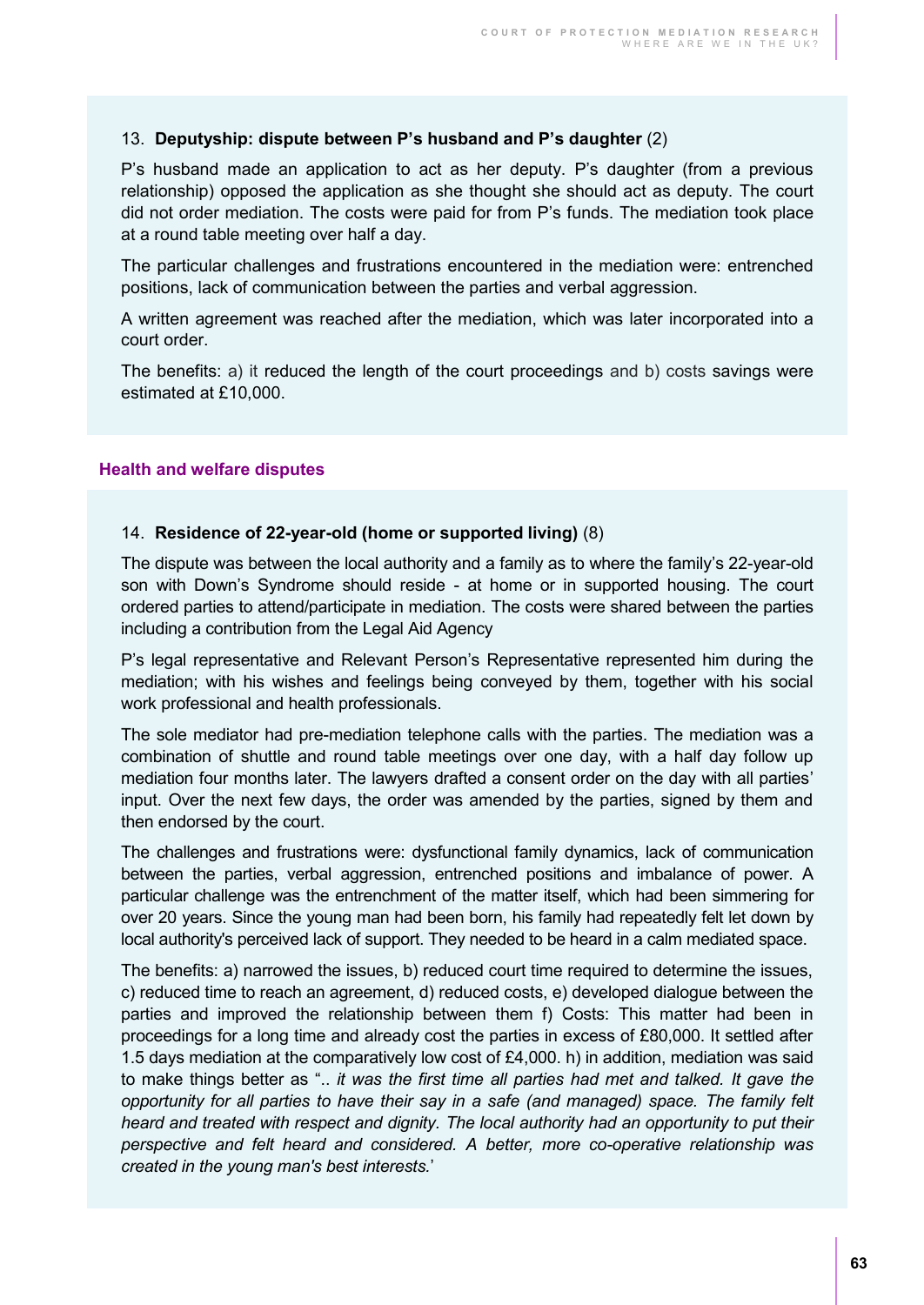### 13. **Deputyship: dispute between P's husband and P's daughter** (2)

P's husband made an application to act as her deputy. P's daughter (from a previous relationship) opposed the application as she thought she should act as deputy. The court did not order mediation. The costs were paid for from P's funds. The mediation took place at a round table meeting over half a day.

The particular challenges and frustrations encountered in the mediation were: entrenched positions, lack of communication between the parties and verbal aggression.

A written agreement was reached after the mediation, which was later incorporated into a court order.

The benefits: a) it reduced the length of the court proceedings and b) costs savings were estimated at £10,000.

## Health and welfare disputes

### 14. **Residence of 22-year-old (home or supported living)** (8)

The dispute was between the local authority and a family as to where the family's 22-year-old son with Down's Syndrome should reside - at home or in supported housing. The court ordered parties to attend/participate in mediation. The costs were shared between the parties including a contribution from the Legal Aid Agency

P's legal representative and Relevant Person's Representative represented him during the mediation; with his wishes and feelings being conveyed by them, together with his social work professional and health professionals.

The sole mediator had pre-mediation telephone calls with the parties. The mediation was a combination of shuttle and round table meetings over one day, with a half day follow up mediation four months later. The lawyers drafted a consent order on the day with all parties' input. Over the next few days, the order was amended by the parties, signed by them and then endorsed by the court.

The challenges and frustrations were: dysfunctional family dynamics, lack of communication between the parties, verbal aggression, entrenched positions and imbalance of power. A particular challenge was the entrenchment of the matter itself, which had been simmering for over 20 years. Since the young man had been born, his family had repeatedly felt let down by local authority's perceived lack of support. They needed to be heard in a calm mediated space.

The benefits: a) narrowed the issues, b) reduced court time required to determine the issues, c) reduced time to reach an agreement, d) reduced costs, e) developed dialogue between the parties and improved the relationship between them f) Costs: This matter had been in proceedings for a long time and already cost the parties in excess of £80,000. It settled after 1.5 days mediation at the comparatively low cost of £4,000. h) in addition, mediation was said to make things better as ".. *it was the first time all parties had met and talked. It gave the opportunity for all parties to have their say in a safe (and managed) space. The family felt heard and treated with respect and dignity. The local authority had an opportunity to put their perspective and felt heard and considered. A better, more co-operative relationship was created in the young man's best interests.*'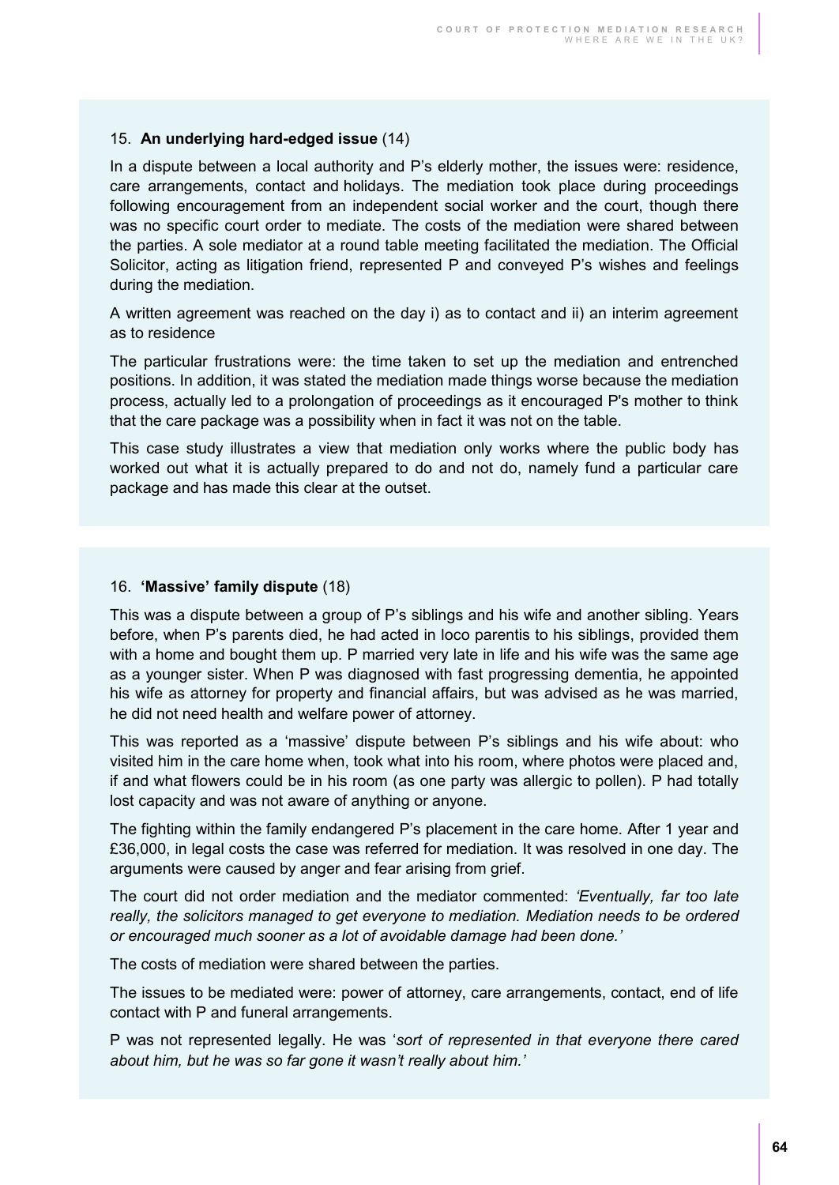### 15. **An underlying hard-edged issue** (14)

In a dispute between a local authority and P's elderly mother, the issues were: residence, care arrangements, contact and holidays. The mediation took place during proceedings following encouragement from an independent social worker and the court, though there was no specific court order to mediate. The costs of the mediation were shared between the parties. A sole mediator at a round table meeting facilitated the mediation. The Official Solicitor, acting as litigation friend, represented P and conveyed P's wishes and feelings during the mediation.

A written agreement was reached on the day i) as to contact and ii) an interim agreement as to residence

The particular frustrations were: the time taken to set up the mediation and entrenched positions. In addition, it was stated the mediation made things worse because the mediation process, actually led to a prolongation of proceedings as it encouraged P's mother to think that the care package was a possibility when in fact it was not on the table.

This case study illustrates a view that mediation only works where the public body has worked out what it is actually prepared to do and not do, namely fund a particular care package and has made this clear at the outset.

### 16. **'Massive' family dispute** (18)

This was a dispute between a group of P's siblings and his wife and another sibling. Years before, when P's parents died, he had acted in loco parentis to his siblings, provided them with a home and bought them up. P married very late in life and his wife was the same age as a younger sister. When P was diagnosed with fast progressing dementia, he appointed his wife as attorney for property and financial affairs, but was advised as he was married, he did not need health and welfare power of attorney.

This was reported as a 'massive' dispute between P's siblings and his wife about: who visited him in the care home when, took what into his room, where photos were placed and, if and what flowers could be in his room (as one party was allergic to pollen). P had totally lost capacity and was not aware of anything or anyone.

The fighting within the family endangered P's placement in the care home. After 1 year and £36,000, in legal costs the case was referred for mediation. It was resolved in one day. The arguments were caused by anger and fear arising from grief.

The court did not order mediation and the mediator commented: *'Eventually, far too late really, the solicitors managed to get everyone to mediation. Mediation needs to be ordered or encouraged much sooner as a lot of avoidable damage had been done.'*

The costs of mediation were shared between the parties.

The issues to be mediated were: power of attorney, care arrangements, contact, end of life contact with P and funeral arrangements.

P was not represented legally. He was '*sort of represented in that everyone there cared about him, but he was so far gone it wasn't really about him.'*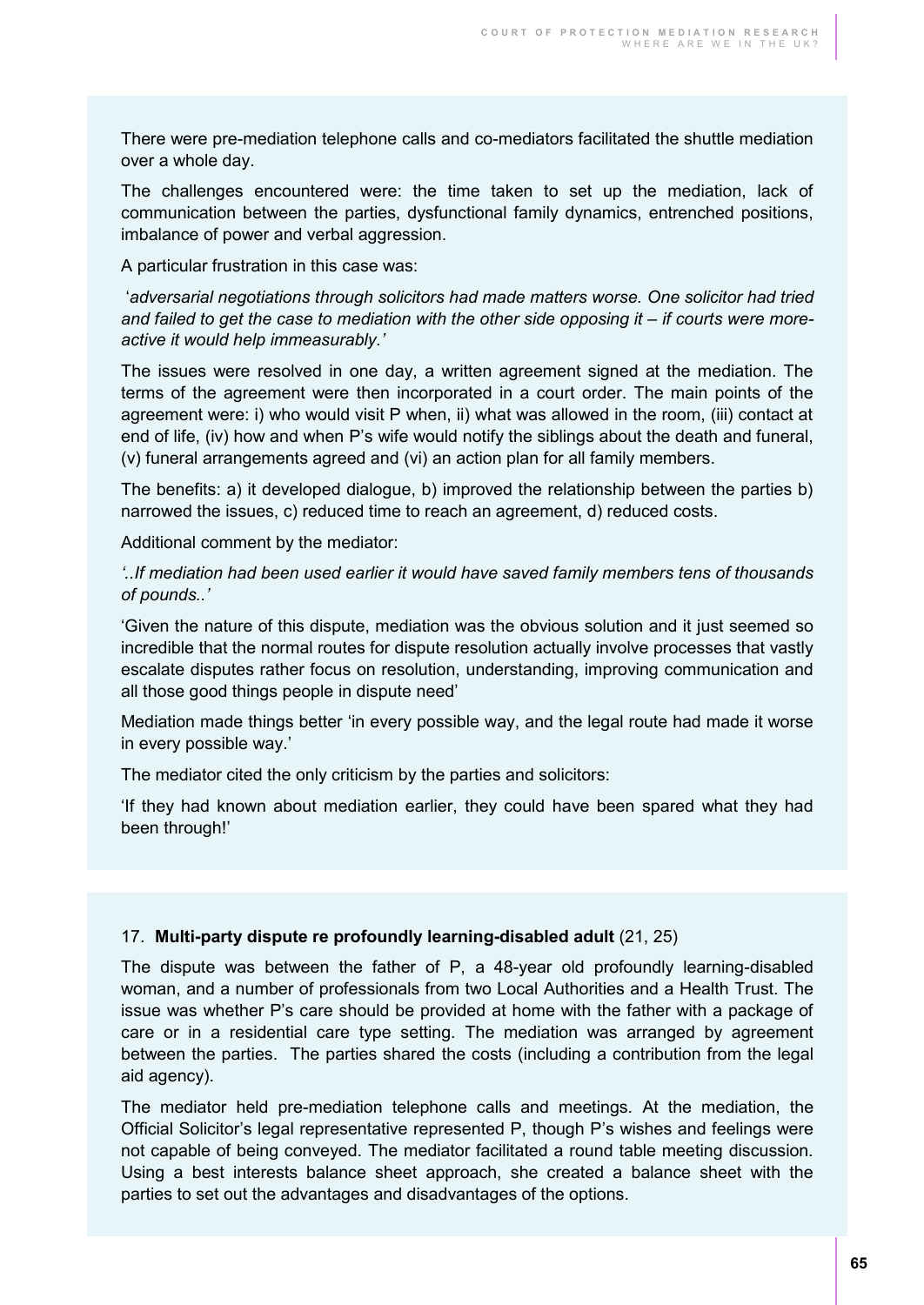There were pre-mediation telephone calls and co-mediators facilitated the shuttle mediation over a whole day.

The challenges encountered were: the time taken to set up the mediation, lack of communication between the parties, dysfunctional family dynamics, entrenched positions, imbalance of power and verbal aggression.

A particular frustration in this case was:

'*adversarial negotiations through solicitors had made matters worse. One solicitor had tried and failed to get the case to mediation with the other side opposing it – if courts were more-active it would help immeasurably.'*

The issues were resolved in one day, a written agreement signed at the mediation. The terms of the agreement were then incorporated in a court order. The main points of the agreement were: i) who would visit P when, ii) what was allowed in the room, (iii) contact at end of life, (iv) how and when P's wife would notify the siblings about the death and funeral, (v) funeral arrangements agreed and (vi) an action plan for all family members.

The benefits: a) it developed dialogue, b) improved the relationship between the parties b) narrowed the issues, c) reduced time to reach an agreement, d) reduced costs.

Additional comment by the mediator:

*'..If mediation had been used earlier it would have saved family members tens of thousands of pounds..'*

'Given the nature of this dispute, mediation was the obvious solution and it just seemed so incredible that the normal routes for dispute resolution actually involve processes that vastly escalate disputes rather focus on resolution, understanding, improving communication and all those good things people in dispute need'

Mediation made things better 'in every possible way, and the legal route had made it worse in every possible way.'

The mediator cited the only criticism by the parties and solicitors:

'If they had known about mediation earlier, they could have been spared what they had been through!'

17. **Multi-party dispute re profoundly learning-disabled adult** (21, 25)

The dispute was between the father of P, a 48-year old profoundly learning-disabled woman, and a number of professionals from two Local Authorities and a Health Trust. The issue was whether P's care should be provided at home with the father with a package of care or in a residential care type setting. The mediation was arranged by agreement between the parties. The parties shared the costs (including a contribution from the legal aid agency).

The mediator held pre-mediation telephone calls and meetings. At the mediation, the Official Solicitor's legal representative represented P, though P's wishes and feelings were not capable of being conveyed. The mediator facilitated a round table meeting discussion. Using a best interests balance sheet approach, she created a balance sheet with the parties to set out the advantages and disadvantages of the options.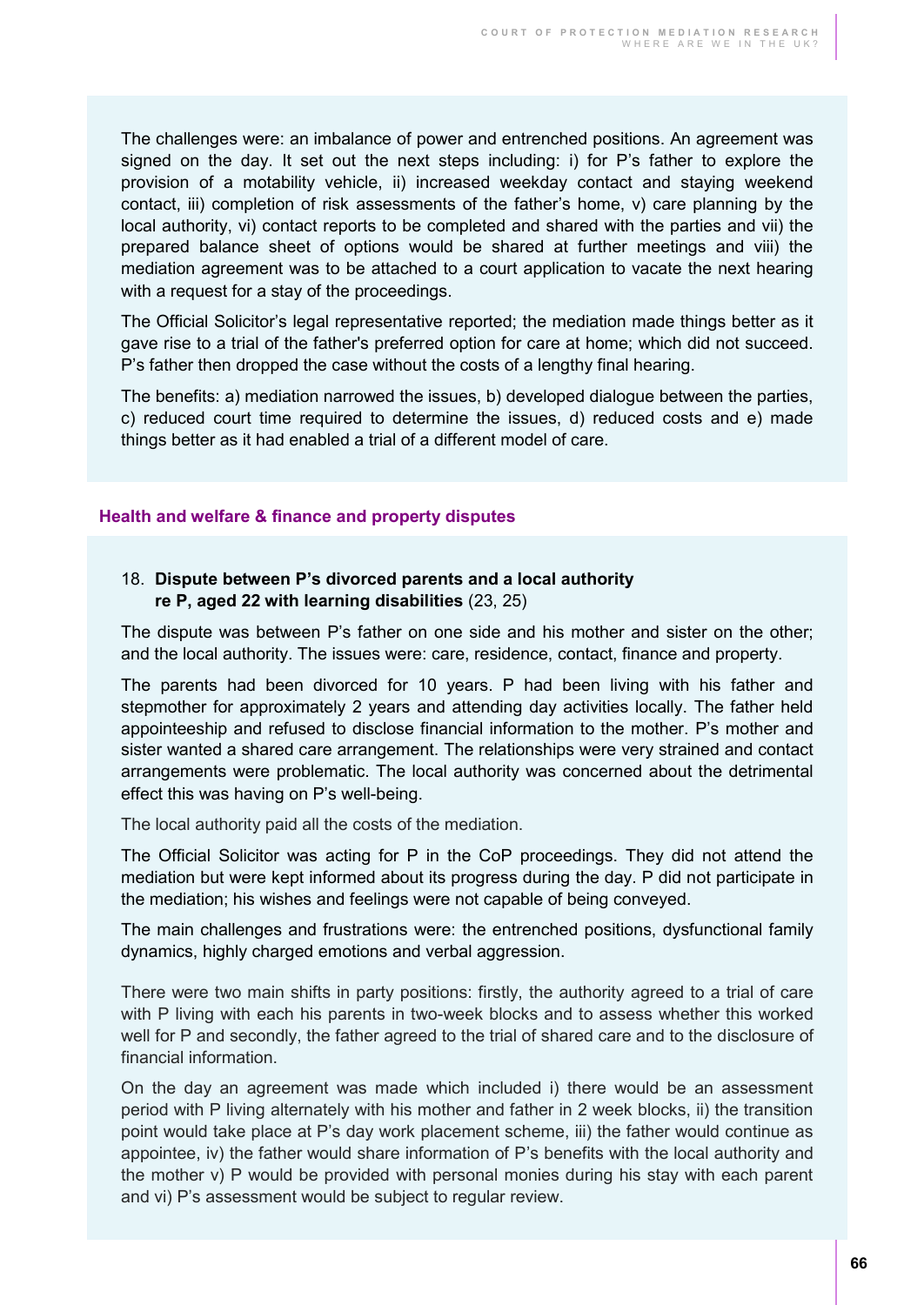The challenges were: an imbalance of power and entrenched positions. An agreement was signed on the day. It set out the next steps including: i) for P's father to explore the provision of a motability vehicle, ii) increased weekday contact and staying weekend contact, iii) completion of risk assessments of the father's home, v) care planning by the local authority, vi) contact reports to be completed and shared with the parties and vii) the prepared balance sheet of options would be shared at further meetings and viii) the mediation agreement was to be attached to a court application to vacate the next hearing with a request for a stay of the proceedings.

The Official Solicitor's legal representative reported; the mediation made things better as it gave rise to a trial of the father's preferred option for care at home; which did not succeed. P's father then dropped the case without the costs of a lengthy final hearing.

The benefits: a) mediation narrowed the issues, b) developed dialogue between the parties, c) reduced court time required to determine the issues, d) reduced costs and e) made things better as it had enabled a trial of a different model of care.

### Health and welfare & finance and property disputes

18. **Dispute between P's divorced parents and a local authority re P, aged 22 with learning disabilities** (23, 25)

The dispute was between P's father on one side and his mother and sister on the other; and the local authority. The issues were: care, residence, contact, finance and property.

The parents had been divorced for 10 years. P had been living with his father and stepmother for approximately 2 years and attending day activities locally. The father held appointeeship and refused to disclose financial information to the mother. P's mother and sister wanted a shared care arrangement. The relationships were very strained and contact arrangements were problematic. The local authority was concerned about the detrimental effect this was having on P's well-being.

The local authority paid all the costs of the mediation.

The Official Solicitor was acting for P in the CoP proceedings. They did not attend the mediation but were kept informed about its progress during the day. P did not participate in the mediation; his wishes and feelings were not capable of being conveyed.

The main challenges and frustrations were: the entrenched positions, dysfunctional family dynamics, highly charged emotions and verbal aggression.

There were two main shifts in party positions: firstly, the authority agreed to a trial of care with P living with each his parents in two-week blocks and to assess whether this worked well for P and secondly, the father agreed to the trial of shared care and to the disclosure of financial information.

On the day an agreement was made which included i) there would be an assessment period with P living alternately with his mother and father in 2 week blocks, ii) the transition point would take place at P's day work placement scheme, iii) the father would continue as appointee, iv) the father would share information of P's benefits with the local authority and the mother v) P would be provided with personal monies during his stay with each parent and vi) P's assessment would be subject to regular review.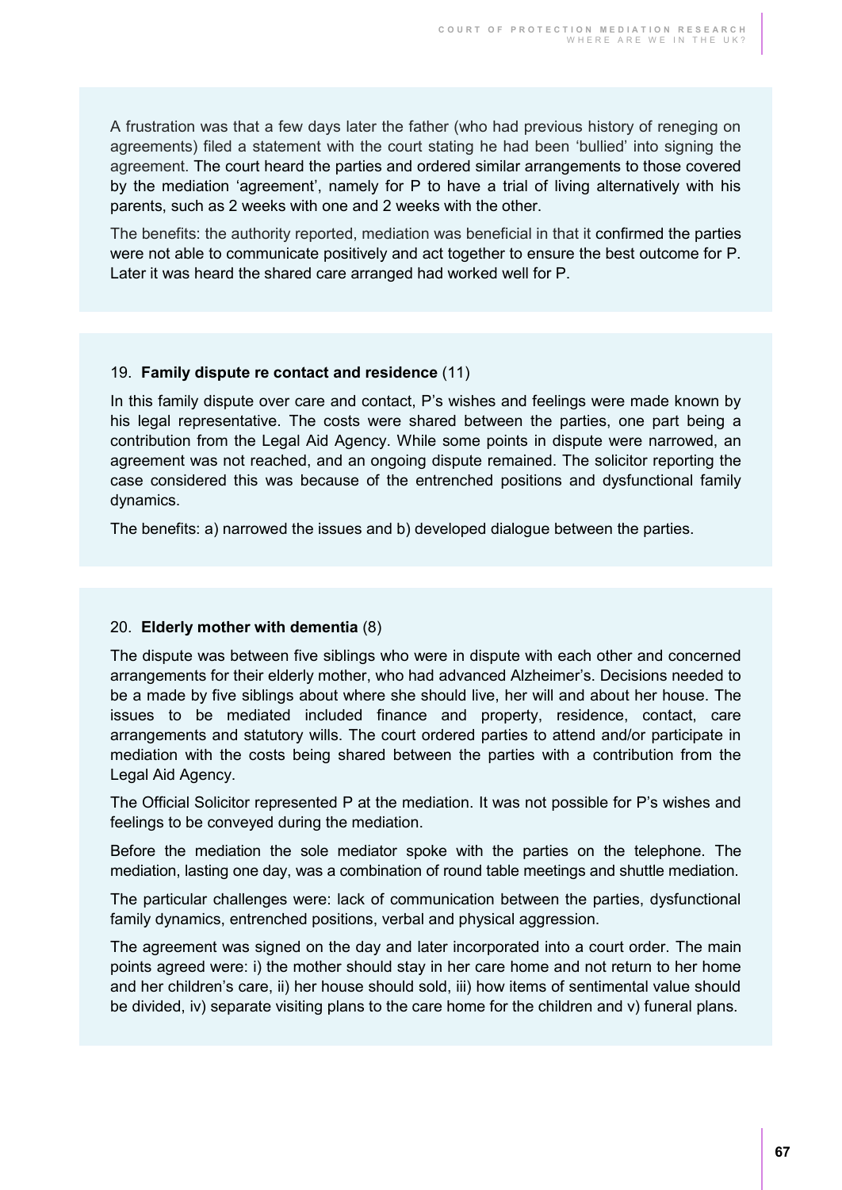A frustration was that a few days later the father (who had previous history of reneging on agreements) filed a statement with the court stating he had been 'bullied' into signing the agreement. The court heard the parties and ordered similar arrangements to those covered by the mediation 'agreement', namely for P to have a trial of living alternatively with his parents, such as 2 weeks with one and 2 weeks with the other.

The benefits: the authority reported, mediation was beneficial in that it confirmed the parties were not able to communicate positively and act together to ensure the best outcome for P. Later it was heard the shared care arranged had worked well for P.

19. **Family dispute re contact and residence** (11)

In this family dispute over care and contact, P's wishes and feelings were made known by his legal representative. The costs were shared between the parties, one part being a contribution from the Legal Aid Agency. While some points in dispute were narrowed, an agreement was not reached, and an ongoing dispute remained. The solicitor reporting the case considered this was because of the entrenched positions and dysfunctional family dynamics.

The benefits: a) narrowed the issues and b) developed dialogue between the parties.

20. **Elderly mother with dementia** (8)

The dispute was between five siblings who were in dispute with each other and concerned arrangements for their elderly mother, who had advanced Alzheimer's. Decisions needed to be a made by five siblings about where she should live, her will and about her house. The issues to be mediated included finance and property, residence, contact, care arrangements and statutory wills. The court ordered parties to attend and/or participate in mediation with the costs being shared between the parties with a contribution from the Legal Aid Agency.

The Official Solicitor represented P at the mediation. It was not possible for P's wishes and feelings to be conveyed during the mediation.

Before the mediation the sole mediator spoke with the parties on the telephone. The mediation, lasting one day, was a combination of round table meetings and shuttle mediation.

The particular challenges were: lack of communication between the parties, dysfunctional family dynamics, entrenched positions, verbal and physical aggression.

The agreement was signed on the day and later incorporated into a court order. The main points agreed were: i) the mother should stay in her care home and not return to her home and her children's care, ii) her house should sold, iii) how items of sentimental value should be divided, iv) separate visiting plans to the care home for the children and v) funeral plans.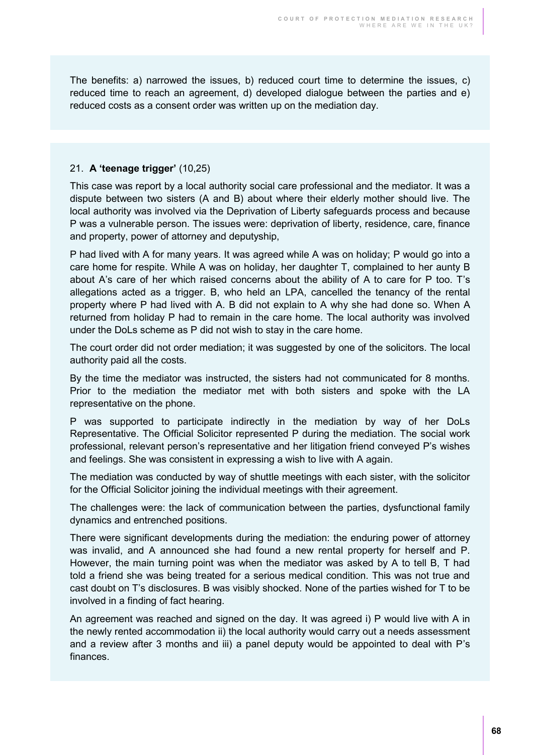The benefits: a) narrowed the issues, b) reduced court time to determine the issues, c) reduced time to reach an agreement, d) developed dialogue between the parties and e) reduced costs as a consent order was written up on the mediation day.

21. **A 'teenage trigger'** (10,25)

This case was report by a local authority social care professional and the mediator. It was a dispute between two sisters (A and B) about where their elderly mother should live. The local authority was involved via the Deprivation of Liberty safeguards process and because P was a vulnerable person. The issues were: deprivation of liberty, residence, care, finance and property, power of attorney and deputyship,

P had lived with A for many years. It was agreed while A was on holiday; P would go into a care home for respite. While A was on holiday, her daughter T, complained to her aunty B about A's care of her which raised concerns about the ability of A to care for P too. T's allegations acted as a trigger. B, who held an LPA, cancelled the tenancy of the rental property where P had lived with A. B did not explain to A why she had done so. When A returned from holiday P had to remain in the care home. The local authority was involved under the DoLs scheme as P did not wish to stay in the care home.

The court order did not order mediation; it was suggested by one of the solicitors. The local authority paid all the costs.

By the time the mediator was instructed, the sisters had not communicated for 8 months. Prior to the mediation the mediator met with both sisters and spoke with the LA representative on the phone.

P was supported to participate indirectly in the mediation by way of her DoLs Representative. The Official Solicitor represented P during the mediation. The social work professional, relevant person's representative and her litigation friend conveyed P's wishes and feelings. She was consistent in expressing a wish to live with A again.

The mediation was conducted by way of shuttle meetings with each sister, with the solicitor for the Official Solicitor joining the individual meetings with their agreement.

The challenges were: the lack of communication between the parties, dysfunctional family dynamics and entrenched positions.

There were significant developments during the mediation: the enduring power of attorney was invalid, and A announced she had found a new rental property for herself and P. However, the main turning point was when the mediator was asked by A to tell B, T had told a friend she was being treated for a serious medical condition. This was not true and cast doubt on T's disclosures. B was visibly shocked. None of the parties wished for T to be involved in a finding of fact hearing.

An agreement was reached and signed on the day. It was agreed i) P would live with A in the newly rented accommodation ii) the local authority would carry out a needs assessment and a review after 3 months and iii) a panel deputy would be appointed to deal with P's finances.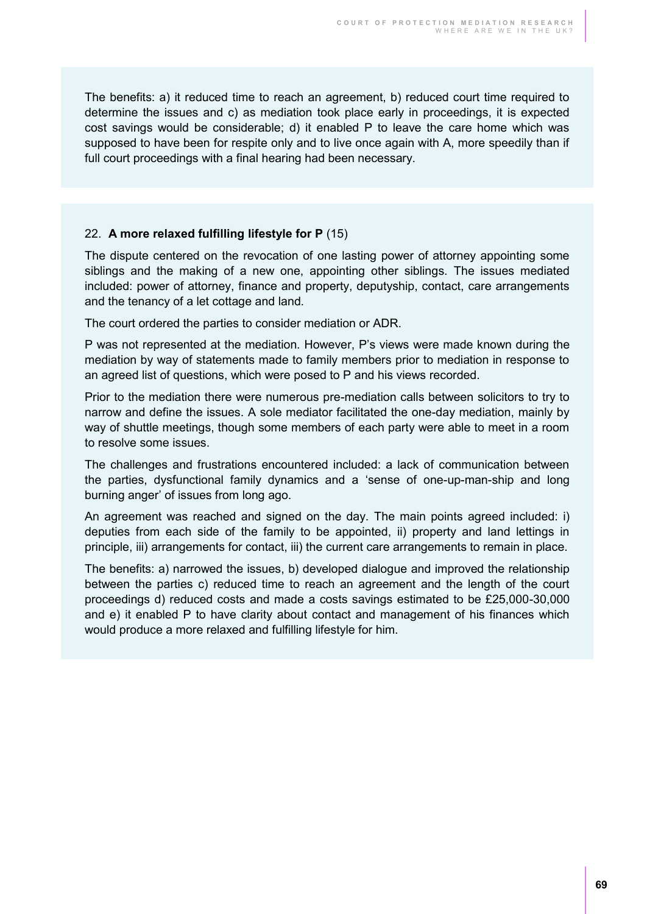The benefits: a) it reduced time to reach an agreement, b) reduced court time required to determine the issues and c) as mediation took place early in proceedings, it is expected cost savings would be considerable; d) it enabled P to leave the care home which was supposed to have been for respite only and to live once again with A, more speedily than if full court proceedings with a final hearing had been necessary.

22. **A more relaxed fulfilling lifestyle for P** (15)

The dispute centered on the revocation of one lasting power of attorney appointing some siblings and the making of a new one, appointing other siblings. The issues mediated included: power of attorney, finance and property, deputyship, contact, care arrangements and the tenancy of a let cottage and land.

The court ordered the parties to consider mediation or ADR.

P was not represented at the mediation. However, P's views were made known during the mediation by way of statements made to family members prior to mediation in response to an agreed list of questions, which were posed to P and his views recorded.

Prior to the mediation there were numerous pre-mediation calls between solicitors to try to narrow and define the issues. A sole mediator facilitated the one-day mediation, mainly by way of shuttle meetings, though some members of each party were able to meet in a room to resolve some issues.

The challenges and frustrations encountered included: a lack of communication between the parties, dysfunctional family dynamics and a 'sense of one-up-man-ship and long burning anger' of issues from long ago.

An agreement was reached and signed on the day. The main points agreed included: i) deputies from each side of the family to be appointed, ii) property and land lettings in principle, iii) arrangements for contact, iii) the current care arrangements to remain in place.

The benefits: a) narrowed the issues, b) developed dialogue and improved the relationship between the parties c) reduced time to reach an agreement and the length of the court proceedings d) reduced costs and made a costs savings estimated to be £25,000-30,000 and e) it enabled P to have clarity about contact and management of his finances which would produce a more relaxed and fulfilling lifestyle for him.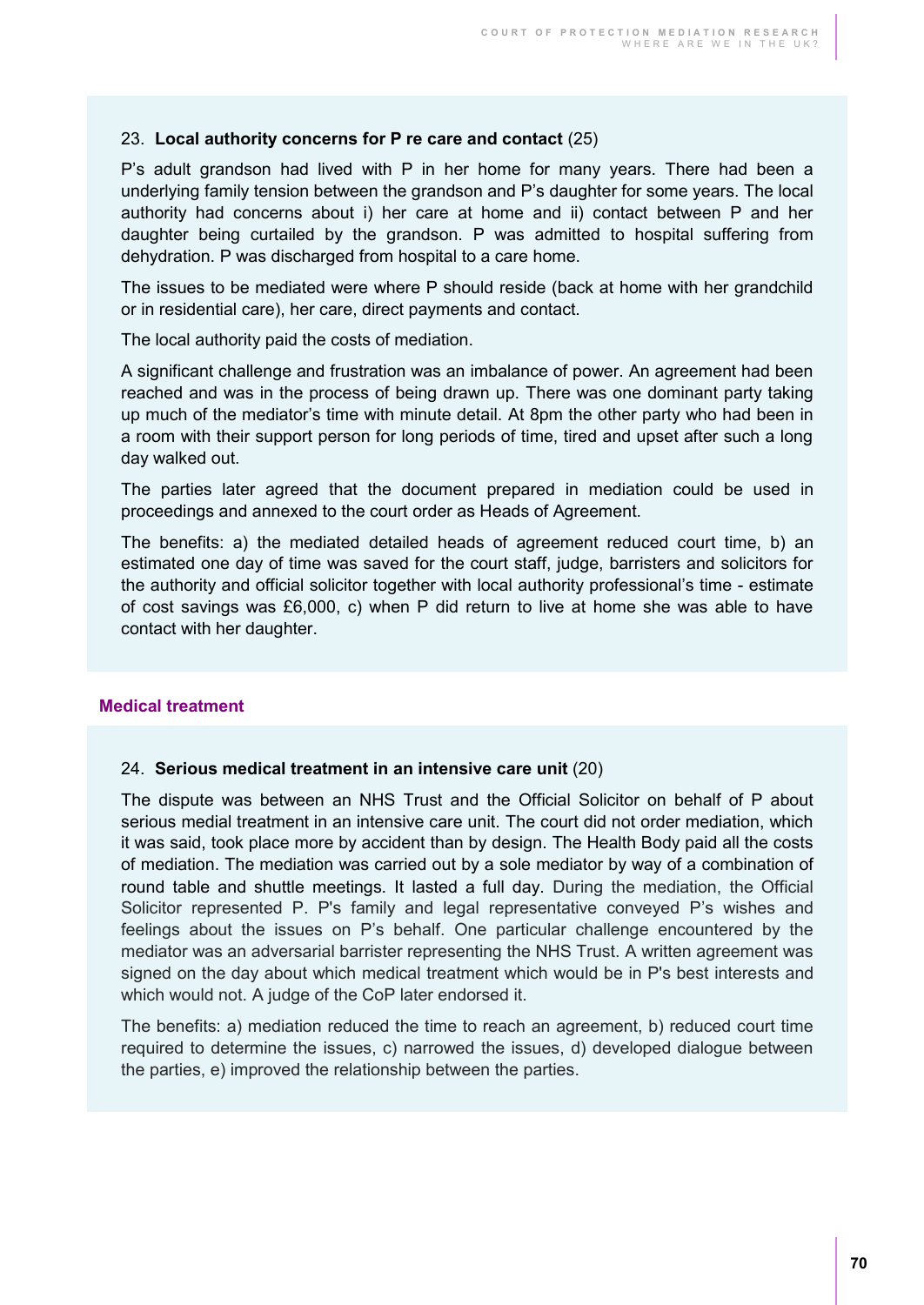23. **Local authority concerns for P re care and contact** (25)

P's adult grandson had lived with P in her home for many years. There had been a underlying family tension between the grandson and P's daughter for some years. The local authority had concerns about i) her care at home and ii) contact between P and her daughter being curtailed by the grandson. P was admitted to hospital suffering from dehydration. P was discharged from hospital to a care home.

The issues to be mediated were where P should reside (back at home with her grandchild or in residential care), her care, direct payments and contact.

The local authority paid the costs of mediation.

A significant challenge and frustration was an imbalance of power. An agreement had been reached and was in the process of being drawn up. There was one dominant party taking up much of the mediator's time with minute detail. At 8pm the other party who had been in a room with their support person for long periods of time, tired and upset after such a long day walked out.

The parties later agreed that the document prepared in mediation could be used in proceedings and annexed to the court order as Heads of Agreement.

The benefits: a) the mediated detailed heads of agreement reduced court time, b) an estimated one day of time was saved for the court staff, judge, barristers and solicitors for the authority and official solicitor together with local authority professional's time - estimate of cost savings was £6,000, c) when P did return to live at home she was able to have contact with her daughter.

### Medical treatment

24. **Serious medical treatment in an intensive care unit** (20)

The dispute was between an NHS Trust and the Official Solicitor on behalf of P about serious medial treatment in an intensive care unit. The court did not order mediation, which it was said, took place more by accident than by design. The Health Body paid all the costs of mediation. The mediation was carried out by a sole mediator by way of a combination of round table and shuttle meetings. It lasted a full day. During the mediation, the Official Solicitor represented P. P's family and legal representative conveyed P's wishes and feelings about the issues on P's behalf. One particular challenge encountered by the mediator was an adversarial barrister representing the NHS Trust. A written agreement was signed on the day about which medical treatment which would be in P's best interests and which would not. A judge of the CoP later endorsed it.

The benefits: a) mediation reduced the time to reach an agreement, b) reduced court time required to determine the issues, c) narrowed the issues, d) developed dialogue between the parties, e) improved the relationship between the parties.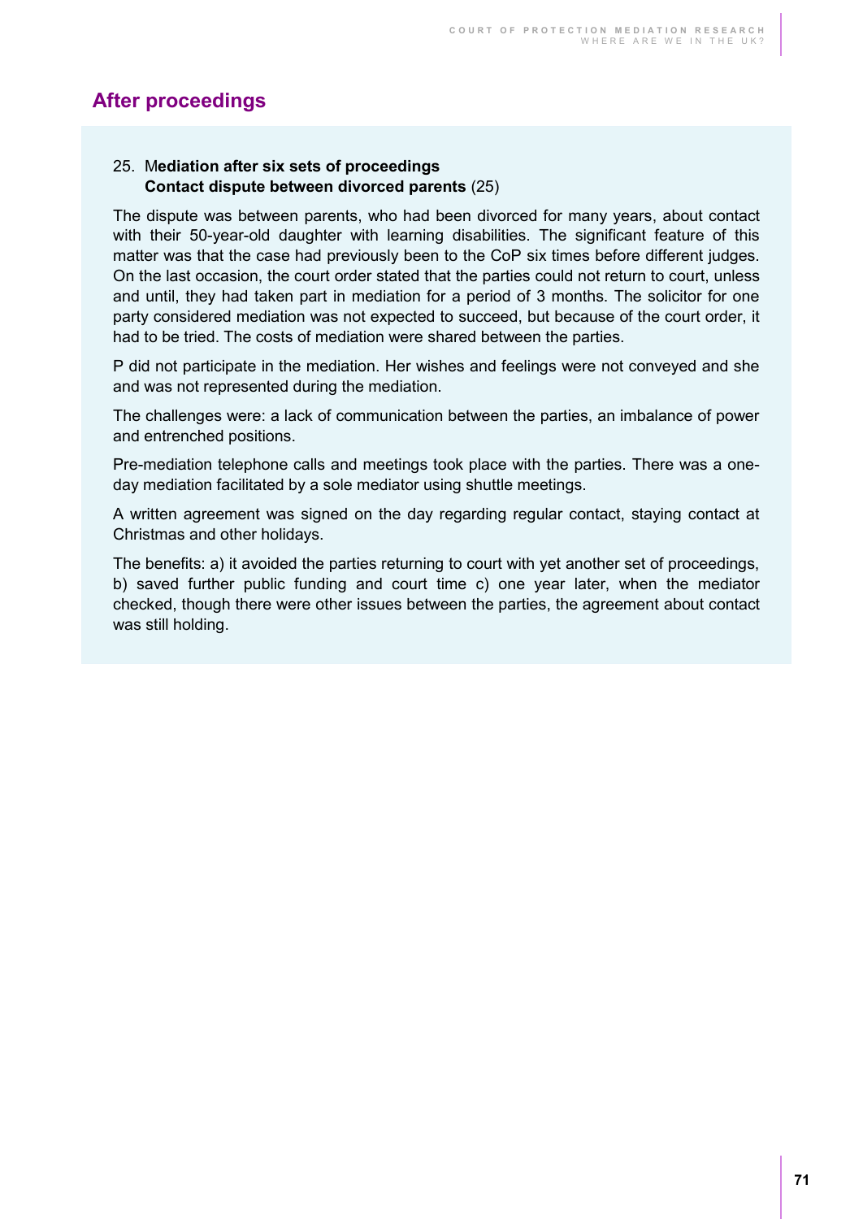## After proceedings

25. M**ediation after six sets of proceedings**
    **Contact dispute between divorced parents** (25)

The dispute was between parents, who had been divorced for many years, about contact with their 50-year-old daughter with learning disabilities. The significant feature of this matter was that the case had previously been to the CoP six times before different judges. On the last occasion, the court order stated that the parties could not return to court, unless and until, they had taken part in mediation for a period of 3 months. The solicitor for one party considered mediation was not expected to succeed, but because of the court order, it had to be tried. The costs of mediation were shared between the parties.

P did not participate in the mediation. Her wishes and feelings were not conveyed and she and was not represented during the mediation.

The challenges were: a lack of communication between the parties, an imbalance of power and entrenched positions.

Pre-mediation telephone calls and meetings took place with the parties. There was a one-day mediation facilitated by a sole mediator using shuttle meetings.

A written agreement was signed on the day regarding regular contact, staying contact at Christmas and other holidays.

The benefits: a) it avoided the parties returning to court with yet another set of proceedings, b) saved further public funding and court time c) one year later, when the mediator checked, though there were other issues between the parties, the agreement about contact was still holding.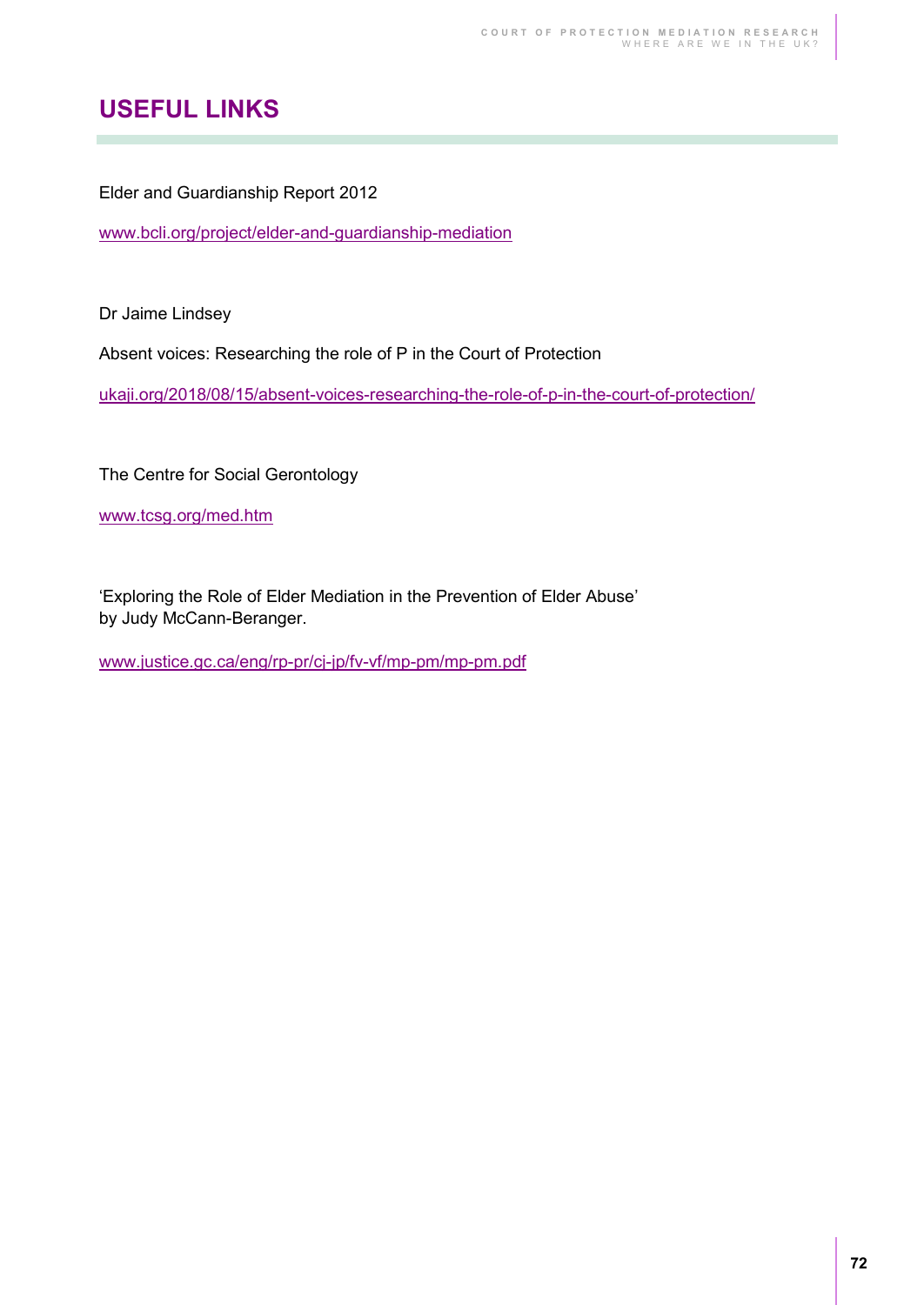# USEFUL LINKS

Elder and Guardianship Report 2012

www.bcli.org/project/elder-and-guardianship-mediation

Dr Jaime Lindsey

Absent voices: Researching the role of P in the Court of Protection

ukaji.org/2018/08/15/absent-voices-researching-the-role-of-p-in-the-court-of-protection/

The Centre for Social Gerontology

www.tcsg.org/med.htm

'Exploring the Role of Elder Mediation in the Prevention of Elder Abuse'
by Judy McCann-Beranger.

www.justice.gc.ca/eng/rp-pr/cj-jp/fv-vf/mp-pm/mp-pm.pdf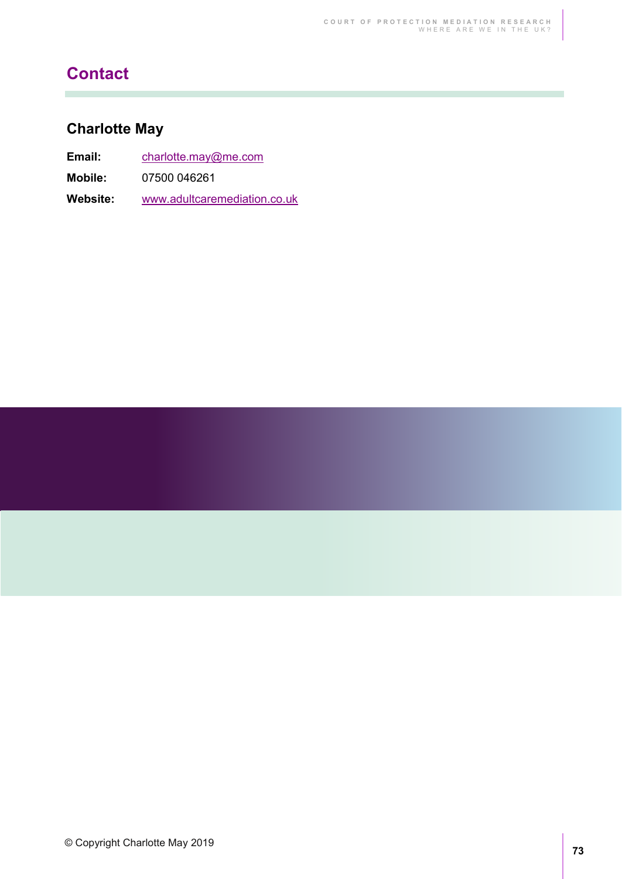# Contact

## Charlotte May

**Email:** charlotte.may@me.com

**Mobile:** 07500 046261

**Website:** www.adultcaremediation.co.uk

© Copyright Charlotte May 2019